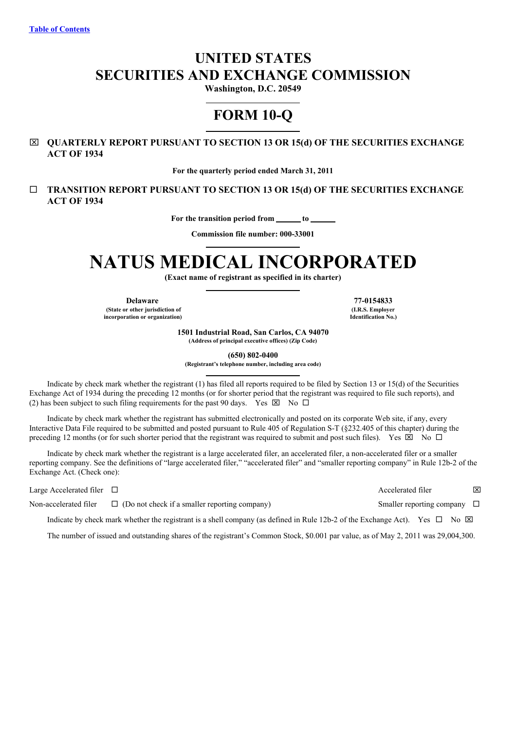[Table of Contents](#)

# UNITED STATES
# SECURITIES AND EXCHANGE COMMISSION

**Washington, D.C. 20549**

# FORM 10-Q

☒ **QUARTERLY REPORT PURSUANT TO SECTION 13 OR 15(d) OF THE SECURITIES EXCHANGE ACT OF 1934**

**For the quarterly period ended March 31, 2011**

☐ **TRANSITION REPORT PURSUANT TO SECTION 13 OR 15(d) OF THE SECURITIES EXCHANGE ACT OF 1934**

**For the transition period from ______ to ______**

**Commission file number: 000-33001**

# NATUS MEDICAL INCORPORATED

**(Exact name of registrant as specified in its charter)**

| **Delaware** | **77-0154833** |
|---|---|
| **(State or other jurisdiction of incorporation or organization)** | **(I.R.S. Employer Identification No.)** |

**1501 Industrial Road, San Carlos, CA 94070**
**(Address of principal executive offices) (Zip Code)**

**(650) 802-0400**
**(Registrant's telephone number, including area code)**

Indicate by check mark whether the registrant (1) has filed all reports required to be filed by Section 13 or 15(d) of the Securities Exchange Act of 1934 during the preceding 12 months (or for shorter period that the registrant was required to file such reports), and (2) has been subject to such filing requirements for the past 90 days. Yes ☒ No ☐

Indicate by check mark whether the registrant has submitted electronically and posted on its corporate Web site, if any, every Interactive Data File required to be submitted and posted pursuant to Rule 405 of Regulation S-T (§232.405 of this chapter) during the preceding 12 months (or for such shorter period that the registrant was required to submit and post such files). Yes ☒ No ☐

Indicate by check mark whether the registrant is a large accelerated filer, an accelerated filer, a non-accelerated filer or a smaller reporting company. See the definitions of "large accelerated filer," "accelerated filer" and "smaller reporting company" in Rule 12b-2 of the Exchange Act. (Check one):

| | | | |
|---|---|---|---|
| Large Accelerated filer | ☐ | Accelerated filer | ☒ |
| Non-accelerated filer | ☐ (Do not check if a smaller reporting company) | Smaller reporting company | ☐ |

Indicate by check mark whether the registrant is a shell company (as defined in Rule 12b-2 of the Exchange Act). Yes ☐ No ☒

The number of issued and outstanding shares of the registrant's Common Stock, $0.001 par value, as of May 2, 2011 was 29,004,300.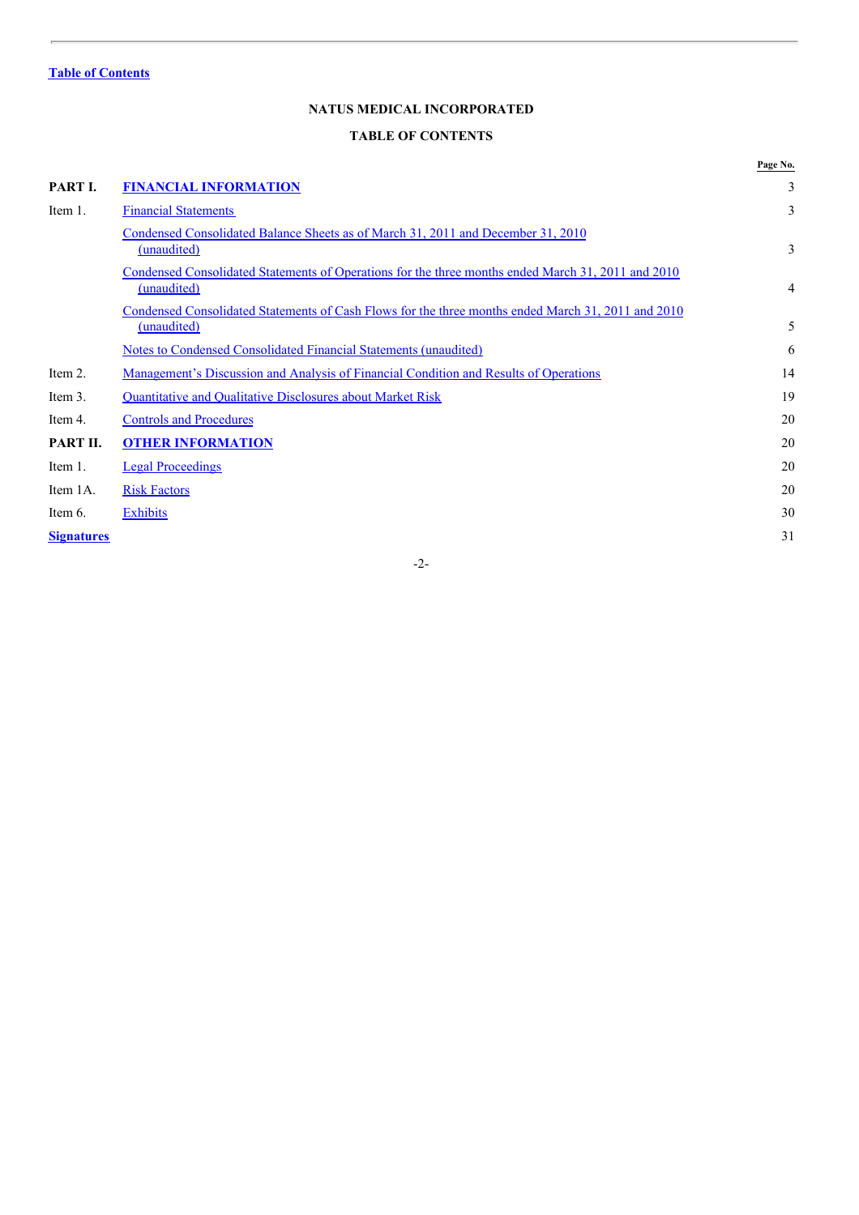[Table of Contents](#)

**NATUS MEDICAL INCORPORATED**

**TABLE OF CONTENTS**

| | | Page No. |
|---|---|---|
| **PART I.** | **FINANCIAL INFORMATION** | 3 |
| Item 1. | Financial Statements | 3 |
| | Condensed Consolidated Balance Sheets as of March 31, 2011 and December 31, 2010 (unaudited) | 3 |
| | Condensed Consolidated Statements of Operations for the three months ended March 31, 2011 and 2010 (unaudited) | 4 |
| | Condensed Consolidated Statements of Cash Flows for the three months ended March 31, 2011 and 2010 (unaudited) | 5 |
| | Notes to Condensed Consolidated Financial Statements (unaudited) | 6 |
| Item 2. | Management's Discussion and Analysis of Financial Condition and Results of Operations | 14 |
| Item 3. | Quantitative and Qualitative Disclosures about Market Risk | 19 |
| Item 4. | Controls and Procedures | 20 |
| **PART II.** | **OTHER INFORMATION** | 20 |
| Item 1. | Legal Proceedings | 20 |
| Item 1A. | Risk Factors | 20 |
| Item 6. | Exhibits | 30 |
| **Signatures** | | 31 |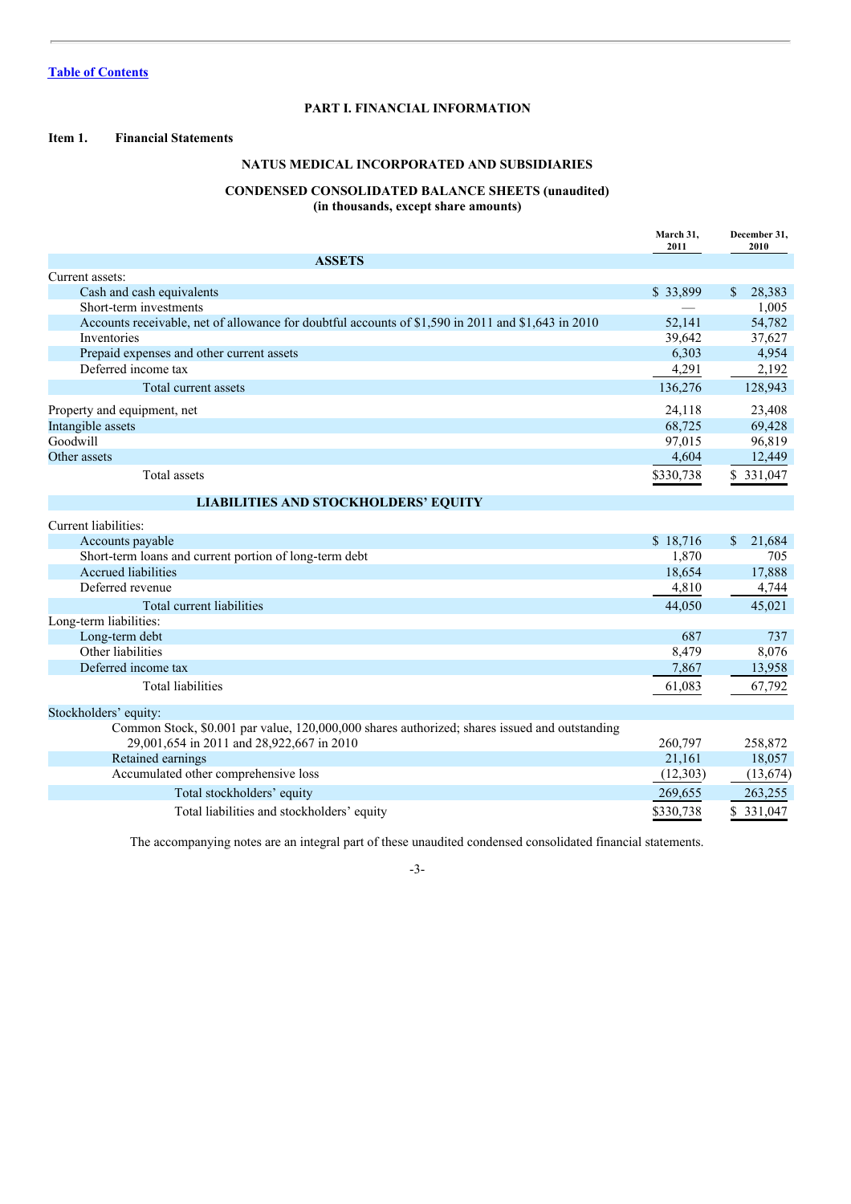[Table of Contents](#)

## PART I. FINANCIAL INFORMATION

**Item 1. Financial Statements**

### NATUS MEDICAL INCORPORATED AND SUBSIDIARIES

### CONDENSED CONSOLIDATED BALANCE SHEETS (unaudited)
**(in thousands, except share amounts)**

| | March 31, 2011 | December 31, 2010 |
|---|---|---|
| **ASSETS** | | |
| Current assets: | | |
| Cash and cash equivalents | $ 33,899 | $ 28,383 |
| Short-term investments | — | 1,005 |
| Accounts receivable, net of allowance for doubtful accounts of $1,590 in 2011 and $1,643 in 2010 | 52,141 | 54,782 |
| Inventories | 39,642 | 37,627 |
| Prepaid expenses and other current assets | 6,303 | 4,954 |
| Deferred income tax | 4,291 | 2,192 |
| Total current assets | 136,276 | 128,943 |
| Property and equipment, net | 24,118 | 23,408 |
| Intangible assets | 68,725 | 69,428 |
| Goodwill | 97,015 | 96,819 |
| Other assets | 4,604 | 12,449 |
| Total assets | $330,738 | $ 331,047 |
| **LIABILITIES AND STOCKHOLDERS' EQUITY** | | |
| Current liabilities: | | |
| Accounts payable | $ 18,716 | $ 21,684 |
| Short-term loans and current portion of long-term debt | 1,870 | 705 |
| Accrued liabilities | 18,654 | 17,888 |
| Deferred revenue | 4,810 | 4,744 |
| Total current liabilities | 44,050 | 45,021 |
| Long-term liabilities: | | |
| Long-term debt | 687 | 737 |
| Other liabilities | 8,479 | 8,076 |
| Deferred income tax | 7,867 | 13,958 |
| Total liabilities | 61,083 | 67,792 |
| Stockholders' equity: | | |
| Common Stock, $0.001 par value, 120,000,000 shares authorized; shares issued and outstanding 29,001,654 in 2011 and 28,922,667 in 2010 | 260,797 | 258,872 |
| Retained earnings | 21,161 | 18,057 |
| Accumulated other comprehensive loss | (12,303) | (13,674) |
| Total stockholders' equity | 269,655 | 263,255 |
| Total liabilities and stockholders' equity | $330,738 | $ 331,047 |

The accompanying notes are an integral part of these unaudited condensed consolidated financial statements.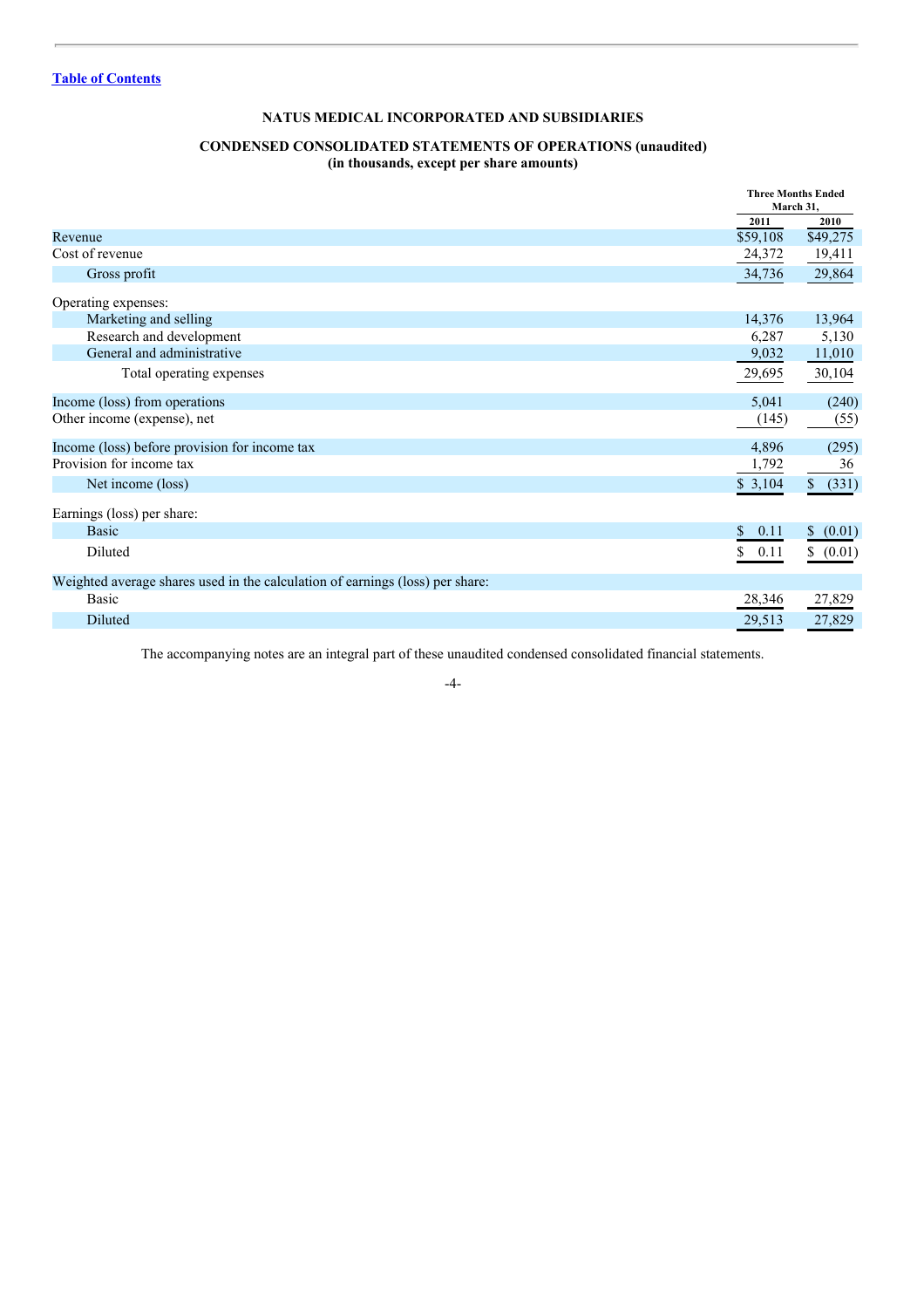[Table of Contents](#)

**NATUS MEDICAL INCORPORATED AND SUBSIDIARIES**

**CONDENSED CONSOLIDATED STATEMENTS OF OPERATIONS (unaudited)**
**(in thousands, except per share amounts)**

| | Three Months Ended March 31, | |
|---|---|---|
| | 2011 | 2010 |
| Revenue | $59,108 | $49,275 |
| Cost of revenue | 24,372 | 19,411 |
| Gross profit | 34,736 | 29,864 |
| Operating expenses: | | |
| Marketing and selling | 14,376 | 13,964 |
| Research and development | 6,287 | 5,130 |
| General and administrative | 9,032 | 11,010 |
| Total operating expenses | 29,695 | 30,104 |
| Income (loss) from operations | 5,041 | (240) |
| Other income (expense), net | (145) | (55) |
| Income (loss) before provision for income tax | 4,896 | (295) |
| Provision for income tax | 1,792 | 36 |
| Net income (loss) | $ 3,104 | $ (331) |
| Earnings (loss) per share: | | |
| Basic | $ 0.11 | $ (0.01) |
| Diluted | $ 0.11 | $ (0.01) |
| Weighted average shares used in the calculation of earnings (loss) per share: | | |
| Basic | 28,346 | 27,829 |
| Diluted | 29,513 | 27,829 |

The accompanying notes are an integral part of these unaudited condensed consolidated financial statements.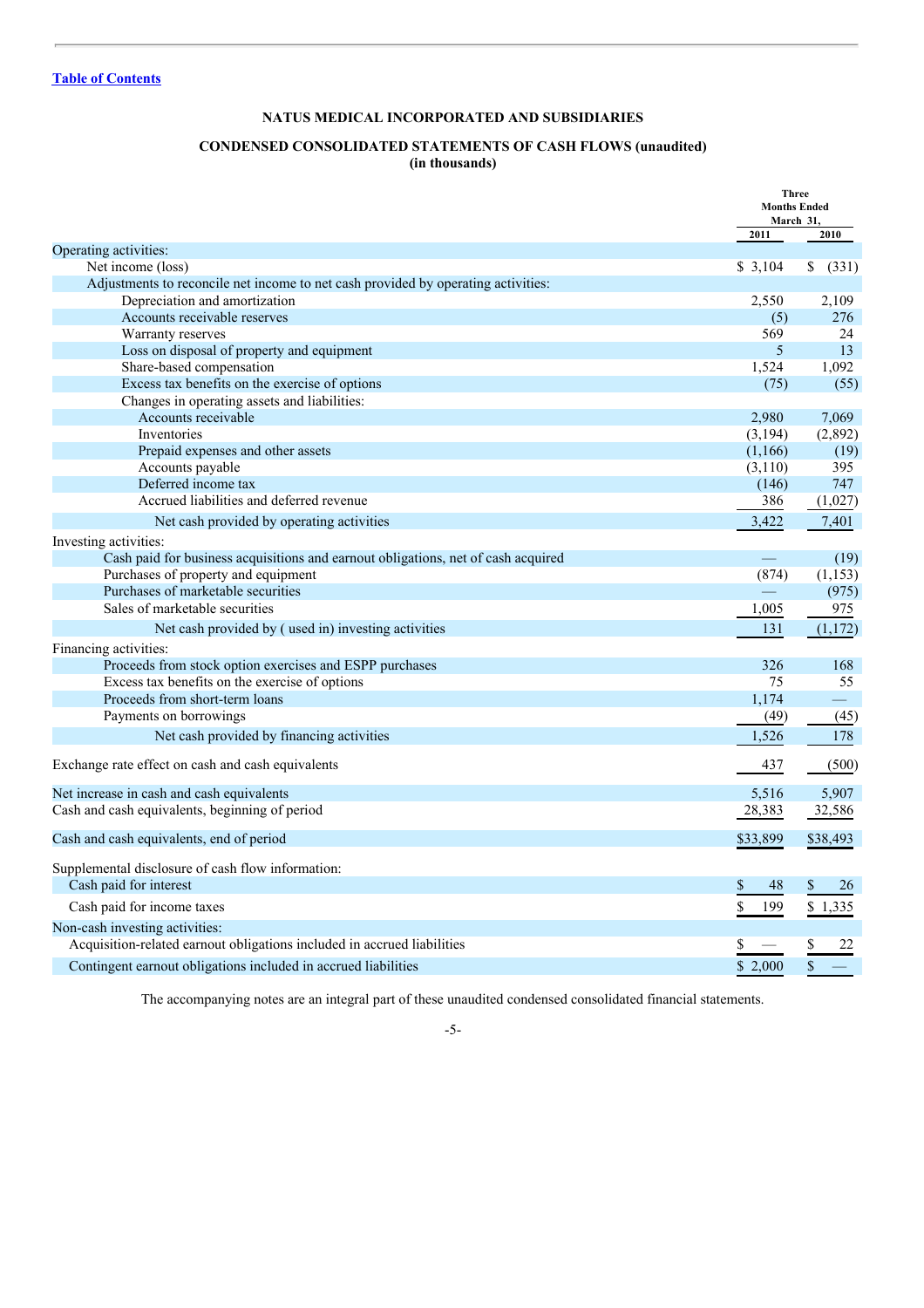[Table of Contents](#)

**NATUS MEDICAL INCORPORATED AND SUBSIDIARIES**

**CONDENSED CONSOLIDATED STATEMENTS OF CASH FLOWS (unaudited)**
**(in thousands)**

| | Three Months Ended March 31, | |
|---|---|---|
| | 2011 | 2010 |
| Operating activities: | | |
| Net income (loss) | $ 3,104 | $ (331) |
| Adjustments to reconcile net income to net cash provided by operating activities: | | |
| Depreciation and amortization | 2,550 | 2,109 |
| Accounts receivable reserves | (5) | 276 |
| Warranty reserves | 569 | 24 |
| Loss on disposal of property and equipment | 5 | 13 |
| Share-based compensation | 1,524 | 1,092 |
| Excess tax benefits on the exercise of options | (75) | (55) |
| Changes in operating assets and liabilities: | | |
| Accounts receivable | 2,980 | 7,069 |
| Inventories | (3,194) | (2,892) |
| Prepaid expenses and other assets | (1,166) | (19) |
| Accounts payable | (3,110) | 395 |
| Deferred income tax | (146) | 747 |
| Accrued liabilities and deferred revenue | 386 | (1,027) |
| Net cash provided by operating activities | 3,422 | 7,401 |
| Investing activities: | | |
| Cash paid for business acquisitions and earnout obligations, net of cash acquired | — | (19) |
| Purchases of property and equipment | (874) | (1,153) |
| Purchases of marketable securities | — | (975) |
| Sales of marketable securities | 1,005 | 975 |
| Net cash provided by ( used in) investing activities | 131 | (1,172) |
| Financing activities: | | |
| Proceeds from stock option exercises and ESPP purchases | 326 | 168 |
| Excess tax benefits on the exercise of options | 75 | 55 |
| Proceeds from short-term loans | 1,174 | — |
| Payments on borrowings | (49) | (45) |
| Net cash provided by financing activities | 1,526 | 178 |
| Exchange rate effect on cash and cash equivalents | 437 | (500) |
| Net increase in cash and cash equivalents | 5,516 | 5,907 |
| Cash and cash equivalents, beginning of period | 28,383 | 32,586 |
| Cash and cash equivalents, end of period | $33,899 | $38,493 |
| Supplemental disclosure of cash flow information: | | |
| Cash paid for interest | $ 48 | $ 26 |
| Cash paid for income taxes | $ 199 | $ 1,335 |
| Non-cash investing activities: | | |
| Acquisition-related earnout obligations included in accrued liabilities | $ — | $ 22 |
| Contingent earnout obligations included in accrued liabilities | $ 2,000 | $ — |

The accompanying notes are an integral part of these unaudited condensed consolidated financial statements.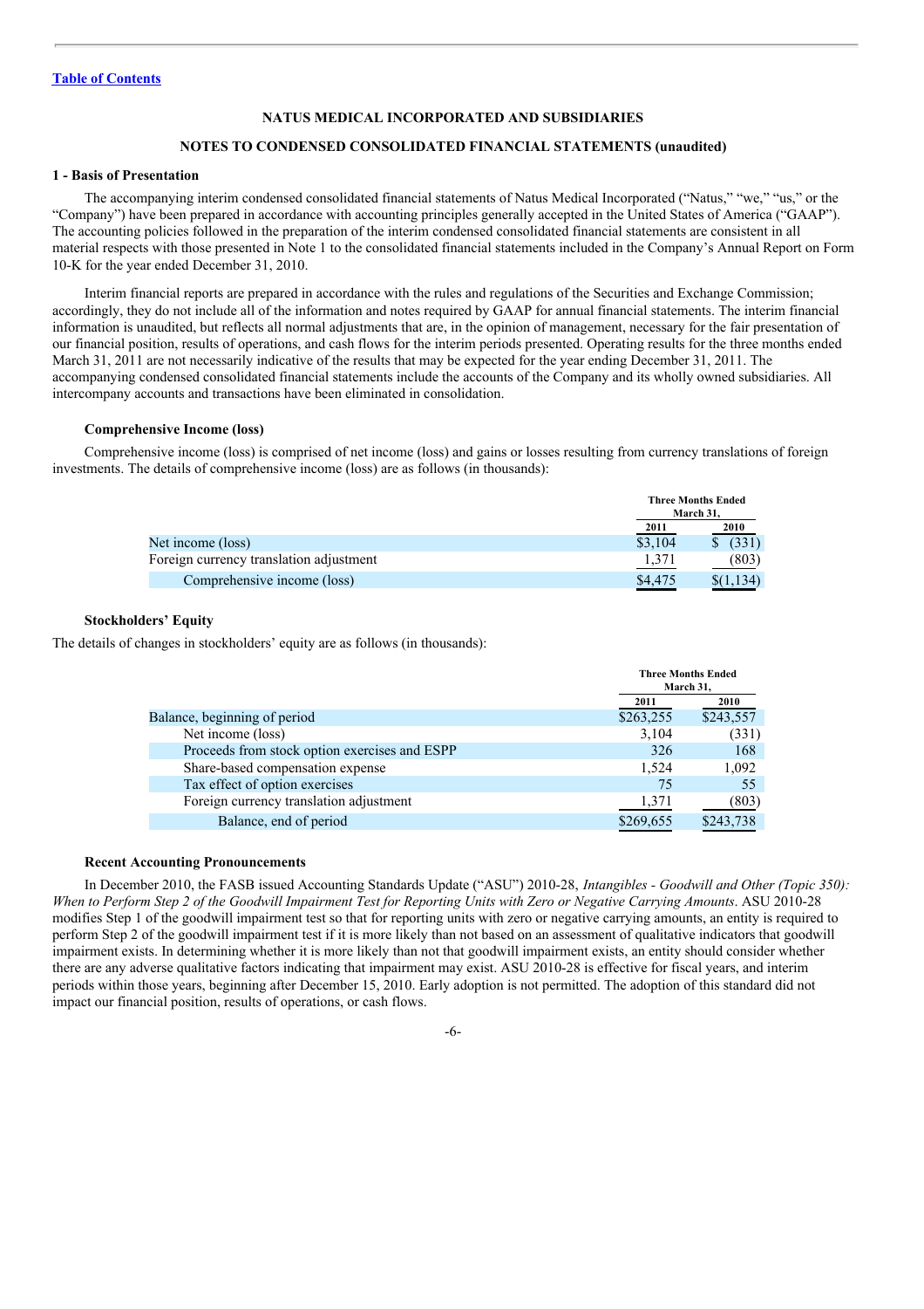[Table of Contents](#)

## NATUS MEDICAL INCORPORATED AND SUBSIDIARIES

## NOTES TO CONDENSED CONSOLIDATED FINANCIAL STATEMENTS (unaudited)

### 1 - Basis of Presentation

The accompanying interim condensed consolidated financial statements of Natus Medical Incorporated ("Natus," "we," "us," or the "Company") have been prepared in accordance with accounting principles generally accepted in the United States of America ("GAAP"). The accounting policies followed in the preparation of the interim condensed consolidated financial statements are consistent in all material respects with those presented in Note 1 to the consolidated financial statements included in the Company's Annual Report on Form 10-K for the year ended December 31, 2010.

Interim financial reports are prepared in accordance with the rules and regulations of the Securities and Exchange Commission; accordingly, they do not include all of the information and notes required by GAAP for annual financial statements. The interim financial information is unaudited, but reflects all normal adjustments that are, in the opinion of management, necessary for the fair presentation of our financial position, results of operations, and cash flows for the interim periods presented. Operating results for the three months ended March 31, 2011 are not necessarily indicative of the results that may be expected for the year ending December 31, 2011. The accompanying condensed consolidated financial statements include the accounts of the Company and its wholly owned subsidiaries. All intercompany accounts and transactions have been eliminated in consolidation.

#### Comprehensive Income (loss)

Comprehensive income (loss) is comprised of net income (loss) and gains or losses resulting from currency translations of foreign investments. The details of comprehensive income (loss) are as follows (in thousands):

| | Three Months Ended March 31, | |
|---|---|---|
| | 2011 | 2010 |
| Net income (loss) | $3,104 | $ (331) |
| Foreign currency translation adjustment | 1,371 | (803) |
| Comprehensive income (loss) | $4,475 | $(1,134) |

#### Stockholders' Equity

The details of changes in stockholders' equity are as follows (in thousands):

| | Three Months Ended March 31, | |
|---|---|---|
| | 2011 | 2010 |
| Balance, beginning of period | $263,255 | $243,557 |
| Net income (loss) | 3,104 | (331) |
| Proceeds from stock option exercises and ESPP | 326 | 168 |
| Share-based compensation expense | 1,524 | 1,092 |
| Tax effect of option exercises | 75 | 55 |
| Foreign currency translation adjustment | 1,371 | (803) |
| Balance, end of period | $269,655 | $243,738 |

#### Recent Accounting Pronouncements

In December 2010, the FASB issued Accounting Standards Update ("ASU") 2010-28, *Intangibles - Goodwill and Other (Topic 350): When to Perform Step 2 of the Goodwill Impairment Test for Reporting Units with Zero or Negative Carrying Amounts*. ASU 2010-28 modifies Step 1 of the goodwill impairment test so that for reporting units with zero or negative carrying amounts, an entity is required to perform Step 2 of the goodwill impairment test if it is more likely than not based on an assessment of qualitative indicators that goodwill impairment exists. In determining whether it is more likely than not that goodwill impairment exists, an entity should consider whether there are any adverse qualitative factors indicating that impairment may exist. ASU 2010-28 is effective for fiscal years, and interim periods within those years, beginning after December 15, 2010. Early adoption is not permitted. The adoption of this standard did not impact our financial position, results of operations, or cash flows.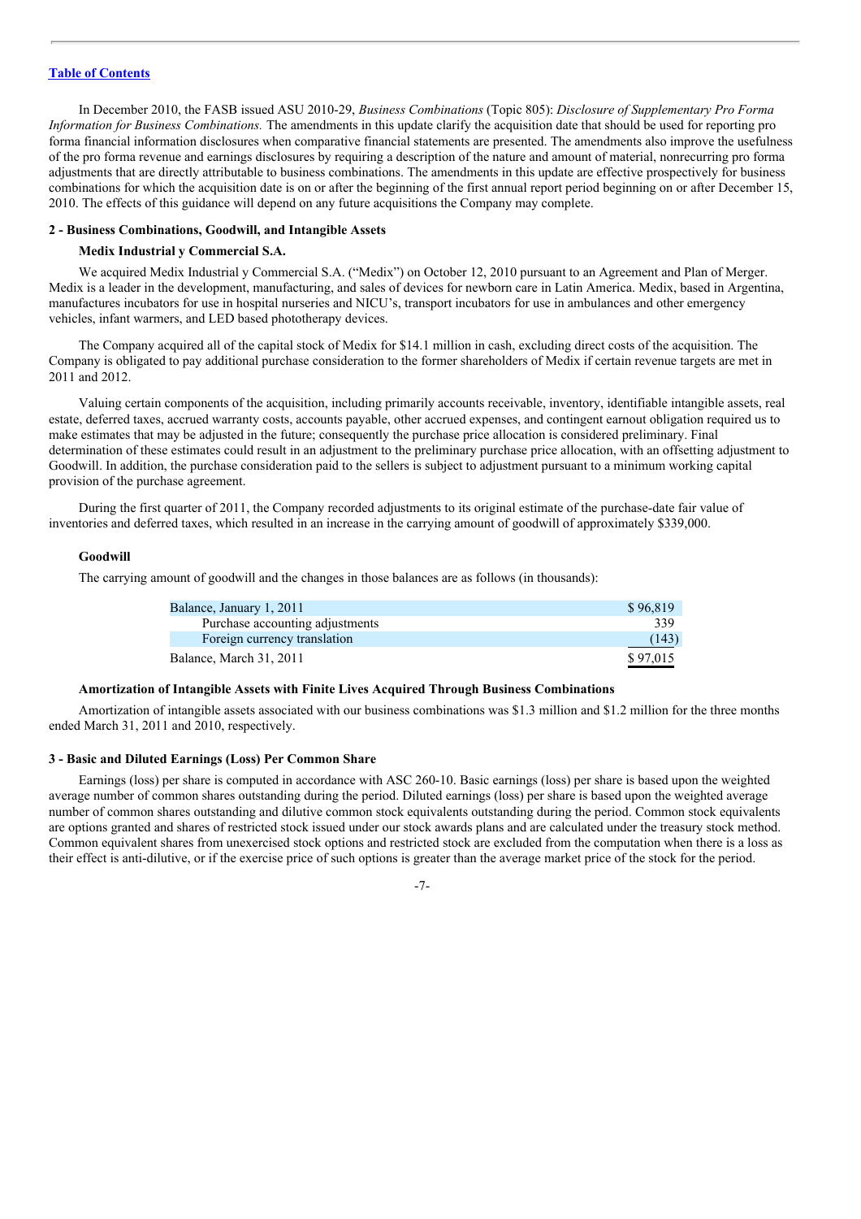[Table of Contents](#)

In December 2010, the FASB issued ASU 2010-29, *Business Combinations* (Topic 805): *Disclosure of Supplementary Pro Forma Information for Business Combinations.* The amendments in this update clarify the acquisition date that should be used for reporting pro forma financial information disclosures when comparative financial statements are presented. The amendments also improve the usefulness of the pro forma revenue and earnings disclosures by requiring a description of the nature and amount of material, nonrecurring pro forma adjustments that are directly attributable to business combinations. The amendments in this update are effective prospectively for business combinations for which the acquisition date is on or after the beginning of the first annual report period beginning on or after December 15, 2010. The effects of this guidance will depend on any future acquisitions the Company may complete.

## 2 - Business Combinations, Goodwill, and Intangible Assets

### Medix Industrial y Commercial S.A.

We acquired Medix Industrial y Commercial S.A. ("Medix") on October 12, 2010 pursuant to an Agreement and Plan of Merger. Medix is a leader in the development, manufacturing, and sales of devices for newborn care in Latin America. Medix, based in Argentina, manufactures incubators for use in hospital nurseries and NICU's, transport incubators for use in ambulances and other emergency vehicles, infant warmers, and LED based phototherapy devices.

The Company acquired all of the capital stock of Medix for $14.1 million in cash, excluding direct costs of the acquisition. The Company is obligated to pay additional purchase consideration to the former shareholders of Medix if certain revenue targets are met in 2011 and 2012.

Valuing certain components of the acquisition, including primarily accounts receivable, inventory, identifiable intangible assets, real estate, deferred taxes, accrued warranty costs, accounts payable, other accrued expenses, and contingent earnout obligation required us to make estimates that may be adjusted in the future; consequently the purchase price allocation is considered preliminary. Final determination of these estimates could result in an adjustment to the preliminary purchase price allocation, with an offsetting adjustment to Goodwill. In addition, the purchase consideration paid to the sellers is subject to adjustment pursuant to a minimum working capital provision of the purchase agreement.

During the first quarter of 2011, the Company recorded adjustments to its original estimate of the purchase-date fair value of inventories and deferred taxes, which resulted in an increase in the carrying amount of goodwill of approximately $339,000.

### Goodwill

The carrying amount of goodwill and the changes in those balances are as follows (in thousands):

| | |
|---|---|
| Balance, January 1, 2011 | $ 96,819 |
| Purchase accounting adjustments | 339 |
| Foreign currency translation | (143) |
| Balance, March 31, 2011 | $ 97,015 |

### Amortization of Intangible Assets with Finite Lives Acquired Through Business Combinations

Amortization of intangible assets associated with our business combinations was $1.3 million and $1.2 million for the three months ended March 31, 2011 and 2010, respectively.

## 3 - Basic and Diluted Earnings (Loss) Per Common Share

Earnings (loss) per share is computed in accordance with ASC 260-10. Basic earnings (loss) per share is based upon the weighted average number of common shares outstanding during the period. Diluted earnings (loss) per share is based upon the weighted average number of common shares outstanding and dilutive common stock equivalents outstanding during the period. Common stock equivalents are options granted and shares of restricted stock issued under our stock awards plans and are calculated under the treasury stock method. Common equivalent shares from unexercised stock options and restricted stock are excluded from the computation when there is a loss as their effect is anti-dilutive, or if the exercise price of such options is greater than the average market price of the stock for the period.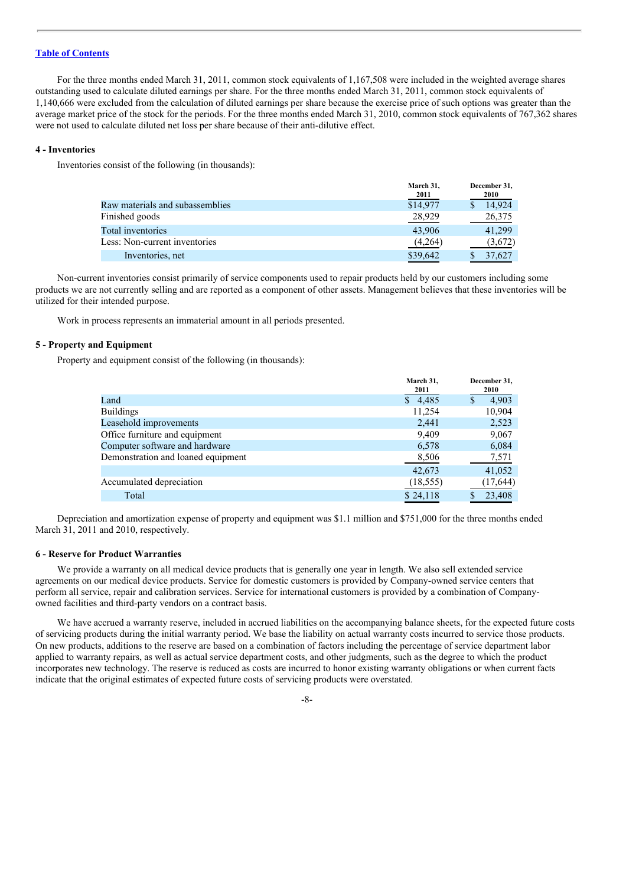[Table of Contents](#)

For the three months ended March 31, 2011, common stock equivalents of 1,167,508 were included in the weighted average shares outstanding used to calculate diluted earnings per share. For the three months ended March 31, 2011, common stock equivalents of 1,140,666 were excluded from the calculation of diluted earnings per share because the exercise price of such options was greater than the average market price of the stock for the periods. For the three months ended March 31, 2010, common stock equivalents of 767,362 shares were not used to calculate diluted net loss per share because of their anti-dilutive effect.

#### 4 - Inventories

Inventories consist of the following (in thousands):

| | March 31, 2011 | December 31, 2010 |
|---|---|---|
| Raw materials and subassemblies | $14,977 | $ 14,924 |
| Finished goods | 28,929 | 26,375 |
| Total inventories | 43,906 | 41,299 |
| Less: Non-current inventories | (4,264) | (3,672) |
| Inventories, net | $39,642 | $ 37,627 |

Non-current inventories consist primarily of service components used to repair products held by our customers including some products we are not currently selling and are reported as a component of other assets. Management believes that these inventories will be utilized for their intended purpose.

Work in process represents an immaterial amount in all periods presented.

#### 5 - Property and Equipment

Property and equipment consist of the following (in thousands):

| | March 31, 2011 | December 31, 2010 |
|---|---|---|
| Land | $ 4,485 | $ 4,903 |
| Buildings | 11,254 | 10,904 |
| Leasehold improvements | 2,441 | 2,523 |
| Office furniture and equipment | 9,409 | 9,067 |
| Computer software and hardware | 6,578 | 6,084 |
| Demonstration and loaned equipment | 8,506 | 7,571 |
| | 42,673 | 41,052 |
| Accumulated depreciation | (18,555) | (17,644) |
| Total | $ 24,118 | $ 23,408 |

Depreciation and amortization expense of property and equipment was $1.1 million and $751,000 for the three months ended March 31, 2011 and 2010, respectively.

#### 6 - Reserve for Product Warranties

We provide a warranty on all medical device products that is generally one year in length. We also sell extended service agreements on our medical device products. Service for domestic customers is provided by Company-owned service centers that perform all service, repair and calibration services. Service for international customers is provided by a combination of Company-owned facilities and third-party vendors on a contract basis.

We have accrued a warranty reserve, included in accrued liabilities on the accompanying balance sheets, for the expected future costs of servicing products during the initial warranty period. We base the liability on actual warranty costs incurred to service those products. On new products, additions to the reserve are based on a combination of factors including the percentage of service department labor applied to warranty repairs, as well as actual service department costs, and other judgments, such as the degree to which the product incorporates new technology. The reserve is reduced as costs are incurred to honor existing warranty obligations or when current facts indicate that the original estimates of expected future costs of servicing products were overstated.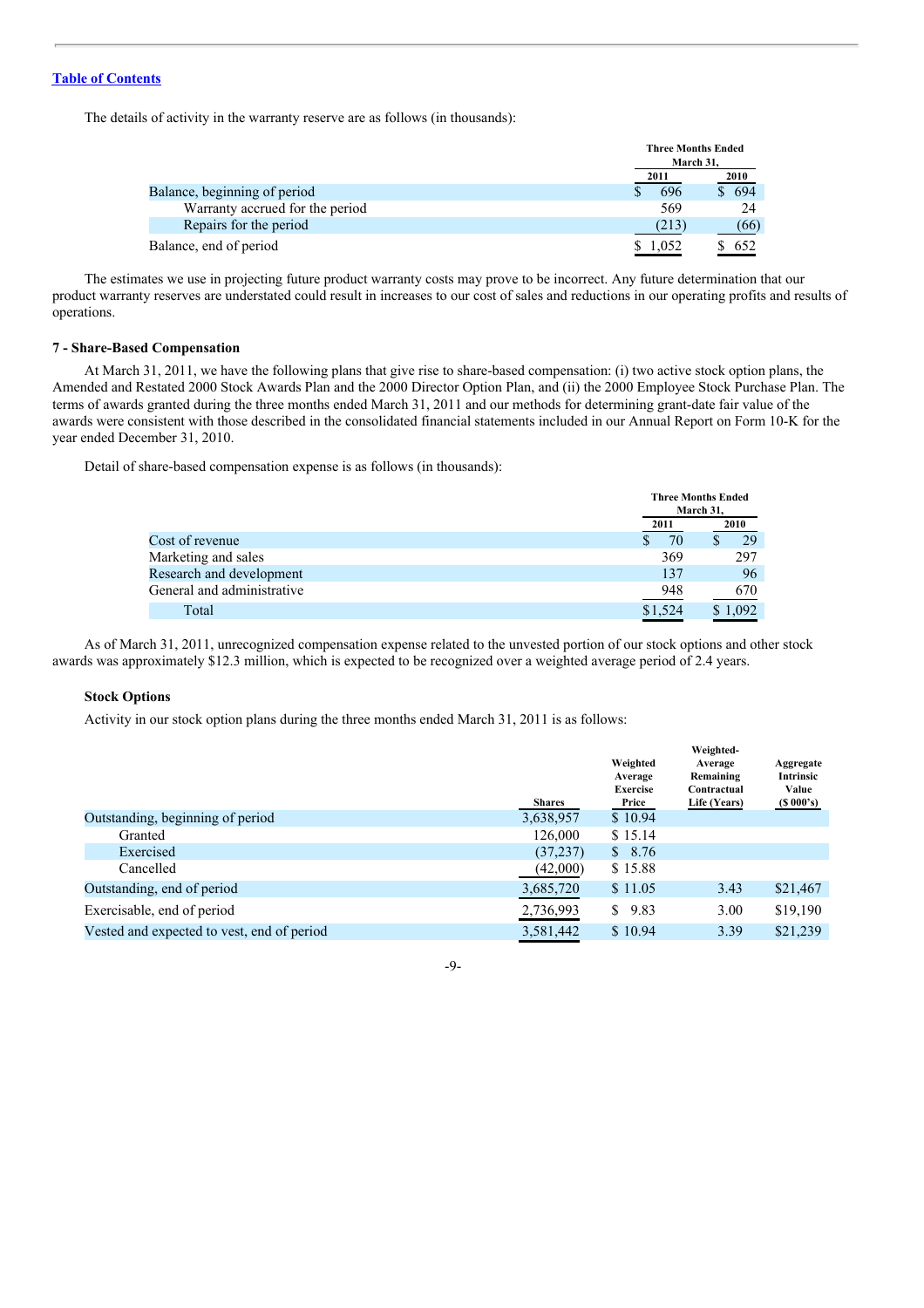[Table of Contents](#)

The details of activity in the warranty reserve are as follows (in thousands):

| | Three Months Ended March 31, | |
|---|---|---|
| | 2011 | 2010 |
| Balance, beginning of period | $ 696 | $ 694 |
| Warranty accrued for the period | 569 | 24 |
| Repairs for the period | (213) | (66) |
| Balance, end of period | $ 1,052 | $ 652 |

The estimates we use in projecting future product warranty costs may prove to be incorrect. Any future determination that our product warranty reserves are understated could result in increases to our cost of sales and reductions in our operating profits and results of operations.

### 7 - Share-Based Compensation

At March 31, 2011, we have the following plans that give rise to share-based compensation: (i) two active stock option plans, the Amended and Restated 2000 Stock Awards Plan and the 2000 Director Option Plan, and (ii) the 2000 Employee Stock Purchase Plan. The terms of awards granted during the three months ended March 31, 2011 and our methods for determining grant-date fair value of the awards were consistent with those described in the consolidated financial statements included in our Annual Report on Form 10-K for the year ended December 31, 2010.

Detail of share-based compensation expense is as follows (in thousands):

| | Three Months Ended March 31, | |
|---|---|---|
| | 2011 | 2010 |
| Cost of revenue | $ 70 | $ 29 |
| Marketing and sales | 369 | 297 |
| Research and development | 137 | 96 |
| General and administrative | 948 | 670 |
| Total | $1,524 | $ 1,092 |

As of March 31, 2011, unrecognized compensation expense related to the unvested portion of our stock options and other stock awards was approximately $12.3 million, which is expected to be recognized over a weighted average period of 2.4 years.

#### Stock Options

Activity in our stock option plans during the three months ended March 31, 2011 is as follows:

| | Shares | Weighted Average Exercise Price | Weighted-Average Remaining Contractual Life (Years) | Aggregate Intrinsic Value ($ 000's) |
|---|---|---|---|---|
| Outstanding, beginning of period | 3,638,957 | $ 10.94 | | |
| Granted | 126,000 | $ 15.14 | | |
| Exercised | (37,237) | $ 8.76 | | |
| Cancelled | (42,000) | $ 15.88 | | |
| Outstanding, end of period | 3,685,720 | $ 11.05 | 3.43 | $21,467 |
| Exercisable, end of period | 2,736,993 | $ 9.83 | 3.00 | $19,190 |
| Vested and expected to vest, end of period | 3,581,442 | $ 10.94 | 3.39 | $21,239 |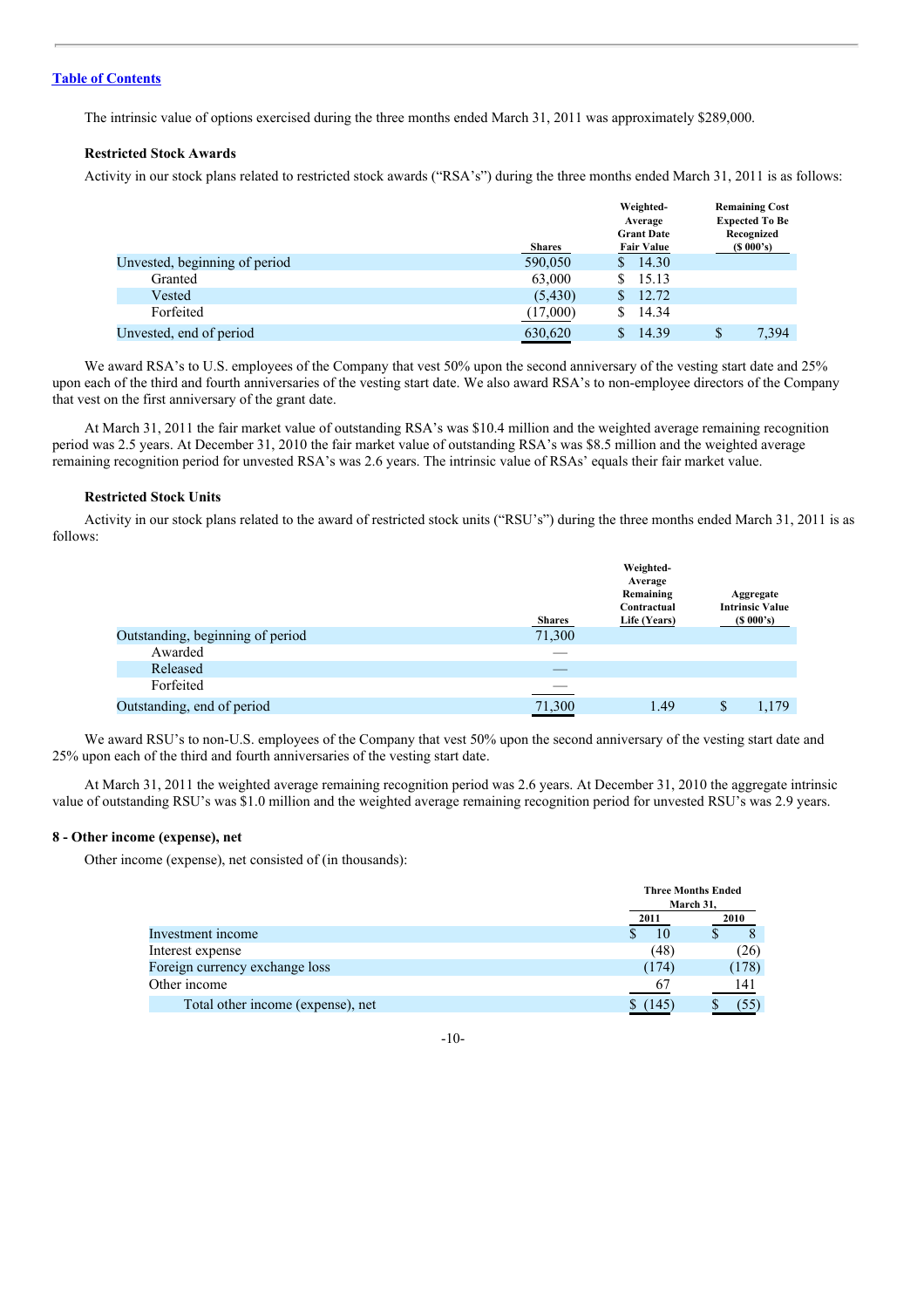[Table of Contents](#)

The intrinsic value of options exercised during the three months ended March 31, 2011 was approximately $289,000.

**Restricted Stock Awards**

Activity in our stock plans related to restricted stock awards ("RSA's") during the three months ended March 31, 2011 is as follows:

| | Shares | Weighted-Average Grant Date Fair Value | Remaining Cost Expected To Be Recognized ($ 000's) |
|---|---|---|---|
| Unvested, beginning of period | 590,050 | $ 14.30 | |
| Granted | 63,000 | $ 15.13 | |
| Vested | (5,430) | $ 12.72 | |
| Forfeited | (17,000) | $ 14.34 | |
| Unvested, end of period | 630,620 | $ 14.39 | $ 7,394 |

We award RSA's to U.S. employees of the Company that vest 50% upon the second anniversary of the vesting start date and 25% upon each of the third and fourth anniversaries of the vesting start date. We also award RSA's to non-employee directors of the Company that vest on the first anniversary of the grant date.

At March 31, 2011 the fair market value of outstanding RSA's was $10.4 million and the weighted average remaining recognition period was 2.5 years. At December 31, 2010 the fair market value of outstanding RSA's was $8.5 million and the weighted average remaining recognition period for unvested RSA's was 2.6 years. The intrinsic value of RSAs' equals their fair market value.

**Restricted Stock Units**

Activity in our stock plans related to the award of restricted stock units ("RSU's") during the three months ended March 31, 2011 is as follows:

| | Shares | Weighted-Average Remaining Contractual Life (Years) | Aggregate Intrinsic Value ($ 000's) |
|---|---|---|---|
| Outstanding, beginning of period | 71,300 | | |
| Awarded | — | | |
| Released | — | | |
| Forfeited | — | | |
| Outstanding, end of period | 71,300 | 1.49 | $ 1,179 |

We award RSU's to non-U.S. employees of the Company that vest 50% upon the second anniversary of the vesting start date and 25% upon each of the third and fourth anniversaries of the vesting start date.

At March 31, 2011 the weighted average remaining recognition period was 2.6 years. At December 31, 2010 the aggregate intrinsic value of outstanding RSU's was $1.0 million and the weighted average remaining recognition period for unvested RSU's was 2.9 years.

**8 - Other income (expense), net**

Other income (expense), net consisted of (in thousands):

| | Three Months Ended March 31, | |
|---|---|---|
| | 2011 | 2010 |
| Investment income | $ 10 | $ 8 |
| Interest expense | (48) | (26) |
| Foreign currency exchange loss | (174) | (178) |
| Other income | 67 | 141 |
| Total other income (expense), net | $ (145) | $ (55) |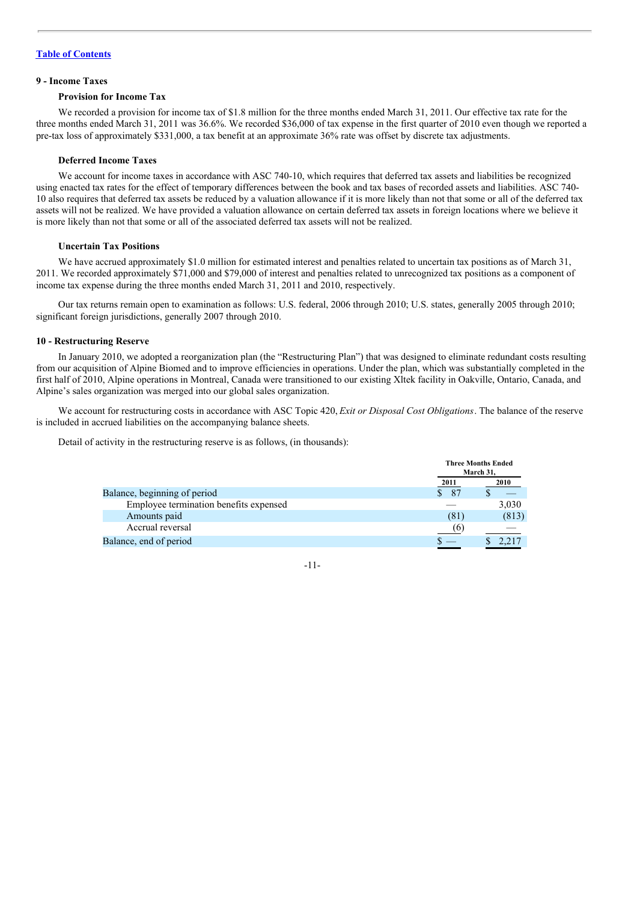[Table of Contents](#)

## 9 - Income Taxes

### Provision for Income Tax

We recorded a provision for income tax of $1.8 million for the three months ended March 31, 2011. Our effective tax rate for the three months ended March 31, 2011 was 36.6%. We recorded $36,000 of tax expense in the first quarter of 2010 even though we reported a pre-tax loss of approximately $331,000, a tax benefit at an approximate 36% rate was offset by discrete tax adjustments.

### Deferred Income Taxes

We account for income taxes in accordance with ASC 740-10, which requires that deferred tax assets and liabilities be recognized using enacted tax rates for the effect of temporary differences between the book and tax bases of recorded assets and liabilities. ASC 740-10 also requires that deferred tax assets be reduced by a valuation allowance if it is more likely than not that some or all of the deferred tax assets will not be realized. We have provided a valuation allowance on certain deferred tax assets in foreign locations where we believe it is more likely than not that some or all of the associated deferred tax assets will not be realized.

### Uncertain Tax Positions

We have accrued approximately $1.0 million for estimated interest and penalties related to uncertain tax positions as of March 31, 2011. We recorded approximately $71,000 and $79,000 of interest and penalties related to unrecognized tax positions as a component of income tax expense during the three months ended March 31, 2011 and 2010, respectively.

Our tax returns remain open to examination as follows: U.S. federal, 2006 through 2010; U.S. states, generally 2005 through 2010; significant foreign jurisdictions, generally 2007 through 2010.

## 10 - Restructuring Reserve

In January 2010, we adopted a reorganization plan (the "Restructuring Plan") that was designed to eliminate redundant costs resulting from our acquisition of Alpine Biomed and to improve efficiencies in operations. Under the plan, which was substantially completed in the first half of 2010, Alpine operations in Montreal, Canada were transitioned to our existing Xltek facility in Oakville, Ontario, Canada, and Alpine's sales organization was merged into our global sales organization.

We account for restructuring costs in accordance with ASC Topic 420, *Exit or Disposal Cost Obligations*. The balance of the reserve is included in accrued liabilities on the accompanying balance sheets.

Detail of activity in the restructuring reserve is as follows, (in thousands):

| | Three Months Ended March 31, | |
|---|---|---|
| | 2011 | 2010 |
| Balance, beginning of period | $ 87 | $ — |
| Employee termination benefits expensed | — | 3,030 |
| Amounts paid | (81) | (813) |
| Accrual reversal | (6) | — |
| Balance, end of period | $ — | $ 2,217 |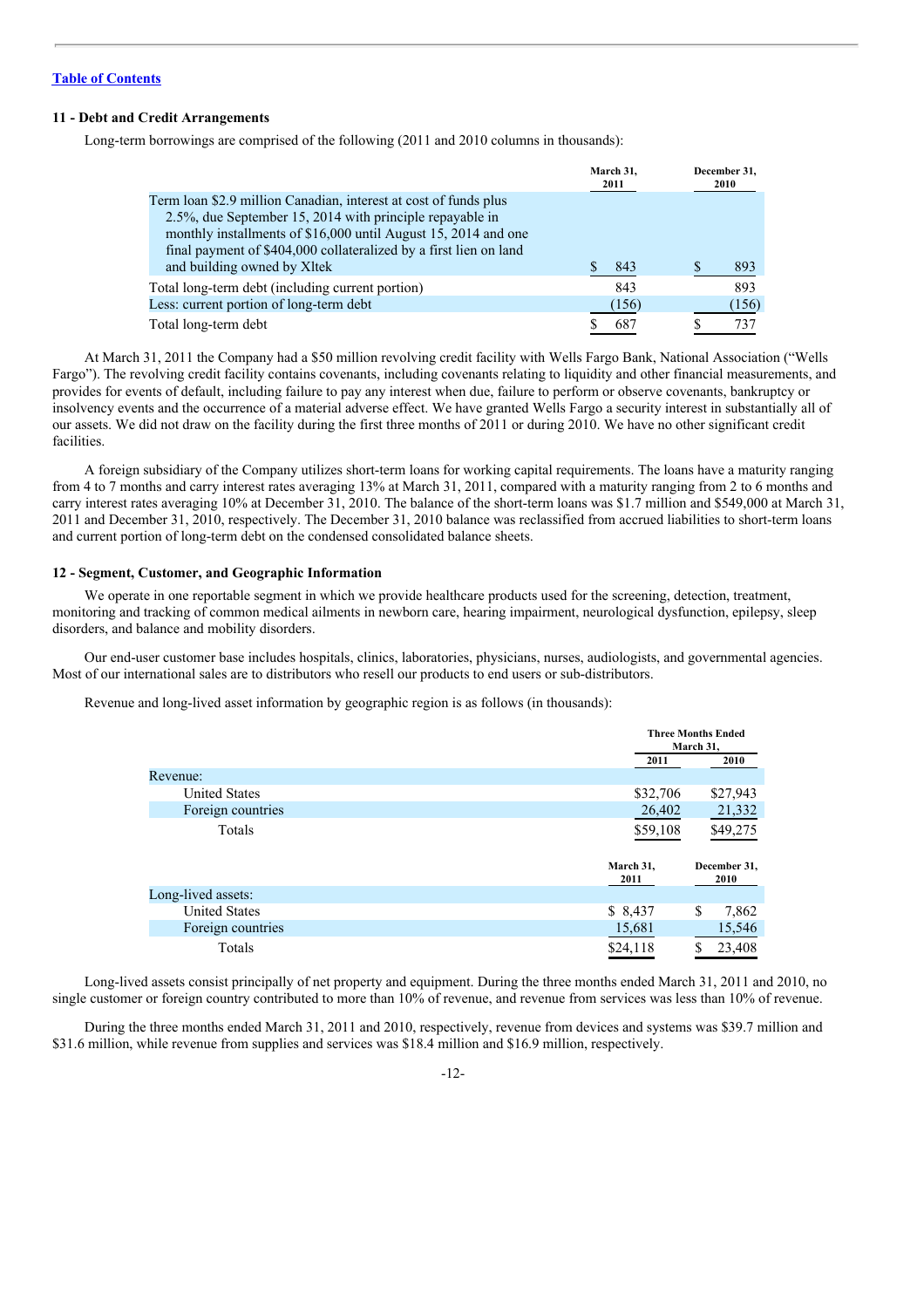[Table of Contents](#)

## 11 - Debt and Credit Arrangements

Long-term borrowings are comprised of the following (2011 and 2010 columns in thousands):

| | March 31, 2011 | December 31, 2010 |
|---|---|---|
| Term loan $2.9 million Canadian, interest at cost of funds plus 2.5%, due September 15, 2014 with principle repayable in monthly installments of $16,000 until August 15, 2014 and one final payment of $404,000 collateralized by a first lien on land and building owned by Xltek | $ 843 | $ 893 |
| Total long-term debt (including current portion) | 843 | 893 |
| Less: current portion of long-term debt | (156) | (156) |
| Total long-term debt | $ 687 | $ 737 |

At March 31, 2011 the Company had a $50 million revolving credit facility with Wells Fargo Bank, National Association ("Wells Fargo"). The revolving credit facility contains covenants, including covenants relating to liquidity and other financial measurements, and provides for events of default, including failure to pay any interest when due, failure to perform or observe covenants, bankruptcy or insolvency events and the occurrence of a material adverse effect. We have granted Wells Fargo a security interest in substantially all of our assets. We did not draw on the facility during the first three months of 2011 or during 2010. We have no other significant credit facilities.

A foreign subsidiary of the Company utilizes short-term loans for working capital requirements. The loans have a maturity ranging from 4 to 7 months and carry interest rates averaging 13% at March 31, 2011, compared with a maturity ranging from 2 to 6 months and carry interest rates averaging 10% at December 31, 2010. The balance of the short-term loans was $1.7 million and $549,000 at March 31, 2011 and December 31, 2010, respectively. The December 31, 2010 balance was reclassified from accrued liabilities to short-term loans and current portion of long-term debt on the condensed consolidated balance sheets.

## 12 - Segment, Customer, and Geographic Information

We operate in one reportable segment in which we provide healthcare products used for the screening, detection, treatment, monitoring and tracking of common medical ailments in newborn care, hearing impairment, neurological dysfunction, epilepsy, sleep disorders, and balance and mobility disorders.

Our end-user customer base includes hospitals, clinics, laboratories, physicians, nurses, audiologists, and governmental agencies. Most of our international sales are to distributors who resell our products to end users or sub-distributors.

Revenue and long-lived asset information by geographic region is as follows (in thousands):

| | Three Months Ended March 31, | |
|---|---|---|
| | 2011 | 2010 |
| Revenue: | | |
| United States | $32,706 | $27,943 |
| Foreign countries | 26,402 | 21,332 |
| Totals | $59,108 | $49,275 |

| | March 31, 2011 | December 31, 2010 |
|---|---|---|
| Long-lived assets: | | |
| United States | $ 8,437 | $ 7,862 |
| Foreign countries | 15,681 | 15,546 |
| Totals | $24,118 | $ 23,408 |

Long-lived assets consist principally of net property and equipment. During the three months ended March 31, 2011 and 2010, no single customer or foreign country contributed to more than 10% of revenue, and revenue from services was less than 10% of revenue.

During the three months ended March 31, 2011 and 2010, respectively, revenue from devices and systems was $39.7 million and $31.6 million, while revenue from supplies and services was $18.4 million and $16.9 million, respectively.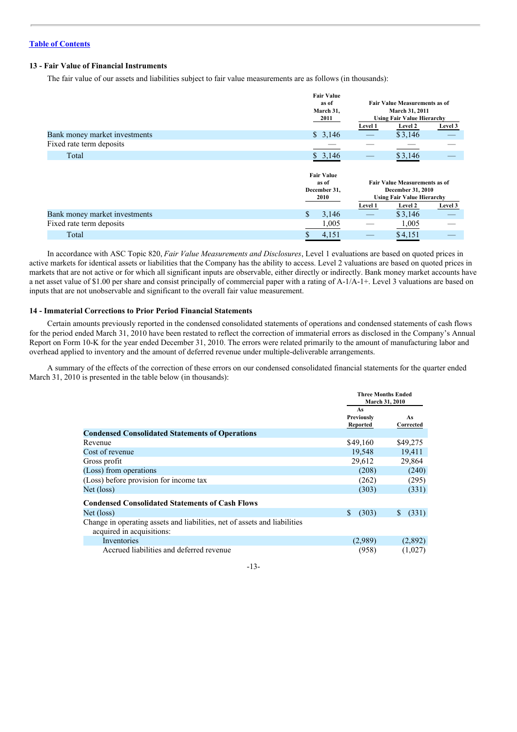[Table of Contents](#)

### 13 - Fair Value of Financial Instruments

The fair value of our assets and liabilities subject to fair value measurements are as follows (in thousands):

| | Fair Value as of March 31, 2011 | Fair Value Measurements as of March 31, 2011 Using Fair Value Hierarchy | | |
|---|---|---|---|---|
| | | Level 1 | Level 2 | Level 3 |
| Bank money market investments | $ 3,146 | — | $ 3,146 | — |
| Fixed rate term deposits | — | — | — | — |
| Total | $ 3,146 | — | $ 3,146 | — |

| | Fair Value as of December 31, 2010 | Fair Value Measurements as of December 31, 2010 Using Fair Value Hierarchy | | |
|---|---|---|---|---|
| | | Level 1 | Level 2 | Level 3 |
| Bank money market investments | $ 3,146 | — | $ 3,146 | — |
| Fixed rate term deposits | 1,005 | — | 1,005 | — |
| Total | $ 4,151 | — | $ 4,151 | — |

In accordance with ASC Topic 820, *Fair Value Measurements and Disclosures*, Level 1 evaluations are based on quoted prices in active markets for identical assets or liabilities that the Company has the ability to access. Level 2 valuations are based on quoted prices in markets that are not active or for which all significant inputs are observable, either directly or indirectly. Bank money market accounts have a net asset value of $1.00 per share and consist principally of commercial paper with a rating of A-1/A-1+. Level 3 valuations are based on inputs that are not unobservable and significant to the overall fair value measurement.

### 14 - Immaterial Corrections to Prior Period Financial Statements

Certain amounts previously reported in the condensed consolidated statements of operations and condensed statements of cash flows for the period ended March 31, 2010 have been restated to reflect the correction of immaterial errors as disclosed in the Company's Annual Report on Form 10-K for the year ended December 31, 2010. The errors were related primarily to the amount of manufacturing labor and overhead applied to inventory and the amount of deferred revenue under multiple-deliverable arrangements.

A summary of the effects of the correction of these errors on our condensed consolidated financial statements for the quarter ended March 31, 2010 is presented in the table below (in thousands):

| | Three Months Ended March 31, 2010 | |
|---|---|---|
| | As Previously Reported | As Corrected |
| **Condensed Consolidated Statements of Operations** | | |
| Revenue | $49,160 | $49,275 |
| Cost of revenue | 19,548 | 19,411 |
| Gross profit | 29,612 | 29,864 |
| (Loss) from operations | (208) | (240) |
| (Loss) before provision for income tax | (262) | (295) |
| Net (loss) | (303) | (331) |
| **Condensed Consolidated Statements of Cash Flows** | | |
| Net (loss) | $ (303) | $ (331) |
| Change in operating assets and liabilities, net of assets and liabilities acquired in acquisitions: | | |
| Inventories | (2,989) | (2,892) |
| Accrued liabilities and deferred revenue | (958) | (1,027) |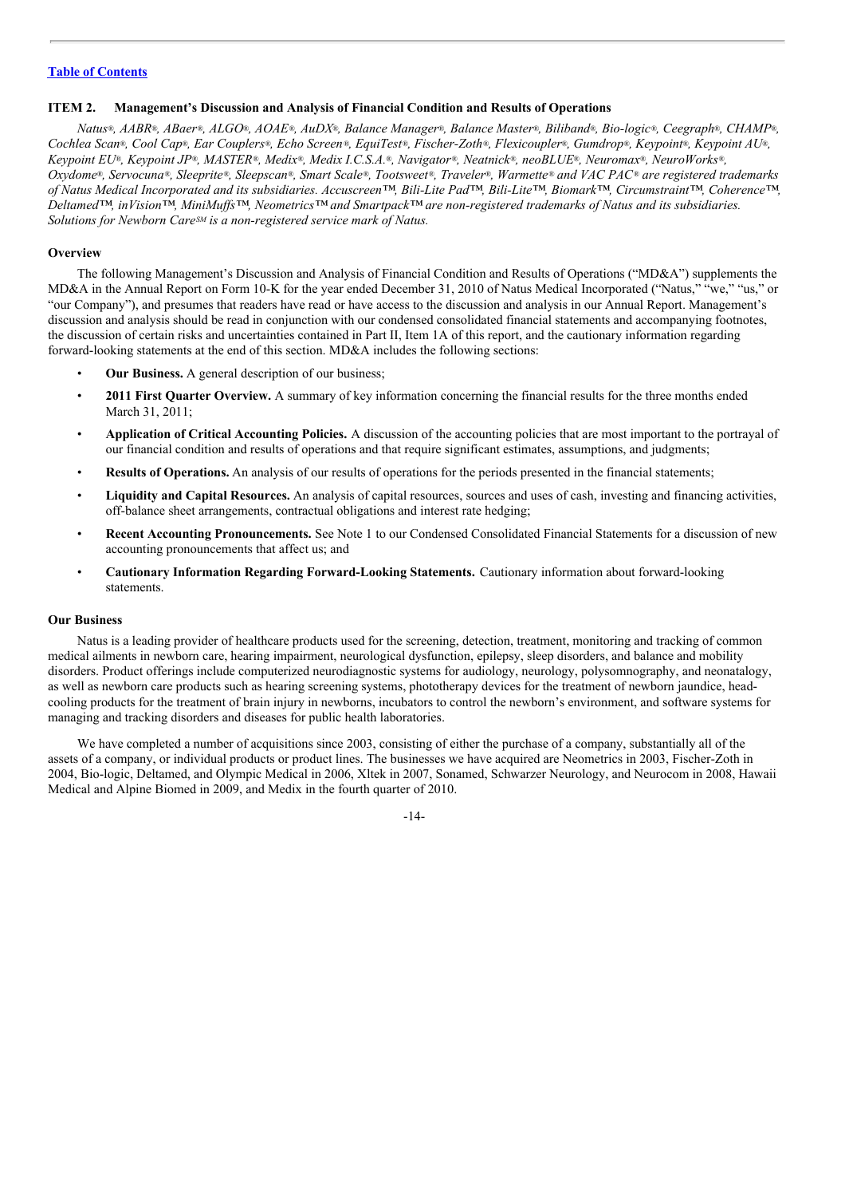[Table of Contents](#)

## ITEM 2. Management's Discussion and Analysis of Financial Condition and Results of Operations

*Natus®, AABR®, ABaer®, ALGO®, AOAE®, AuDX®, Balance Manager®, Balance Master®, Biliband®, Bio-logic®, Ceegraph®, CHAMP®, Cochlea Scan®, Cool Cap®, Ear Couplers®, Echo Screen®, EquiTest®, Fischer-Zoth®, Flexicoupler®, Gumdrop®, Keypoint®, Keypoint AU®, Keypoint EU®, Keypoint JP®, MASTER®, Medix®, Medix I.C.S.A.®, Navigator®, Neatnick®, neoBLUE®, Neuromax®, NeuroWorks®, Oxydome®, Servocuna®, Sleeprite®, Sleepscan®, Smart Scale®, Tootsweet®, Traveler®, Warmette® and VAC PAC® are registered trademarks of Natus Medical Incorporated and its subsidiaries. Accuscreen™, Bili-Lite Pad™, Bili-Lite™, Biomark™, Circumstraint™, Coherence™, Deltamed™, inVision™, MiniMuffs™, Neometrics™ and Smartpack™ are non-registered trademarks of Natus and its subsidiaries. Solutions for Newborn Care℠ is a non-registered service mark of Natus.*

### Overview

The following Management's Discussion and Analysis of Financial Condition and Results of Operations ("MD&A") supplements the MD&A in the Annual Report on Form 10-K for the year ended December 31, 2010 of Natus Medical Incorporated ("Natus," "we," "us," or "our Company"), and presumes that readers have read or have access to the discussion and analysis in our Annual Report. Management's discussion and analysis should be read in conjunction with our condensed consolidated financial statements and accompanying footnotes, the discussion of certain risks and uncertainties contained in Part II, Item 1A of this report, and the cautionary information regarding forward-looking statements at the end of this section. MD&A includes the following sections:

- **Our Business.** A general description of our business;
- **2011 First Quarter Overview.** A summary of key information concerning the financial results for the three months ended March 31, 2011;
- **Application of Critical Accounting Policies.** A discussion of the accounting policies that are most important to the portrayal of our financial condition and results of operations and that require significant estimates, assumptions, and judgments;
- **Results of Operations.** An analysis of our results of operations for the periods presented in the financial statements;
- **Liquidity and Capital Resources.** An analysis of capital resources, sources and uses of cash, investing and financing activities, off-balance sheet arrangements, contractual obligations and interest rate hedging;
- **Recent Accounting Pronouncements.** See Note 1 to our Condensed Consolidated Financial Statements for a discussion of new accounting pronouncements that affect us; and
- **Cautionary Information Regarding Forward-Looking Statements.** Cautionary information about forward-looking statements.

### Our Business

Natus is a leading provider of healthcare products used for the screening, detection, treatment, monitoring and tracking of common medical ailments in newborn care, hearing impairment, neurological dysfunction, epilepsy, sleep disorders, and balance and mobility disorders. Product offerings include computerized neurodiagnostic systems for audiology, neurology, polysomnography, and neonatalogy, as well as newborn care products such as hearing screening systems, phototherapy devices for the treatment of newborn jaundice, head-cooling products for the treatment of brain injury in newborns, incubators to control the newborn's environment, and software systems for managing and tracking disorders and diseases for public health laboratories.

We have completed a number of acquisitions since 2003, consisting of either the purchase of a company, substantially all of the assets of a company, or individual products or product lines. The businesses we have acquired are Neometrics in 2003, Fischer-Zoth in 2004, Bio-logic, Deltamed, and Olympic Medical in 2006, Xltek in 2007, Sonamed, Schwarzer Neurology, and Neurocom in 2008, Hawaii Medical and Alpine Biomed in 2009, and Medix in the fourth quarter of 2010.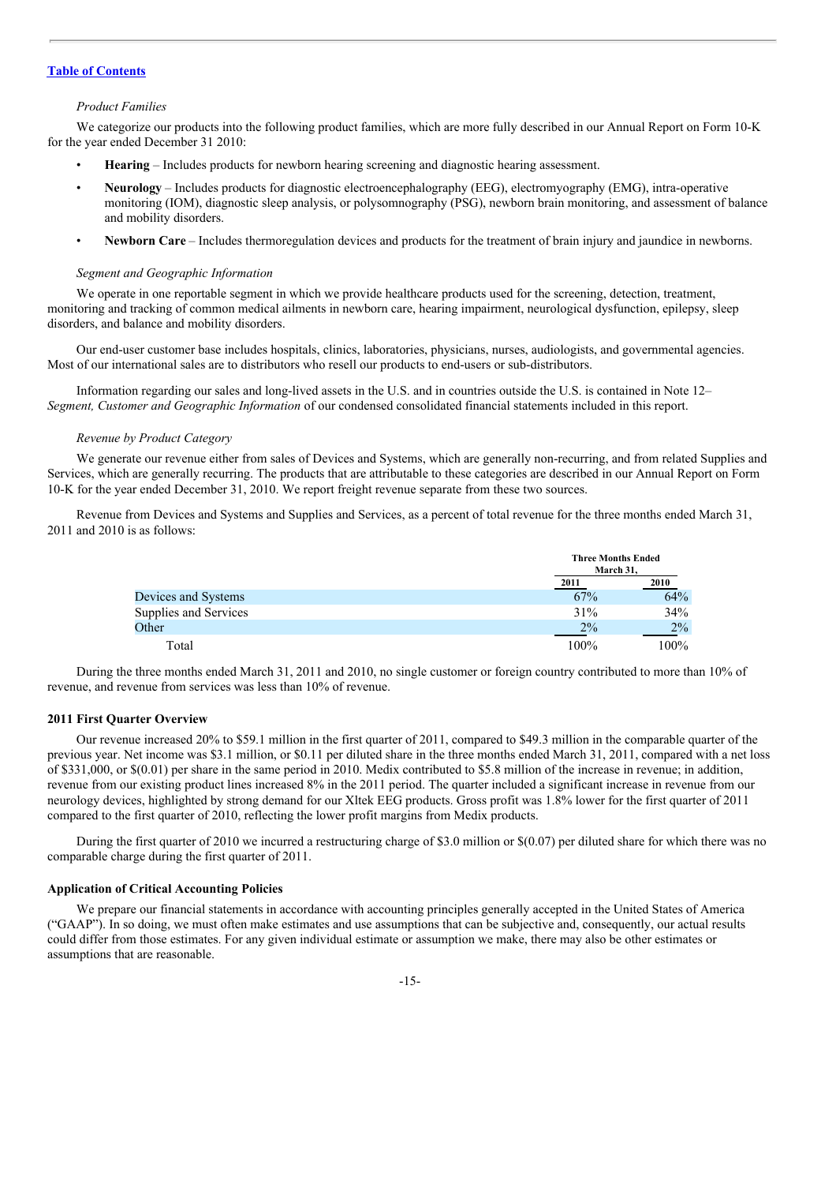[Table of Contents](#)

*Product Families*

We categorize our products into the following product families, which are more fully described in our Annual Report on Form 10-K for the year ended December 31 2010:

- **Hearing** – Includes products for newborn hearing screening and diagnostic hearing assessment.
- **Neurology** – Includes products for diagnostic electroencephalography (EEG), electromyography (EMG), intra-operative monitoring (IOM), diagnostic sleep analysis, or polysomnography (PSG), newborn brain monitoring, and assessment of balance and mobility disorders.
- **Newborn Care** – Includes thermoregulation devices and products for the treatment of brain injury and jaundice in newborns.

*Segment and Geographic Information*

We operate in one reportable segment in which we provide healthcare products used for the screening, detection, treatment, monitoring and tracking of common medical ailments in newborn care, hearing impairment, neurological dysfunction, epilepsy, sleep disorders, and balance and mobility disorders.

Our end-user customer base includes hospitals, clinics, laboratories, physicians, nurses, audiologists, and governmental agencies. Most of our international sales are to distributors who resell our products to end-users or sub-distributors.

Information regarding our sales and long-lived assets in the U.S. and in countries outside the U.S. is contained in Note 12– *Segment, Customer and Geographic Information* of our condensed consolidated financial statements included in this report.

*Revenue by Product Category*

We generate our revenue either from sales of Devices and Systems, which are generally non-recurring, and from related Supplies and Services, which are generally recurring. The products that are attributable to these categories are described in our Annual Report on Form 10-K for the year ended December 31, 2010. We report freight revenue separate from these two sources.

Revenue from Devices and Systems and Supplies and Services, as a percent of total revenue for the three months ended March 31, 2011 and 2010 is as follows:

| | Three Months Ended March 31, | |
|---|---|---|
| | 2011 | 2010 |
| Devices and Systems | 67% | 64% |
| Supplies and Services | 31% | 34% |
| Other | 2% | 2% |
| Total | 100% | 100% |

During the three months ended March 31, 2011 and 2010, no single customer or foreign country contributed to more than 10% of revenue, and revenue from services was less than 10% of revenue.

**2011 First Quarter Overview**

Our revenue increased 20% to $59.1 million in the first quarter of 2011, compared to $49.3 million in the comparable quarter of the previous year. Net income was $3.1 million, or $0.11 per diluted share in the three months ended March 31, 2011, compared with a net loss of $331,000, or $(0.01) per share in the same period in 2010. Medix contributed to $5.8 million of the increase in revenue; in addition, revenue from our existing product lines increased 8% in the 2011 period. The quarter included a significant increase in revenue from our neurology devices, highlighted by strong demand for our Xltek EEG products. Gross profit was 1.8% lower for the first quarter of 2011 compared to the first quarter of 2010, reflecting the lower profit margins from Medix products.

During the first quarter of 2010 we incurred a restructuring charge of $3.0 million or $(0.07) per diluted share for which there was no comparable charge during the first quarter of 2011.

**Application of Critical Accounting Policies**

We prepare our financial statements in accordance with accounting principles generally accepted in the United States of America ("GAAP"). In so doing, we must often make estimates and use assumptions that can be subjective and, consequently, our actual results could differ from those estimates. For any given individual estimate or assumption we make, there may also be other estimates or assumptions that are reasonable.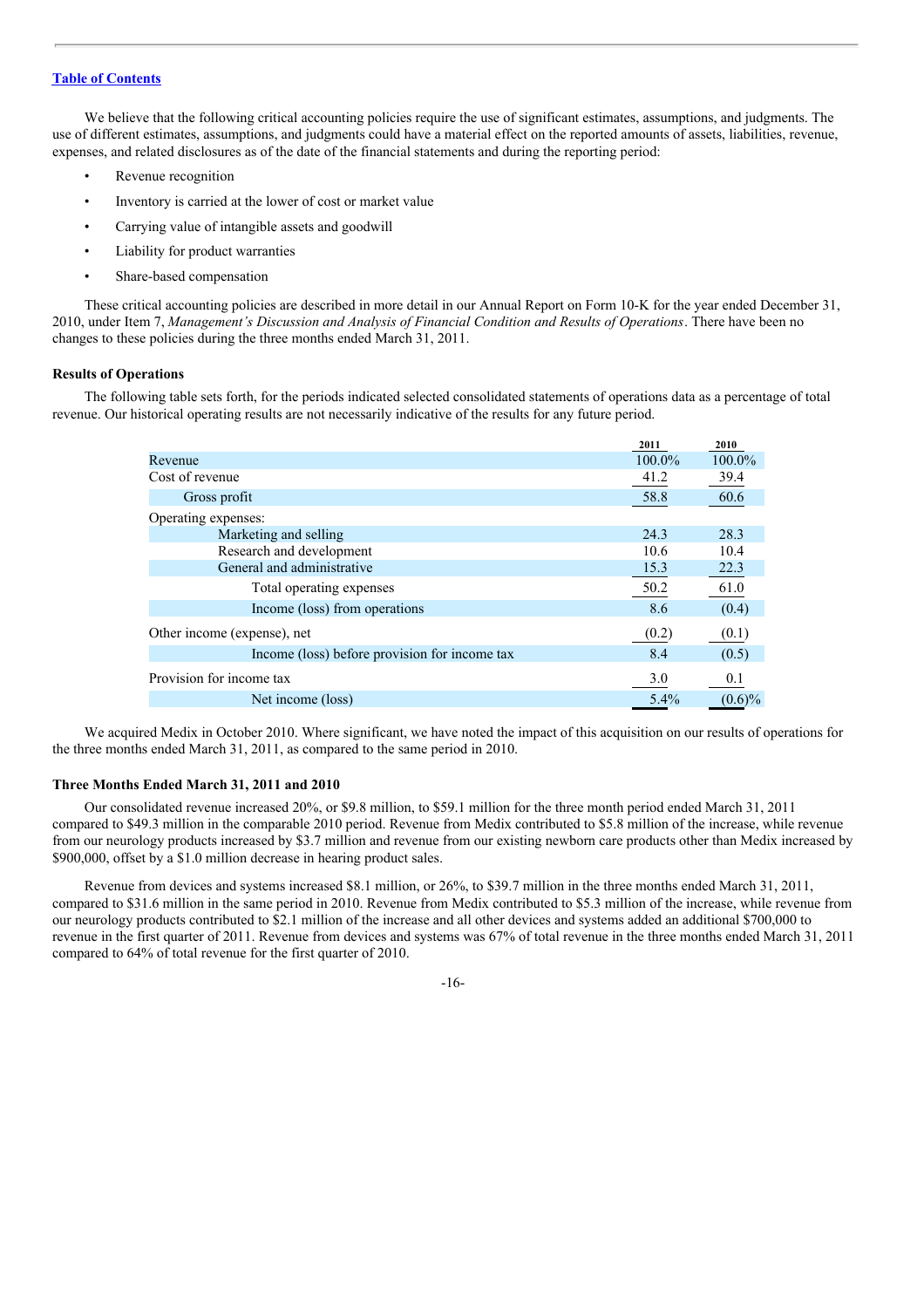[Table of Contents](#)

We believe that the following critical accounting policies require the use of significant estimates, assumptions, and judgments. The use of different estimates, assumptions, and judgments could have a material effect on the reported amounts of assets, liabilities, revenue, expenses, and related disclosures as of the date of the financial statements and during the reporting period:

- Revenue recognition
- Inventory is carried at the lower of cost or market value
- Carrying value of intangible assets and goodwill
- Liability for product warranties
- Share-based compensation

These critical accounting policies are described in more detail in our Annual Report on Form 10-K for the year ended December 31, 2010, under Item 7, *Management's Discussion and Analysis of Financial Condition and Results of Operations*. There have been no changes to these policies during the three months ended March 31, 2011.

**Results of Operations**

The following table sets forth, for the periods indicated selected consolidated statements of operations data as a percentage of total revenue. Our historical operating results are not necessarily indicative of the results for any future period.

| | 2011 | 2010 |
|---|---|---|
| Revenue | 100.0% | 100.0% |
| Cost of revenue | 41.2 | 39.4 |
| Gross profit | 58.8 | 60.6 |
| Operating expenses: | | |
| Marketing and selling | 24.3 | 28.3 |
| Research and development | 10.6 | 10.4 |
| General and administrative | 15.3 | 22.3 |
| Total operating expenses | 50.2 | 61.0 |
| Income (loss) from operations | 8.6 | (0.4) |
| Other income (expense), net | (0.2) | (0.1) |
| Income (loss) before provision for income tax | 8.4 | (0.5) |
| Provision for income tax | 3.0 | 0.1 |
| Net income (loss) | 5.4% | (0.6)% |

We acquired Medix in October 2010. Where significant, we have noted the impact of this acquisition on our results of operations for the three months ended March 31, 2011, as compared to the same period in 2010.

**Three Months Ended March 31, 2011 and 2010**

Our consolidated revenue increased 20%, or $9.8 million, to $59.1 million for the three month period ended March 31, 2011 compared to $49.3 million in the comparable 2010 period. Revenue from Medix contributed to $5.8 million of the increase, while revenue from our neurology products increased by $3.7 million and revenue from our existing newborn care products other than Medix increased by $900,000, offset by a $1.0 million decrease in hearing product sales.

Revenue from devices and systems increased $8.1 million, or 26%, to $39.7 million in the three months ended March 31, 2011, compared to $31.6 million in the same period in 2010. Revenue from Medix contributed to $5.3 million of the increase, while revenue from our neurology products contributed to $2.1 million of the increase and all other devices and systems added an additional $700,000 to revenue in the first quarter of 2011. Revenue from devices and systems was 67% of total revenue in the three months ended March 31, 2011 compared to 64% of total revenue for the first quarter of 2010.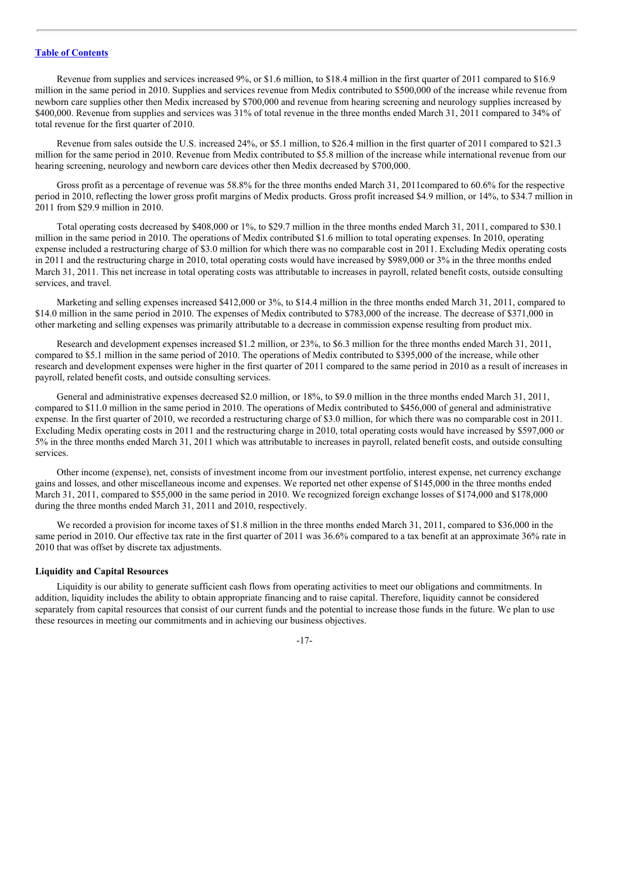Revenue from supplies and services increased 9%, or $1.6 million, to $18.4 million in the first quarter of 2011 compared to $16.9 million in the same period in 2010. Supplies and services revenue from Medix contributed to $500,000 of the increase while revenue from newborn care supplies other then Medix increased by $700,000 and revenue from hearing screening and neurology supplies increased by $400,000. Revenue from supplies and services was 31% of total revenue in the three months ended March 31, 2011 compared to 34% of total revenue for the first quarter of 2010.

Revenue from sales outside the U.S. increased 24%, or $5.1 million, to $26.4 million in the first quarter of 2011 compared to $21.3 million for the same period in 2010. Revenue from Medix contributed to $5.8 million of the increase while international revenue from our hearing screening, neurology and newborn care devices other then Medix decreased by $700,000.

Gross profit as a percentage of revenue was 58.8% for the three months ended March 31, 2011compared to 60.6% for the respective period in 2010, reflecting the lower gross profit margins of Medix products. Gross profit increased $4.9 million, or 14%, to $34.7 million in 2011 from $29.9 million in 2010.

Total operating costs decreased by $408,000 or 1%, to $29.7 million in the three months ended March 31, 2011, compared to $30.1 million in the same period in 2010. The operations of Medix contributed $1.6 million to total operating expenses. In 2010, operating expense included a restructuring charge of $3.0 million for which there was no comparable cost in 2011. Excluding Medix operating costs in 2011 and the restructuring charge in 2010, total operating costs would have increased by $989,000 or 3% in the three months ended March 31, 2011. This net increase in total operating costs was attributable to increases in payroll, related benefit costs, outside consulting services, and travel.

Marketing and selling expenses increased $412,000 or 3%, to $14.4 million in the three months ended March 31, 2011, compared to $14.0 million in the same period in 2010. The expenses of Medix contributed to $783,000 of the increase. The decrease of $371,000 in other marketing and selling expenses was primarily attributable to a decrease in commission expense resulting from product mix.

Research and development expenses increased $1.2 million, or 23%, to $6.3 million for the three months ended March 31, 2011, compared to $5.1 million in the same period of 2010. The operations of Medix contributed to $395,000 of the increase, while other research and development expenses were higher in the first quarter of 2011 compared to the same period in 2010 as a result of increases in payroll, related benefit costs, and outside consulting services.

General and administrative expenses decreased $2.0 million, or 18%, to $9.0 million in the three months ended March 31, 2011, compared to $11.0 million in the same period in 2010. The operations of Medix contributed to $456,000 of general and administrative expense. In the first quarter of 2010, we recorded a restructuring charge of $3.0 million, for which there was no comparable cost in 2011. Excluding Medix operating costs in 2011 and the restructuring charge in 2010, total operating costs would have increased by $597,000 or 5% in the three months ended March 31, 2011 which was attributable to increases in payroll, related benefit costs, and outside consulting services.

Other income (expense), net, consists of investment income from our investment portfolio, interest expense, net currency exchange gains and losses, and other miscellaneous income and expenses. We reported net other expense of $145,000 in the three months ended March 31, 2011, compared to $55,000 in the same period in 2010. We recognized foreign exchange losses of $174,000 and $178,000 during the three months ended March 31, 2011 and 2010, respectively.

We recorded a provision for income taxes of $1.8 million in the three months ended March 31, 2011, compared to $36,000 in the same period in 2010. Our effective tax rate in the first quarter of 2011 was 36.6% compared to a tax benefit at an approximate 36% rate in 2010 that was offset by discrete tax adjustments.

**Liquidity and Capital Resources**

Liquidity is our ability to generate sufficient cash flows from operating activities to meet our obligations and commitments. In addition, liquidity includes the ability to obtain appropriate financing and to raise capital. Therefore, liquidity cannot be considered separately from capital resources that consist of our current funds and the potential to increase those funds in the future. We plan to use these resources in meeting our commitments and in achieving our business objectives.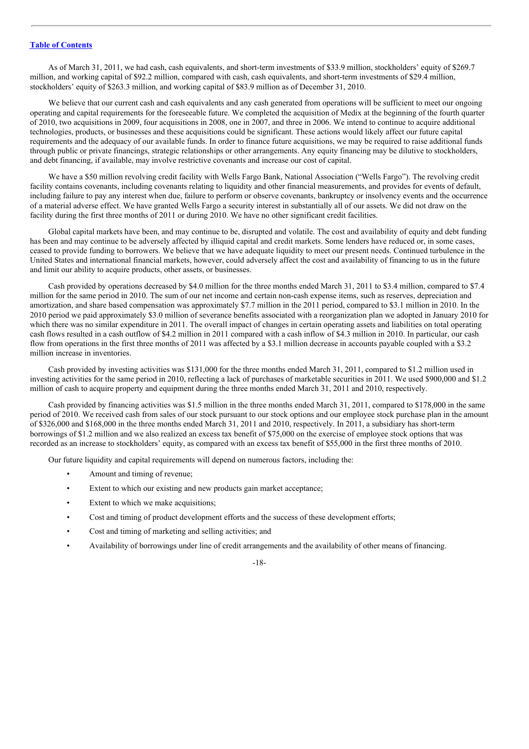As of March 31, 2011, we had cash, cash equivalents, and short-term investments of $33.9 million, stockholders' equity of $269.7 million, and working capital of $92.2 million, compared with cash, cash equivalents, and short-term investments of $29.4 million, stockholders' equity of $263.3 million, and working capital of $83.9 million as of December 31, 2010.

We believe that our current cash and cash equivalents and any cash generated from operations will be sufficient to meet our ongoing operating and capital requirements for the foreseeable future. We completed the acquisition of Medix at the beginning of the fourth quarter of 2010, two acquisitions in 2009, four acquisitions in 2008, one in 2007, and three in 2006. We intend to continue to acquire additional technologies, products, or businesses and these acquisitions could be significant. These actions would likely affect our future capital requirements and the adequacy of our available funds. In order to finance future acquisitions, we may be required to raise additional funds through public or private financings, strategic relationships or other arrangements. Any equity financing may be dilutive to stockholders, and debt financing, if available, may involve restrictive covenants and increase our cost of capital.

We have a $50 million revolving credit facility with Wells Fargo Bank, National Association ("Wells Fargo"). The revolving credit facility contains covenants, including covenants relating to liquidity and other financial measurements, and provides for events of default, including failure to pay any interest when due, failure to perform or observe covenants, bankruptcy or insolvency events and the occurrence of a material adverse effect. We have granted Wells Fargo a security interest in substantially all of our assets. We did not draw on the facility during the first three months of 2011 or during 2010. We have no other significant credit facilities.

Global capital markets have been, and may continue to be, disrupted and volatile. The cost and availability of equity and debt funding has been and may continue to be adversely affected by illiquid capital and credit markets. Some lenders have reduced or, in some cases, ceased to provide funding to borrowers. We believe that we have adequate liquidity to meet our present needs. Continued turbulence in the United States and international financial markets, however, could adversely affect the cost and availability of financing to us in the future and limit our ability to acquire products, other assets, or businesses.

Cash provided by operations decreased by $4.0 million for the three months ended March 31, 2011 to $3.4 million, compared to $7.4 million for the same period in 2010. The sum of our net income and certain non-cash expense items, such as reserves, depreciation and amortization, and share based compensation was approximately $7.7 million in the 2011 period, compared to $3.1 million in 2010. In the 2010 period we paid approximately $3.0 million of severance benefits associated with a reorganization plan we adopted in January 2010 for which there was no similar expenditure in 2011. The overall impact of changes in certain operating assets and liabilities on total operating cash flows resulted in a cash outflow of $4.2 million in 2011 compared with a cash inflow of $4.3 million in 2010. In particular, our cash flow from operations in the first three months of 2011 was affected by a $3.1 million decrease in accounts payable coupled with a $3.2 million increase in inventories.

Cash provided by investing activities was $131,000 for the three months ended March 31, 2011, compared to $1.2 million used in investing activities for the same period in 2010, reflecting a lack of purchases of marketable securities in 2011. We used $900,000 and $1.2 million of cash to acquire property and equipment during the three months ended March 31, 2011 and 2010, respectively.

Cash provided by financing activities was $1.5 million in the three months ended March 31, 2011, compared to $178,000 in the same period of 2010. We received cash from sales of our stock pursuant to our stock options and our employee stock purchase plan in the amount of $326,000 and $168,000 in the three months ended March 31, 2011 and 2010, respectively. In 2011, a subsidiary has short-term borrowings of $1.2 million and we also realized an excess tax benefit of $75,000 on the exercise of employee stock options that was recorded as an increase to stockholders' equity, as compared with an excess tax benefit of $55,000 in the first three months of 2010.

Our future liquidity and capital requirements will depend on numerous factors, including the:

- Amount and timing of revenue;
- Extent to which our existing and new products gain market acceptance;
- Extent to which we make acquisitions;
- Cost and timing of product development efforts and the success of these development efforts;
- Cost and timing of marketing and selling activities; and
- Availability of borrowings under line of credit arrangements and the availability of other means of financing.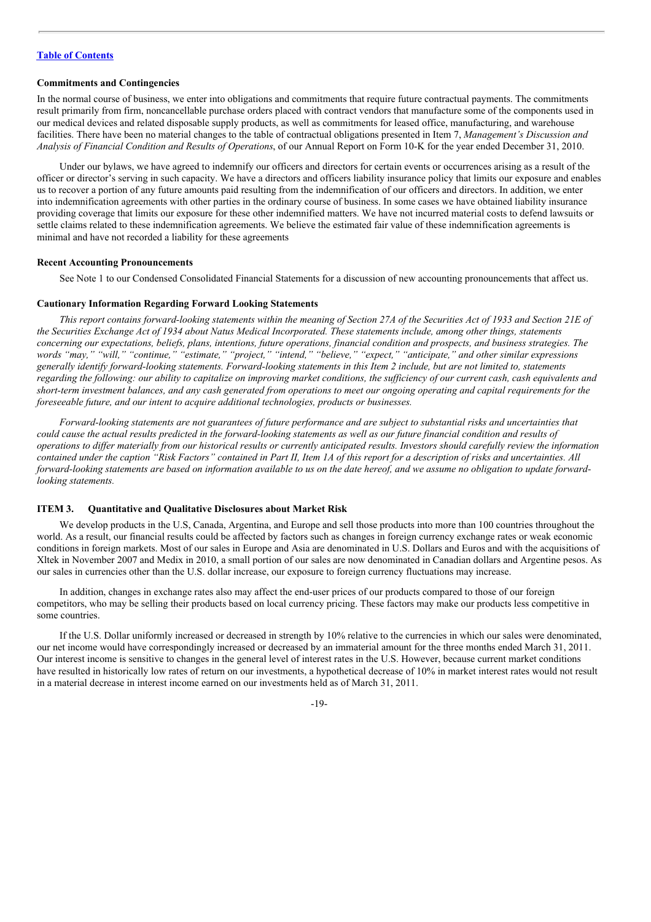[Table of Contents](#)

### Commitments and Contingencies

In the normal course of business, we enter into obligations and commitments that require future contractual payments. The commitments result primarily from firm, noncancellable purchase orders placed with contract vendors that manufacture some of the components used in our medical devices and related disposable supply products, as well as commitments for leased office, manufacturing, and warehouse facilities. There have been no material changes to the table of contractual obligations presented in Item 7, *Management's Discussion and Analysis of Financial Condition and Results of Operations*, of our Annual Report on Form 10-K for the year ended December 31, 2010.

Under our bylaws, we have agreed to indemnify our officers and directors for certain events or occurrences arising as a result of the officer or director's serving in such capacity. We have a directors and officers liability insurance policy that limits our exposure and enables us to recover a portion of any future amounts paid resulting from the indemnification of our officers and directors. In addition, we enter into indemnification agreements with other parties in the ordinary course of business. In some cases we have obtained liability insurance providing coverage that limits our exposure for these other indemnified matters. We have not incurred material costs to defend lawsuits or settle claims related to these indemnification agreements. We believe the estimated fair value of these indemnification agreements is minimal and have not recorded a liability for these agreements

### Recent Accounting Pronouncements

See Note 1 to our Condensed Consolidated Financial Statements for a discussion of new accounting pronouncements that affect us.

### Cautionary Information Regarding Forward Looking Statements

*This report contains forward-looking statements within the meaning of Section 27A of the Securities Act of 1933 and Section 21E of the Securities Exchange Act of 1934 about Natus Medical Incorporated. These statements include, among other things, statements concerning our expectations, beliefs, plans, intentions, future operations, financial condition and prospects, and business strategies. The words "may," "will," "continue," "estimate," "project," "intend," "believe," "expect," "anticipate," and other similar expressions generally identify forward-looking statements. Forward-looking statements in this Item 2 include, but are not limited to, statements regarding the following: our ability to capitalize on improving market conditions, the sufficiency of our current cash, cash equivalents and short-term investment balances, and any cash generated from operations to meet our ongoing operating and capital requirements for the foreseeable future, and our intent to acquire additional technologies, products or businesses.*

*Forward-looking statements are not guarantees of future performance and are subject to substantial risks and uncertainties that could cause the actual results predicted in the forward-looking statements as well as our future financial condition and results of operations to differ materially from our historical results or currently anticipated results. Investors should carefully review the information contained under the caption "Risk Factors" contained in Part II, Item 1A of this report for a description of risks and uncertainties. All forward-looking statements are based on information available to us on the date hereof, and we assume no obligation to update forward-looking statements.*

## ITEM 3. Quantitative and Qualitative Disclosures about Market Risk

We develop products in the U.S, Canada, Argentina, and Europe and sell those products into more than 100 countries throughout the world. As a result, our financial results could be affected by factors such as changes in foreign currency exchange rates or weak economic conditions in foreign markets. Most of our sales in Europe and Asia are denominated in U.S. Dollars and Euros and with the acquisitions of Xltek in November 2007 and Medix in 2010, a small portion of our sales are now denominated in Canadian dollars and Argentine pesos. As our sales in currencies other than the U.S. dollar increase, our exposure to foreign currency fluctuations may increase.

In addition, changes in exchange rates also may affect the end-user prices of our products compared to those of our foreign competitors, who may be selling their products based on local currency pricing. These factors may make our products less competitive in some countries.

If the U.S. Dollar uniformly increased or decreased in strength by 10% relative to the currencies in which our sales were denominated, our net income would have correspondingly increased or decreased by an immaterial amount for the three months ended March 31, 2011. Our interest income is sensitive to changes in the general level of interest rates in the U.S. However, because current market conditions have resulted in historically low rates of return on our investments, a hypothetical decrease of 10% in market interest rates would not result in a material decrease in interest income earned on our investments held as of March 31, 2011.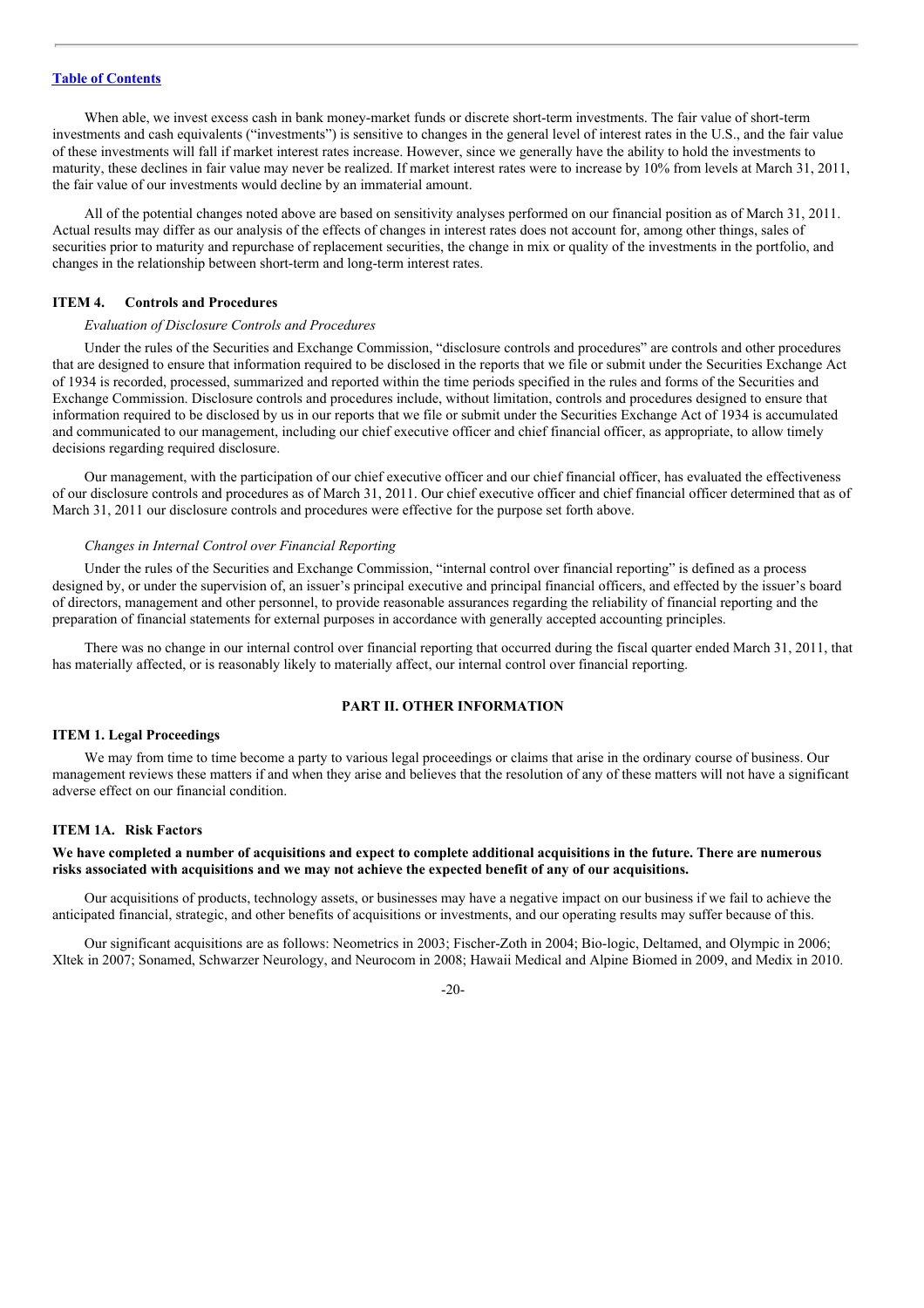When able, we invest excess cash in bank money-market funds or discrete short-term investments. The fair value of short-term investments and cash equivalents ("investments") is sensitive to changes in the general level of interest rates in the U.S., and the fair value of these investments will fall if market interest rates increase. However, since we generally have the ability to hold the investments to maturity, these declines in fair value may never be realized. If market interest rates were to increase by 10% from levels at March 31, 2011, the fair value of our investments would decline by an immaterial amount.

All of the potential changes noted above are based on sensitivity analyses performed on our financial position as of March 31, 2011. Actual results may differ as our analysis of the effects of changes in interest rates does not account for, among other things, sales of securities prior to maturity and repurchase of replacement securities, the change in mix or quality of the investments in the portfolio, and changes in the relationship between short-term and long-term interest rates.

### ITEM 4. Controls and Procedures

*Evaluation of Disclosure Controls and Procedures*

Under the rules of the Securities and Exchange Commission, "disclosure controls and procedures" are controls and other procedures that are designed to ensure that information required to be disclosed in the reports that we file or submit under the Securities Exchange Act of 1934 is recorded, processed, summarized and reported within the time periods specified in the rules and forms of the Securities and Exchange Commission. Disclosure controls and procedures include, without limitation, controls and procedures designed to ensure that information required to be disclosed by us in our reports that we file or submit under the Securities Exchange Act of 1934 is accumulated and communicated to our management, including our chief executive officer and chief financial officer, as appropriate, to allow timely decisions regarding required disclosure.

Our management, with the participation of our chief executive officer and our chief financial officer, has evaluated the effectiveness of our disclosure controls and procedures as of March 31, 2011. Our chief executive officer and chief financial officer determined that as of March 31, 2011 our disclosure controls and procedures were effective for the purpose set forth above.

*Changes in Internal Control over Financial Reporting*

Under the rules of the Securities and Exchange Commission, "internal control over financial reporting" is defined as a process designed by, or under the supervision of, an issuer's principal executive and principal financial officers, and effected by the issuer's board of directors, management and other personnel, to provide reasonable assurances regarding the reliability of financial reporting and the preparation of financial statements for external purposes in accordance with generally accepted accounting principles.

There was no change in our internal control over financial reporting that occurred during the fiscal quarter ended March 31, 2011, that has materially affected, or is reasonably likely to materially affect, our internal control over financial reporting.

## PART II. OTHER INFORMATION

### ITEM 1. Legal Proceedings

We may from time to time become a party to various legal proceedings or claims that arise in the ordinary course of business. Our management reviews these matters if and when they arise and believes that the resolution of any of these matters will not have a significant adverse effect on our financial condition.

### ITEM 1A. Risk Factors

**We have completed a number of acquisitions and expect to complete additional acquisitions in the future. There are numerous risks associated with acquisitions and we may not achieve the expected benefit of any of our acquisitions.**

Our acquisitions of products, technology assets, or businesses may have a negative impact on our business if we fail to achieve the anticipated financial, strategic, and other benefits of acquisitions or investments, and our operating results may suffer because of this.

Our significant acquisitions are as follows: Neometrics in 2003; Fischer-Zoth in 2004; Bio-logic, Deltamed, and Olympic in 2006; Xltek in 2007; Sonamed, Schwarzer Neurology, and Neurocom in 2008; Hawaii Medical and Alpine Biomed in 2009, and Medix in 2010.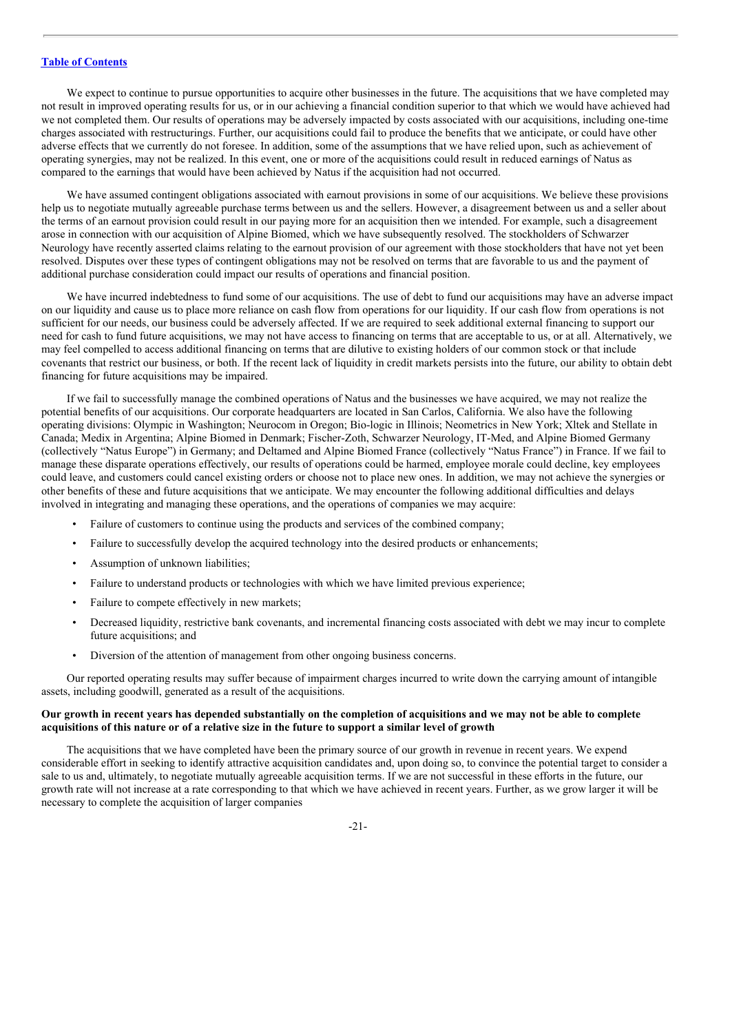We expect to continue to pursue opportunities to acquire other businesses in the future. The acquisitions that we have completed may not result in improved operating results for us, or in our achieving a financial condition superior to that which we would have achieved had we not completed them. Our results of operations may be adversely impacted by costs associated with our acquisitions, including one-time charges associated with restructurings. Further, our acquisitions could fail to produce the benefits that we anticipate, or could have other adverse effects that we currently do not foresee. In addition, some of the assumptions that we have relied upon, such as achievement of operating synergies, may not be realized. In this event, one or more of the acquisitions could result in reduced earnings of Natus as compared to the earnings that would have been achieved by Natus if the acquisition had not occurred.

We have assumed contingent obligations associated with earnout provisions in some of our acquisitions. We believe these provisions help us to negotiate mutually agreeable purchase terms between us and the sellers. However, a disagreement between us and a seller about the terms of an earnout provision could result in our paying more for an acquisition then we intended. For example, such a disagreement arose in connection with our acquisition of Alpine Biomed, which we have subsequently resolved. The stockholders of Schwarzer Neurology have recently asserted claims relating to the earnout provision of our agreement with those stockholders that have not yet been resolved. Disputes over these types of contingent obligations may not be resolved on terms that are favorable to us and the payment of additional purchase consideration could impact our results of operations and financial position.

We have incurred indebtedness to fund some of our acquisitions. The use of debt to fund our acquisitions may have an adverse impact on our liquidity and cause us to place more reliance on cash flow from operations for our liquidity. If our cash flow from operations is not sufficient for our needs, our business could be adversely affected. If we are required to seek additional external financing to support our need for cash to fund future acquisitions, we may not have access to financing on terms that are acceptable to us, or at all. Alternatively, we may feel compelled to access additional financing on terms that are dilutive to existing holders of our common stock or that include covenants that restrict our business, or both. If the recent lack of liquidity in credit markets persists into the future, our ability to obtain debt financing for future acquisitions may be impaired.

If we fail to successfully manage the combined operations of Natus and the businesses we have acquired, we may not realize the potential benefits of our acquisitions. Our corporate headquarters are located in San Carlos, California. We also have the following operating divisions: Olympic in Washington; Neurocom in Oregon; Bio-logic in Illinois; Neometrics in New York; Xltek and Stellate in Canada; Medix in Argentina; Alpine Biomed in Denmark; Fischer-Zoth, Schwarzer Neurology, IT-Med, and Alpine Biomed Germany (collectively "Natus Europe") in Germany; and Deltamed and Alpine Biomed France (collectively "Natus France") in France. If we fail to manage these disparate operations effectively, our results of operations could be harmed, employee morale could decline, key employees could leave, and customers could cancel existing orders or choose not to place new ones. In addition, we may not achieve the synergies or other benefits of these and future acquisitions that we anticipate. We may encounter the following additional difficulties and delays involved in integrating and managing these operations, and the operations of companies we may acquire:

- Failure of customers to continue using the products and services of the combined company;
- Failure to successfully develop the acquired technology into the desired products or enhancements;
- Assumption of unknown liabilities;
- Failure to understand products or technologies with which we have limited previous experience;
- Failure to compete effectively in new markets;
- Decreased liquidity, restrictive bank covenants, and incremental financing costs associated with debt we may incur to complete future acquisitions; and
- Diversion of the attention of management from other ongoing business concerns.

Our reported operating results may suffer because of impairment charges incurred to write down the carrying amount of intangible assets, including goodwill, generated as a result of the acquisitions.

**Our growth in recent years has depended substantially on the completion of acquisitions and we may not be able to complete acquisitions of this nature or of a relative size in the future to support a similar level of growth**

The acquisitions that we have completed have been the primary source of our growth in revenue in recent years. We expend considerable effort in seeking to identify attractive acquisition candidates and, upon doing so, to convince the potential target to consider a sale to us and, ultimately, to negotiate mutually agreeable acquisition terms. If we are not successful in these efforts in the future, our growth rate will not increase at a rate corresponding to that which we have achieved in recent years. Further, as we grow larger it will be necessary to complete the acquisition of larger companies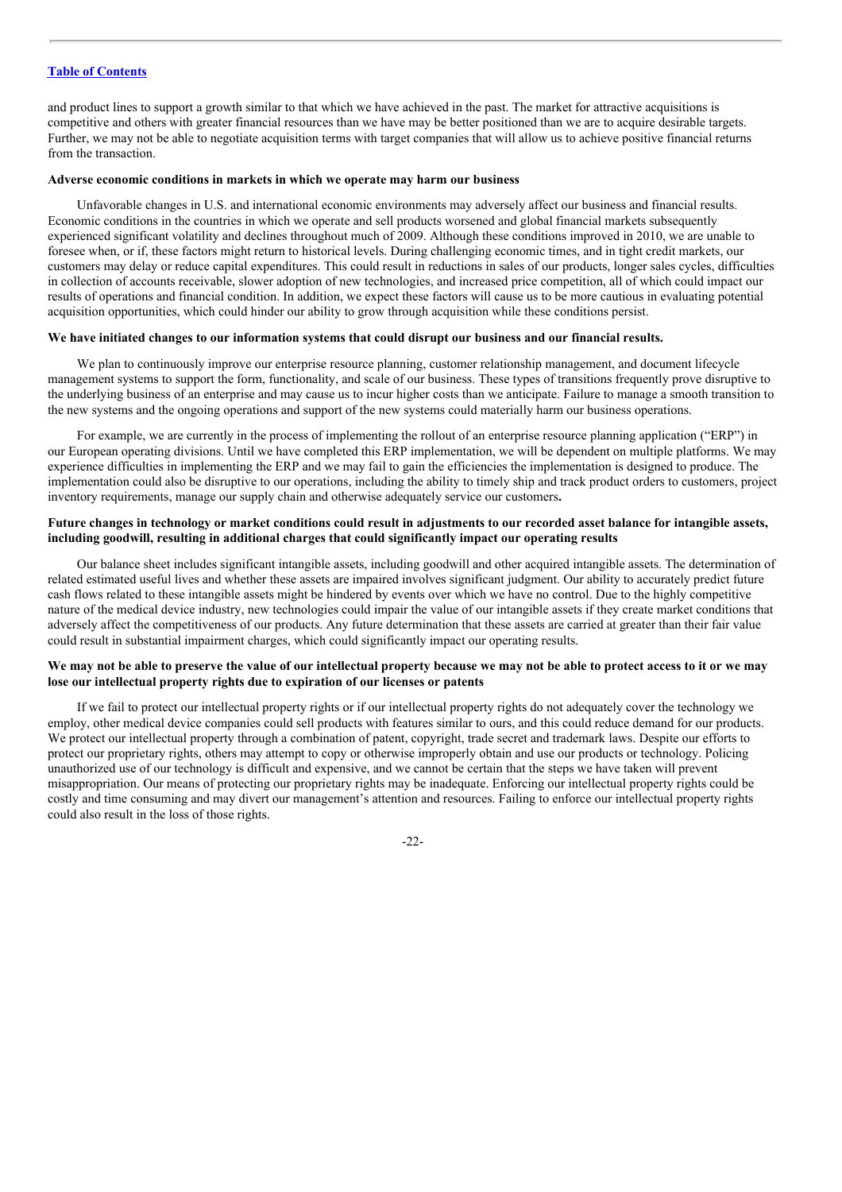and product lines to support a growth similar to that which we have achieved in the past. The market for attractive acquisitions is competitive and others with greater financial resources than we have may be better positioned than we are to acquire desirable targets. Further, we may not be able to negotiate acquisition terms with target companies that will allow us to achieve positive financial returns from the transaction.

**Adverse economic conditions in markets in which we operate may harm our business**

Unfavorable changes in U.S. and international economic environments may adversely affect our business and financial results. Economic conditions in the countries in which we operate and sell products worsened and global financial markets subsequently experienced significant volatility and declines throughout much of 2009. Although these conditions improved in 2010, we are unable to foresee when, or if, these factors might return to historical levels. During challenging economic times, and in tight credit markets, our customers may delay or reduce capital expenditures. This could result in reductions in sales of our products, longer sales cycles, difficulties in collection of accounts receivable, slower adoption of new technologies, and increased price competition, all of which could impact our results of operations and financial condition. In addition, we expect these factors will cause us to be more cautious in evaluating potential acquisition opportunities, which could hinder our ability to grow through acquisition while these conditions persist.

**We have initiated changes to our information systems that could disrupt our business and our financial results.**

We plan to continuously improve our enterprise resource planning, customer relationship management, and document lifecycle management systems to support the form, functionality, and scale of our business. These types of transitions frequently prove disruptive to the underlying business of an enterprise and may cause us to incur higher costs than we anticipate. Failure to manage a smooth transition to the new systems and the ongoing operations and support of the new systems could materially harm our business operations.

For example, we are currently in the process of implementing the rollout of an enterprise resource planning application ("ERP") in our European operating divisions. Until we have completed this ERP implementation, we will be dependent on multiple platforms. We may experience difficulties in implementing the ERP and we may fail to gain the efficiencies the implementation is designed to produce. The implementation could also be disruptive to our operations, including the ability to timely ship and track product orders to customers, project inventory requirements, manage our supply chain and otherwise adequately service our customers.

**Future changes in technology or market conditions could result in adjustments to our recorded asset balance for intangible assets, including goodwill, resulting in additional charges that could significantly impact our operating results**

Our balance sheet includes significant intangible assets, including goodwill and other acquired intangible assets. The determination of related estimated useful lives and whether these assets are impaired involves significant judgment. Our ability to accurately predict future cash flows related to these intangible assets might be hindered by events over which we have no control. Due to the highly competitive nature of the medical device industry, new technologies could impair the value of our intangible assets if they create market conditions that adversely affect the competitiveness of our products. Any future determination that these assets are carried at greater than their fair value could result in substantial impairment charges, which could significantly impact our operating results.

**We may not be able to preserve the value of our intellectual property because we may not be able to protect access to it or we may lose our intellectual property rights due to expiration of our licenses or patents**

If we fail to protect our intellectual property rights or if our intellectual property rights do not adequately cover the technology we employ, other medical device companies could sell products with features similar to ours, and this could reduce demand for our products. We protect our intellectual property through a combination of patent, copyright, trade secret and trademark laws. Despite our efforts to protect our proprietary rights, others may attempt to copy or otherwise improperly obtain and use our products or technology. Policing unauthorized use of our technology is difficult and expensive, and we cannot be certain that the steps we have taken will prevent misappropriation. Our means of protecting our proprietary rights may be inadequate. Enforcing our intellectual property rights could be costly and time consuming and may divert our management's attention and resources. Failing to enforce our intellectual property rights could also result in the loss of those rights.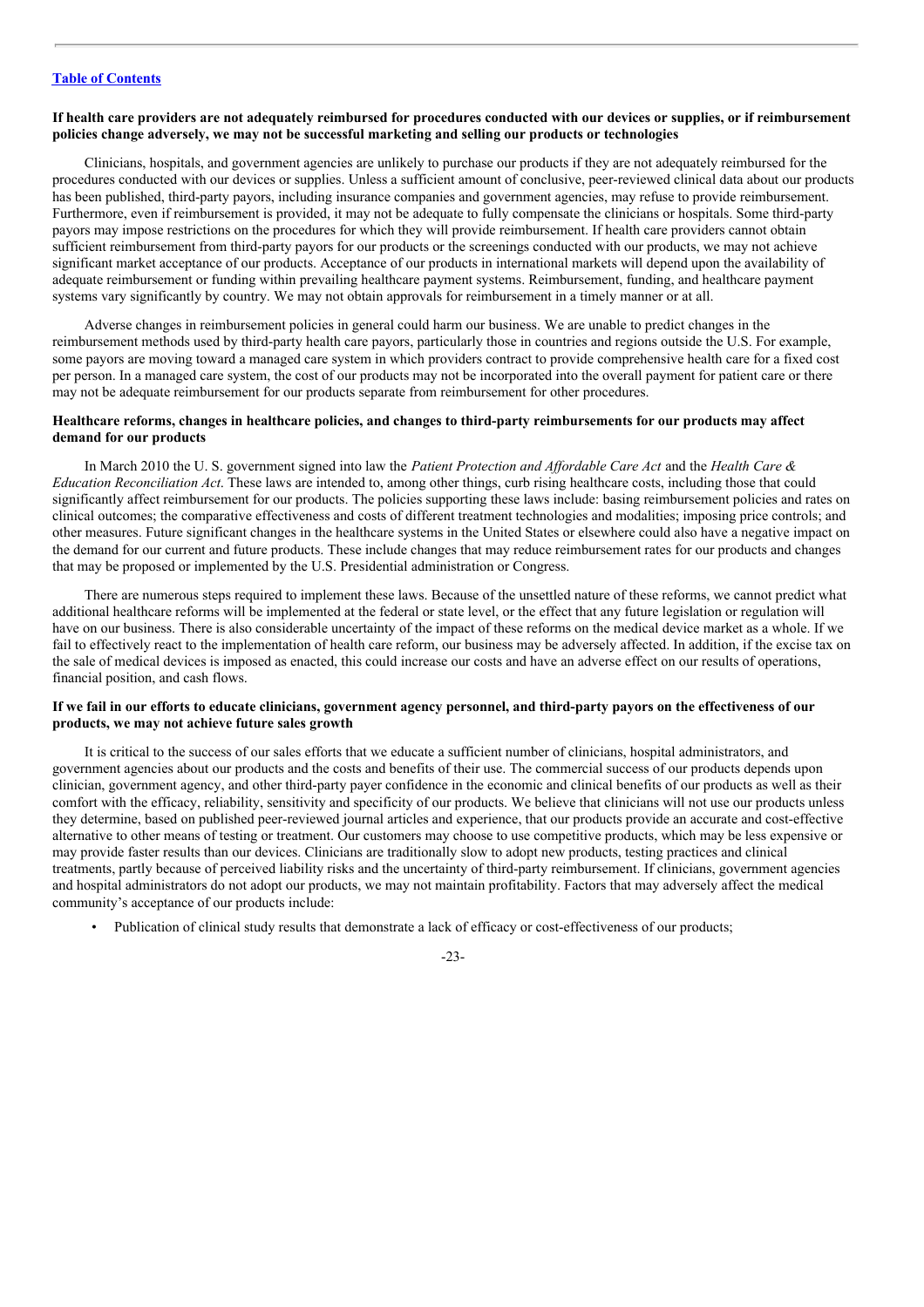**If health care providers are not adequately reimbursed for procedures conducted with our devices or supplies, or if reimbursement policies change adversely, we may not be successful marketing and selling our products or technologies**

Clinicians, hospitals, and government agencies are unlikely to purchase our products if they are not adequately reimbursed for the procedures conducted with our devices or supplies. Unless a sufficient amount of conclusive, peer-reviewed clinical data about our products has been published, third-party payors, including insurance companies and government agencies, may refuse to provide reimbursement. Furthermore, even if reimbursement is provided, it may not be adequate to fully compensate the clinicians or hospitals. Some third-party payors may impose restrictions on the procedures for which they will provide reimbursement. If health care providers cannot obtain sufficient reimbursement from third-party payors for our products or the screenings conducted with our products, we may not achieve significant market acceptance of our products. Acceptance of our products in international markets will depend upon the availability of adequate reimbursement or funding within prevailing healthcare payment systems. Reimbursement, funding, and healthcare payment systems vary significantly by country. We may not obtain approvals for reimbursement in a timely manner or at all.

Adverse changes in reimbursement policies in general could harm our business. We are unable to predict changes in the reimbursement methods used by third-party health care payors, particularly those in countries and regions outside the U.S. For example, some payors are moving toward a managed care system in which providers contract to provide comprehensive health care for a fixed cost per person. In a managed care system, the cost of our products may not be incorporated into the overall payment for patient care or there may not be adequate reimbursement for our products separate from reimbursement for other procedures.

**Healthcare reforms, changes in healthcare policies, and changes to third-party reimbursements for our products may affect demand for our products**

In March 2010 the U. S. government signed into law the *Patient Protection and Affordable Care Act* and the *Health Care & Education Reconciliation Act*. These laws are intended to, among other things, curb rising healthcare costs, including those that could significantly affect reimbursement for our products. The policies supporting these laws include: basing reimbursement policies and rates on clinical outcomes; the comparative effectiveness and costs of different treatment technologies and modalities; imposing price controls; and other measures. Future significant changes in the healthcare systems in the United States or elsewhere could also have a negative impact on the demand for our current and future products. These include changes that may reduce reimbursement rates for our products and changes that may be proposed or implemented by the U.S. Presidential administration or Congress.

There are numerous steps required to implement these laws. Because of the unsettled nature of these reforms, we cannot predict what additional healthcare reforms will be implemented at the federal or state level, or the effect that any future legislation or regulation will have on our business. There is also considerable uncertainty of the impact of these reforms on the medical device market as a whole. If we fail to effectively react to the implementation of health care reform, our business may be adversely affected. In addition, if the excise tax on the sale of medical devices is imposed as enacted, this could increase our costs and have an adverse effect on our results of operations, financial position, and cash flows.

**If we fail in our efforts to educate clinicians, government agency personnel, and third-party payors on the effectiveness of our products, we may not achieve future sales growth**

It is critical to the success of our sales efforts that we educate a sufficient number of clinicians, hospital administrators, and government agencies about our products and the costs and benefits of their use. The commercial success of our products depends upon clinician, government agency, and other third-party payer confidence in the economic and clinical benefits of our products as well as their comfort with the efficacy, reliability, sensitivity and specificity of our products. We believe that clinicians will not use our products unless they determine, based on published peer-reviewed journal articles and experience, that our products provide an accurate and cost-effective alternative to other means of testing or treatment. Our customers may choose to use competitive products, which may be less expensive or may provide faster results than our devices. Clinicians are traditionally slow to adopt new products, testing practices and clinical treatments, partly because of perceived liability risks and the uncertainty of third-party reimbursement. If clinicians, government agencies and hospital administrators do not adopt our products, we may not maintain profitability. Factors that may adversely affect the medical community's acceptance of our products include:

- Publication of clinical study results that demonstrate a lack of efficacy or cost-effectiveness of our products;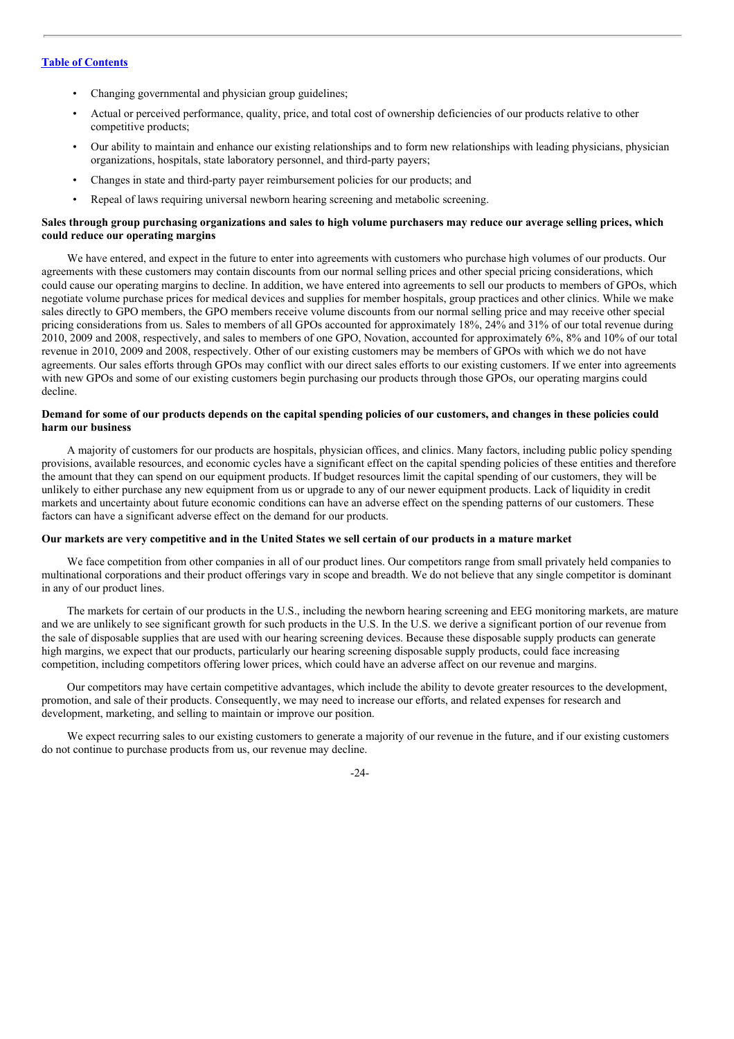- Changing governmental and physician group guidelines;
- Actual or perceived performance, quality, price, and total cost of ownership deficiencies of our products relative to other competitive products;
- Our ability to maintain and enhance our existing relationships and to form new relationships with leading physicians, physician organizations, hospitals, state laboratory personnel, and third-party payers;
- Changes in state and third-party payer reimbursement policies for our products; and
- Repeal of laws requiring universal newborn hearing screening and metabolic screening.

**Sales through group purchasing organizations and sales to high volume purchasers may reduce our average selling prices, which could reduce our operating margins**

We have entered, and expect in the future to enter into agreements with customers who purchase high volumes of our products. Our agreements with these customers may contain discounts from our normal selling prices and other special pricing considerations, which could cause our operating margins to decline. In addition, we have entered into agreements to sell our products to members of GPOs, which negotiate volume purchase prices for medical devices and supplies for member hospitals, group practices and other clinics. While we make sales directly to GPO members, the GPO members receive volume discounts from our normal selling price and may receive other special pricing considerations from us. Sales to members of all GPOs accounted for approximately 18%, 24% and 31% of our total revenue during 2010, 2009 and 2008, respectively, and sales to members of one GPO, Novation, accounted for approximately 6%, 8% and 10% of our total revenue in 2010, 2009 and 2008, respectively. Other of our existing customers may be members of GPOs with which we do not have agreements. Our sales efforts through GPOs may conflict with our direct sales efforts to our existing customers. If we enter into agreements with new GPOs and some of our existing customers begin purchasing our products through those GPOs, our operating margins could decline.

**Demand for some of our products depends on the capital spending policies of our customers, and changes in these policies could harm our business**

A majority of customers for our products are hospitals, physician offices, and clinics. Many factors, including public policy spending provisions, available resources, and economic cycles have a significant effect on the capital spending policies of these entities and therefore the amount that they can spend on our equipment products. If budget resources limit the capital spending of our customers, they will be unlikely to either purchase any new equipment from us or upgrade to any of our newer equipment products. Lack of liquidity in credit markets and uncertainty about future economic conditions can have an adverse effect on the spending patterns of our customers. These factors can have a significant adverse effect on the demand for our products.

**Our markets are very competitive and in the United States we sell certain of our products in a mature market**

We face competition from other companies in all of our product lines. Our competitors range from small privately held companies to multinational corporations and their product offerings vary in scope and breadth. We do not believe that any single competitor is dominant in any of our product lines.

The markets for certain of our products in the U.S., including the newborn hearing screening and EEG monitoring markets, are mature and we are unlikely to see significant growth for such products in the U.S. In the U.S. we derive a significant portion of our revenue from the sale of disposable supplies that are used with our hearing screening devices. Because these disposable supply products can generate high margins, we expect that our products, particularly our hearing screening disposable supply products, could face increasing competition, including competitors offering lower prices, which could have an adverse affect on our revenue and margins.

Our competitors may have certain competitive advantages, which include the ability to devote greater resources to the development, promotion, and sale of their products. Consequently, we may need to increase our efforts, and related expenses for research and development, marketing, and selling to maintain or improve our position.

We expect recurring sales to our existing customers to generate a majority of our revenue in the future, and if our existing customers do not continue to purchase products from us, our revenue may decline.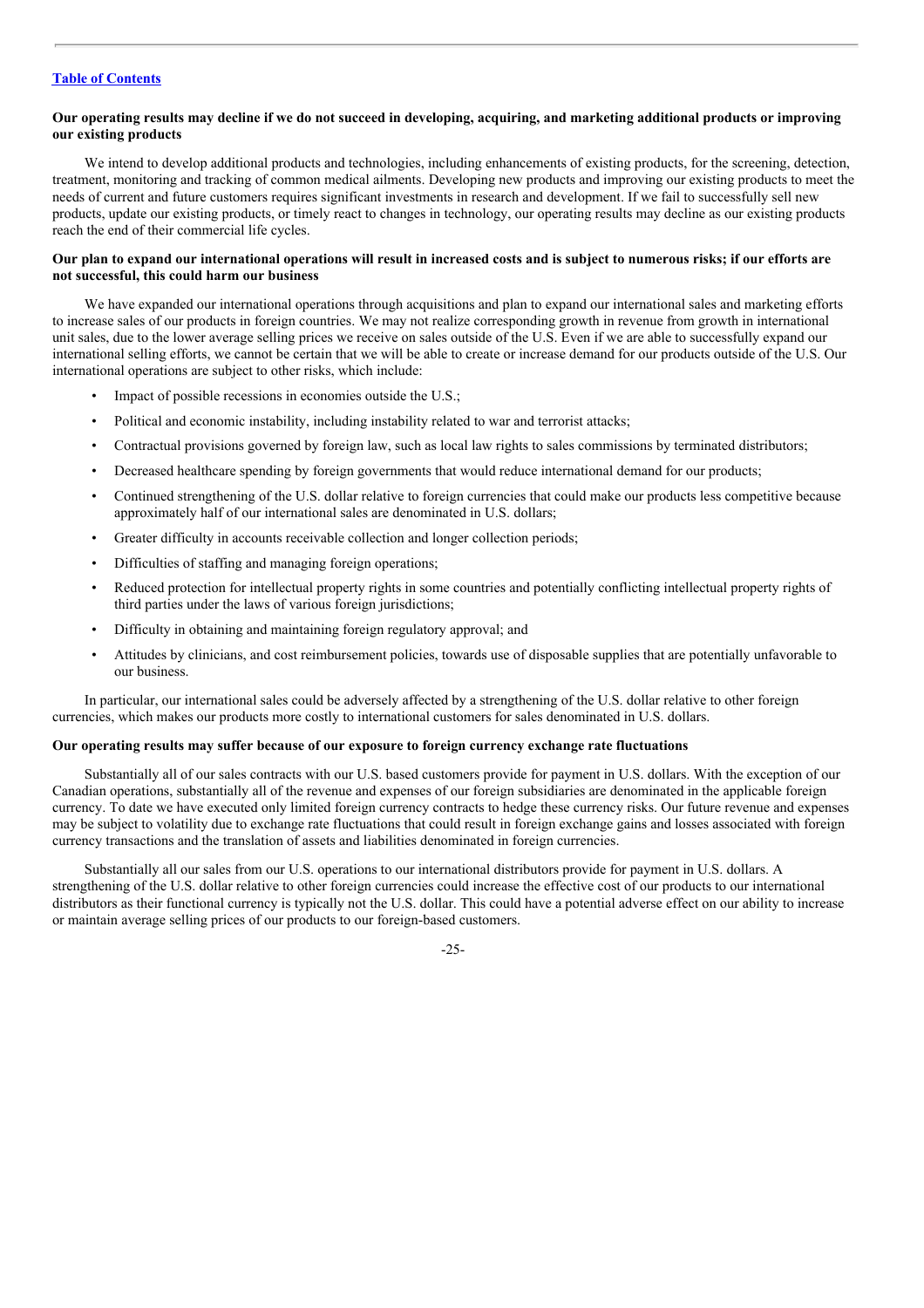**Our operating results may decline if we do not succeed in developing, acquiring, and marketing additional products or improving our existing products**

We intend to develop additional products and technologies, including enhancements of existing products, for the screening, detection, treatment, monitoring and tracking of common medical ailments. Developing new products and improving our existing products to meet the needs of current and future customers requires significant investments in research and development. If we fail to successfully sell new products, update our existing products, or timely react to changes in technology, our operating results may decline as our existing products reach the end of their commercial life cycles.

**Our plan to expand our international operations will result in increased costs and is subject to numerous risks; if our efforts are not successful, this could harm our business**

We have expanded our international operations through acquisitions and plan to expand our international sales and marketing efforts to increase sales of our products in foreign countries. We may not realize corresponding growth in revenue from growth in international unit sales, due to the lower average selling prices we receive on sales outside of the U.S. Even if we are able to successfully expand our international selling efforts, we cannot be certain that we will be able to create or increase demand for our products outside of the U.S. Our international operations are subject to other risks, which include:

- Impact of possible recessions in economies outside the U.S.;
- Political and economic instability, including instability related to war and terrorist attacks;
- Contractual provisions governed by foreign law, such as local law rights to sales commissions by terminated distributors;
- Decreased healthcare spending by foreign governments that would reduce international demand for our products;
- Continued strengthening of the U.S. dollar relative to foreign currencies that could make our products less competitive because approximately half of our international sales are denominated in U.S. dollars;
- Greater difficulty in accounts receivable collection and longer collection periods;
- Difficulties of staffing and managing foreign operations;
- Reduced protection for intellectual property rights in some countries and potentially conflicting intellectual property rights of third parties under the laws of various foreign jurisdictions;
- Difficulty in obtaining and maintaining foreign regulatory approval; and
- Attitudes by clinicians, and cost reimbursement policies, towards use of disposable supplies that are potentially unfavorable to our business.

In particular, our international sales could be adversely affected by a strengthening of the U.S. dollar relative to other foreign currencies, which makes our products more costly to international customers for sales denominated in U.S. dollars.

**Our operating results may suffer because of our exposure to foreign currency exchange rate fluctuations**

Substantially all of our sales contracts with our U.S. based customers provide for payment in U.S. dollars. With the exception of our Canadian operations, substantially all of the revenue and expenses of our foreign subsidiaries are denominated in the applicable foreign currency. To date we have executed only limited foreign currency contracts to hedge these currency risks. Our future revenue and expenses may be subject to volatility due to exchange rate fluctuations that could result in foreign exchange gains and losses associated with foreign currency transactions and the translation of assets and liabilities denominated in foreign currencies.

Substantially all our sales from our U.S. operations to our international distributors provide for payment in U.S. dollars. A strengthening of the U.S. dollar relative to other foreign currencies could increase the effective cost of our products to our international distributors as their functional currency is typically not the U.S. dollar. This could have a potential adverse effect on our ability to increase or maintain average selling prices of our products to our foreign-based customers.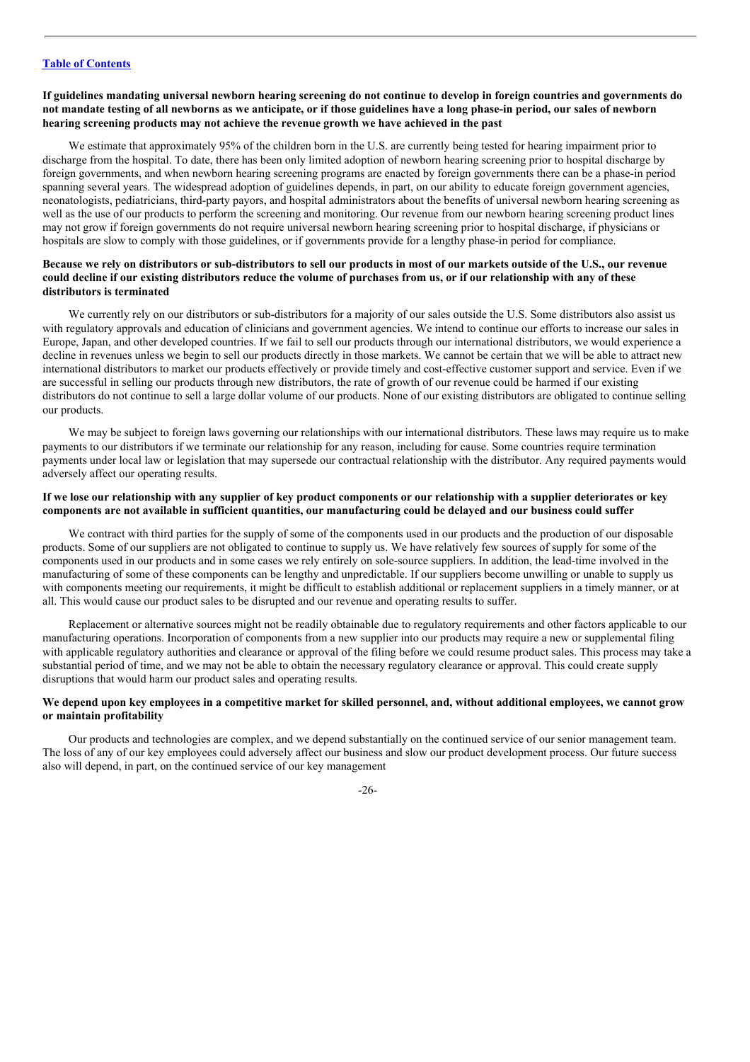**If guidelines mandating universal newborn hearing screening do not continue to develop in foreign countries and governments do not mandate testing of all newborns as we anticipate, or if those guidelines have a long phase-in period, our sales of newborn hearing screening products may not achieve the revenue growth we have achieved in the past**

We estimate that approximately 95% of the children born in the U.S. are currently being tested for hearing impairment prior to discharge from the hospital. To date, there has been only limited adoption of newborn hearing screening prior to hospital discharge by foreign governments, and when newborn hearing screening programs are enacted by foreign governments there can be a phase-in period spanning several years. The widespread adoption of guidelines depends, in part, on our ability to educate foreign government agencies, neonatologists, pediatricians, third-party payors, and hospital administrators about the benefits of universal newborn hearing screening as well as the use of our products to perform the screening and monitoring. Our revenue from our newborn hearing screening product lines may not grow if foreign governments do not require universal newborn hearing screening prior to hospital discharge, if physicians or hospitals are slow to comply with those guidelines, or if governments provide for a lengthy phase-in period for compliance.

**Because we rely on distributors or sub-distributors to sell our products in most of our markets outside of the U.S., our revenue could decline if our existing distributors reduce the volume of purchases from us, or if our relationship with any of these distributors is terminated**

We currently rely on our distributors or sub-distributors for a majority of our sales outside the U.S. Some distributors also assist us with regulatory approvals and education of clinicians and government agencies. We intend to continue our efforts to increase our sales in Europe, Japan, and other developed countries. If we fail to sell our products through our international distributors, we would experience a decline in revenues unless we begin to sell our products directly in those markets. We cannot be certain that we will be able to attract new international distributors to market our products effectively or provide timely and cost-effective customer support and service. Even if we are successful in selling our products through new distributors, the rate of growth of our revenue could be harmed if our existing distributors do not continue to sell a large dollar volume of our products. None of our existing distributors are obligated to continue selling our products.

We may be subject to foreign laws governing our relationships with our international distributors. These laws may require us to make payments to our distributors if we terminate our relationship for any reason, including for cause. Some countries require termination payments under local law or legislation that may supersede our contractual relationship with the distributor. Any required payments would adversely affect our operating results.

**If we lose our relationship with any supplier of key product components or our relationship with a supplier deteriorates or key components are not available in sufficient quantities, our manufacturing could be delayed and our business could suffer**

We contract with third parties for the supply of some of the components used in our products and the production of our disposable products. Some of our suppliers are not obligated to continue to supply us. We have relatively few sources of supply for some of the components used in our products and in some cases we rely entirely on sole-source suppliers. In addition, the lead-time involved in the manufacturing of some of these components can be lengthy and unpredictable. If our suppliers become unwilling or unable to supply us with components meeting our requirements, it might be difficult to establish additional or replacement suppliers in a timely manner, or at all. This would cause our product sales to be disrupted and our revenue and operating results to suffer.

Replacement or alternative sources might not be readily obtainable due to regulatory requirements and other factors applicable to our manufacturing operations. Incorporation of components from a new supplier into our products may require a new or supplemental filing with applicable regulatory authorities and clearance or approval of the filing before we could resume product sales. This process may take a substantial period of time, and we may not be able to obtain the necessary regulatory clearance or approval. This could create supply disruptions that would harm our product sales and operating results.

**We depend upon key employees in a competitive market for skilled personnel, and, without additional employees, we cannot grow or maintain profitability**

Our products and technologies are complex, and we depend substantially on the continued service of our senior management team. The loss of any of our key employees could adversely affect our business and slow our product development process. Our future success also will depend, in part, on the continued service of our key management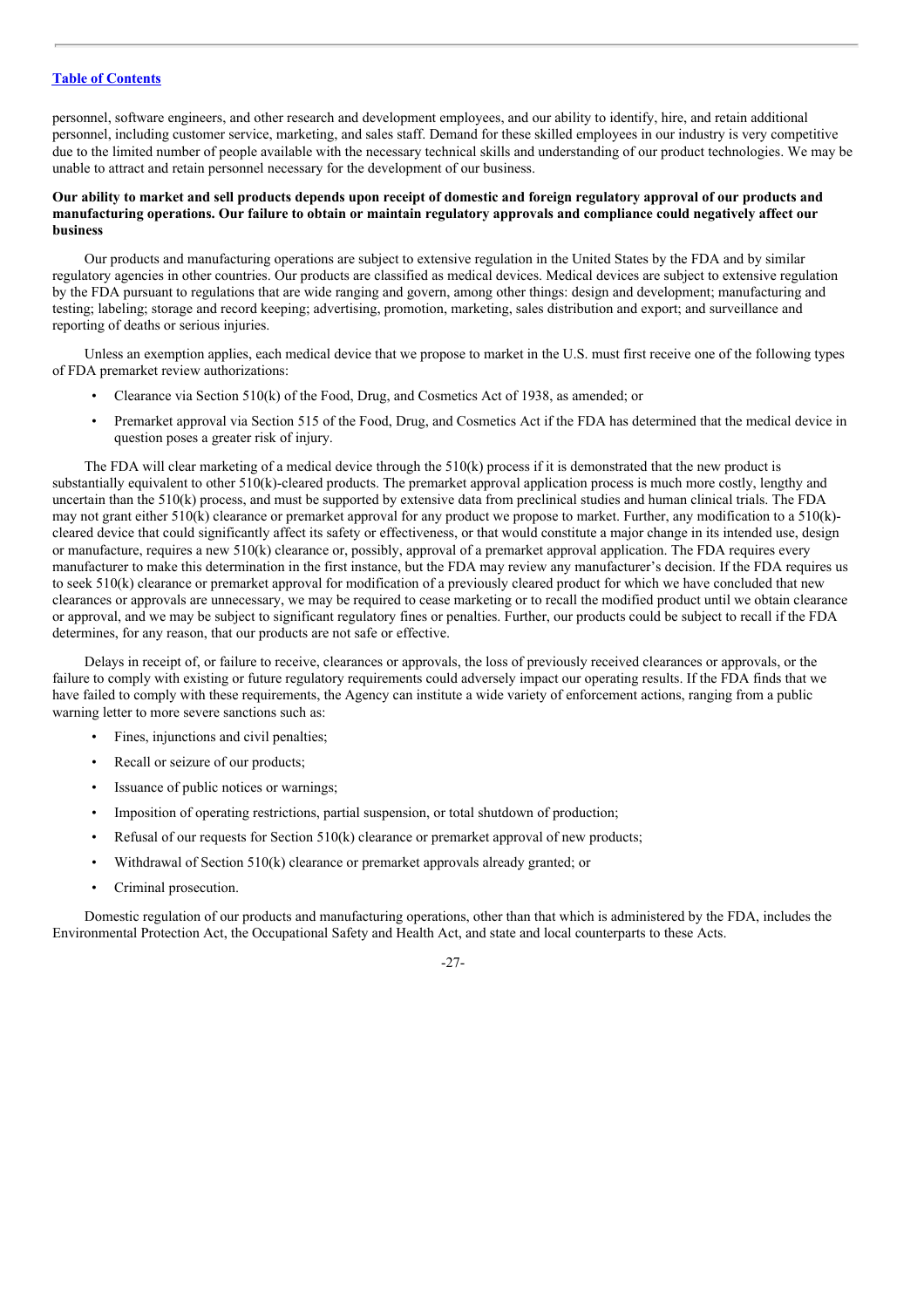personnel, software engineers, and other research and development employees, and our ability to identify, hire, and retain additional personnel, including customer service, marketing, and sales staff. Demand for these skilled employees in our industry is very competitive due to the limited number of people available with the necessary technical skills and understanding of our product technologies. We may be unable to attract and retain personnel necessary for the development of our business.

**Our ability to market and sell products depends upon receipt of domestic and foreign regulatory approval of our products and manufacturing operations. Our failure to obtain or maintain regulatory approvals and compliance could negatively affect our business**

Our products and manufacturing operations are subject to extensive regulation in the United States by the FDA and by similar regulatory agencies in other countries. Our products are classified as medical devices. Medical devices are subject to extensive regulation by the FDA pursuant to regulations that are wide ranging and govern, among other things: design and development; manufacturing and testing; labeling; storage and record keeping; advertising, promotion, marketing, sales distribution and export; and surveillance and reporting of deaths or serious injuries.

Unless an exemption applies, each medical device that we propose to market in the U.S. must first receive one of the following types of FDA premarket review authorizations:

- Clearance via Section 510(k) of the Food, Drug, and Cosmetics Act of 1938, as amended; or
- Premarket approval via Section 515 of the Food, Drug, and Cosmetics Act if the FDA has determined that the medical device in question poses a greater risk of injury.

The FDA will clear marketing of a medical device through the 510(k) process if it is demonstrated that the new product is substantially equivalent to other 510(k)-cleared products. The premarket approval application process is much more costly, lengthy and uncertain than the 510(k) process, and must be supported by extensive data from preclinical studies and human clinical trials. The FDA may not grant either 510(k) clearance or premarket approval for any product we propose to market. Further, any modification to a 510(k)-cleared device that could significantly affect its safety or effectiveness, or that would constitute a major change in its intended use, design or manufacture, requires a new 510(k) clearance or, possibly, approval of a premarket approval application. The FDA requires every manufacturer to make this determination in the first instance, but the FDA may review any manufacturer's decision. If the FDA requires us to seek 510(k) clearance or premarket approval for modification of a previously cleared product for which we have concluded that new clearances or approvals are unnecessary, we may be required to cease marketing or to recall the modified product until we obtain clearance or approval, and we may be subject to significant regulatory fines or penalties. Further, our products could be subject to recall if the FDA determines, for any reason, that our products are not safe or effective.

Delays in receipt of, or failure to receive, clearances or approvals, the loss of previously received clearances or approvals, or the failure to comply with existing or future regulatory requirements could adversely impact our operating results. If the FDA finds that we have failed to comply with these requirements, the Agency can institute a wide variety of enforcement actions, ranging from a public warning letter to more severe sanctions such as:

- Fines, injunctions and civil penalties;
- Recall or seizure of our products;
- Issuance of public notices or warnings;
- Imposition of operating restrictions, partial suspension, or total shutdown of production;
- Refusal of our requests for Section 510(k) clearance or premarket approval of new products;
- Withdrawal of Section 510(k) clearance or premarket approvals already granted; or
- Criminal prosecution.

Domestic regulation of our products and manufacturing operations, other than that which is administered by the FDA, includes the Environmental Protection Act, the Occupational Safety and Health Act, and state and local counterparts to these Acts.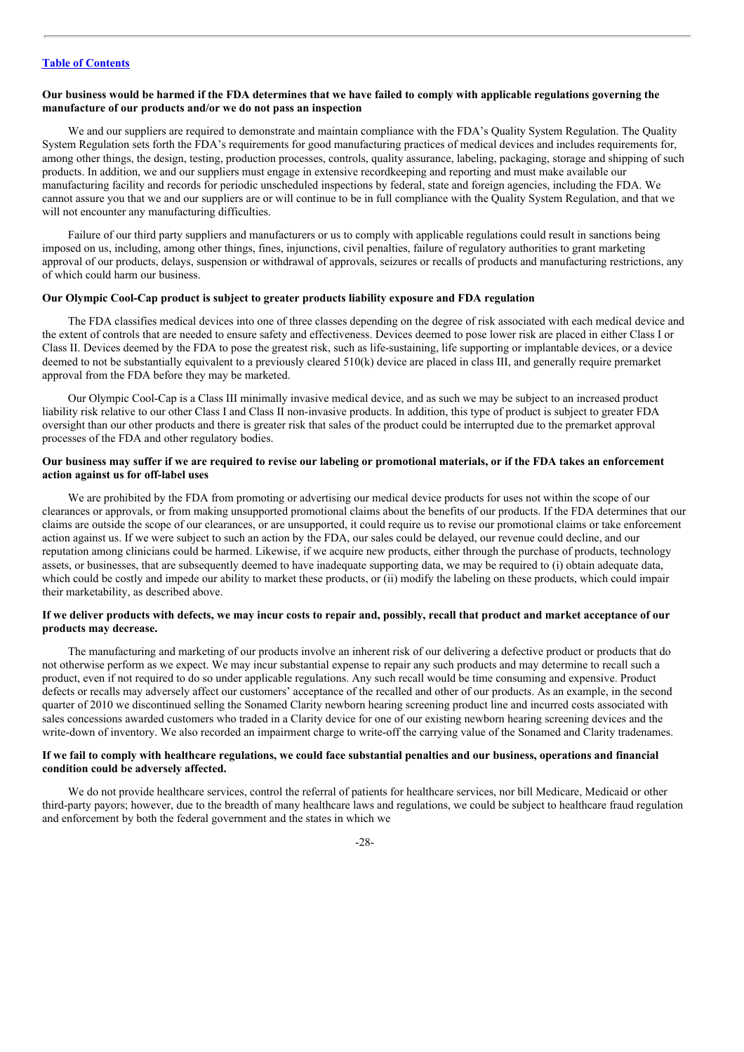**Our business would be harmed if the FDA determines that we have failed to comply with applicable regulations governing the manufacture of our products and/or we do not pass an inspection**

We and our suppliers are required to demonstrate and maintain compliance with the FDA's Quality System Regulation. The Quality System Regulation sets forth the FDA's requirements for good manufacturing practices of medical devices and includes requirements for, among other things, the design, testing, production processes, controls, quality assurance, labeling, packaging, storage and shipping of such products. In addition, we and our suppliers must engage in extensive recordkeeping and reporting and must make available our manufacturing facility and records for periodic unscheduled inspections by federal, state and foreign agencies, including the FDA. We cannot assure you that we and our suppliers are or will continue to be in full compliance with the Quality System Regulation, and that we will not encounter any manufacturing difficulties.

Failure of our third party suppliers and manufacturers or us to comply with applicable regulations could result in sanctions being imposed on us, including, among other things, fines, injunctions, civil penalties, failure of regulatory authorities to grant marketing approval of our products, delays, suspension or withdrawal of approvals, seizures or recalls of products and manufacturing restrictions, any of which could harm our business.

**Our Olympic Cool-Cap product is subject to greater products liability exposure and FDA regulation**

The FDA classifies medical devices into one of three classes depending on the degree of risk associated with each medical device and the extent of controls that are needed to ensure safety and effectiveness. Devices deemed to pose lower risk are placed in either Class I or Class II. Devices deemed by the FDA to pose the greatest risk, such as life-sustaining, life supporting or implantable devices, or a device deemed to not be substantially equivalent to a previously cleared 510(k) device are placed in class III, and generally require premarket approval from the FDA before they may be marketed.

Our Olympic Cool-Cap is a Class III minimally invasive medical device, and as such we may be subject to an increased product liability risk relative to our other Class I and Class II non-invasive products. In addition, this type of product is subject to greater FDA oversight than our other products and there is greater risk that sales of the product could be interrupted due to the premarket approval processes of the FDA and other regulatory bodies.

**Our business may suffer if we are required to revise our labeling or promotional materials, or if the FDA takes an enforcement action against us for off-label uses**

We are prohibited by the FDA from promoting or advertising our medical device products for uses not within the scope of our clearances or approvals, or from making unsupported promotional claims about the benefits of our products. If the FDA determines that our claims are outside the scope of our clearances, or are unsupported, it could require us to revise our promotional claims or take enforcement action against us. If we were subject to such an action by the FDA, our sales could be delayed, our revenue could decline, and our reputation among clinicians could be harmed. Likewise, if we acquire new products, either through the purchase of products, technology assets, or businesses, that are subsequently deemed to have inadequate supporting data, we may be required to (i) obtain adequate data, which could be costly and impede our ability to market these products, or (ii) modify the labeling on these products, which could impair their marketability, as described above.

**If we deliver products with defects, we may incur costs to repair and, possibly, recall that product and market acceptance of our products may decrease.**

The manufacturing and marketing of our products involve an inherent risk of our delivering a defective product or products that do not otherwise perform as we expect. We may incur substantial expense to repair any such products and may determine to recall such a product, even if not required to do so under applicable regulations. Any such recall would be time consuming and expensive. Product defects or recalls may adversely affect our customers' acceptance of the recalled and other of our products. As an example, in the second quarter of 2010 we discontinued selling the Sonamed Clarity newborn hearing screening product line and incurred costs associated with sales concessions awarded customers who traded in a Clarity device for one of our existing newborn hearing screening devices and the write-down of inventory. We also recorded an impairment charge to write-off the carrying value of the Sonamed and Clarity tradenames.

**If we fail to comply with healthcare regulations, we could face substantial penalties and our business, operations and financial condition could be adversely affected.**

We do not provide healthcare services, control the referral of patients for healthcare services, nor bill Medicare, Medicaid or other third-party payors; however, due to the breadth of many healthcare laws and regulations, we could be subject to healthcare fraud regulation and enforcement by both the federal government and the states in which we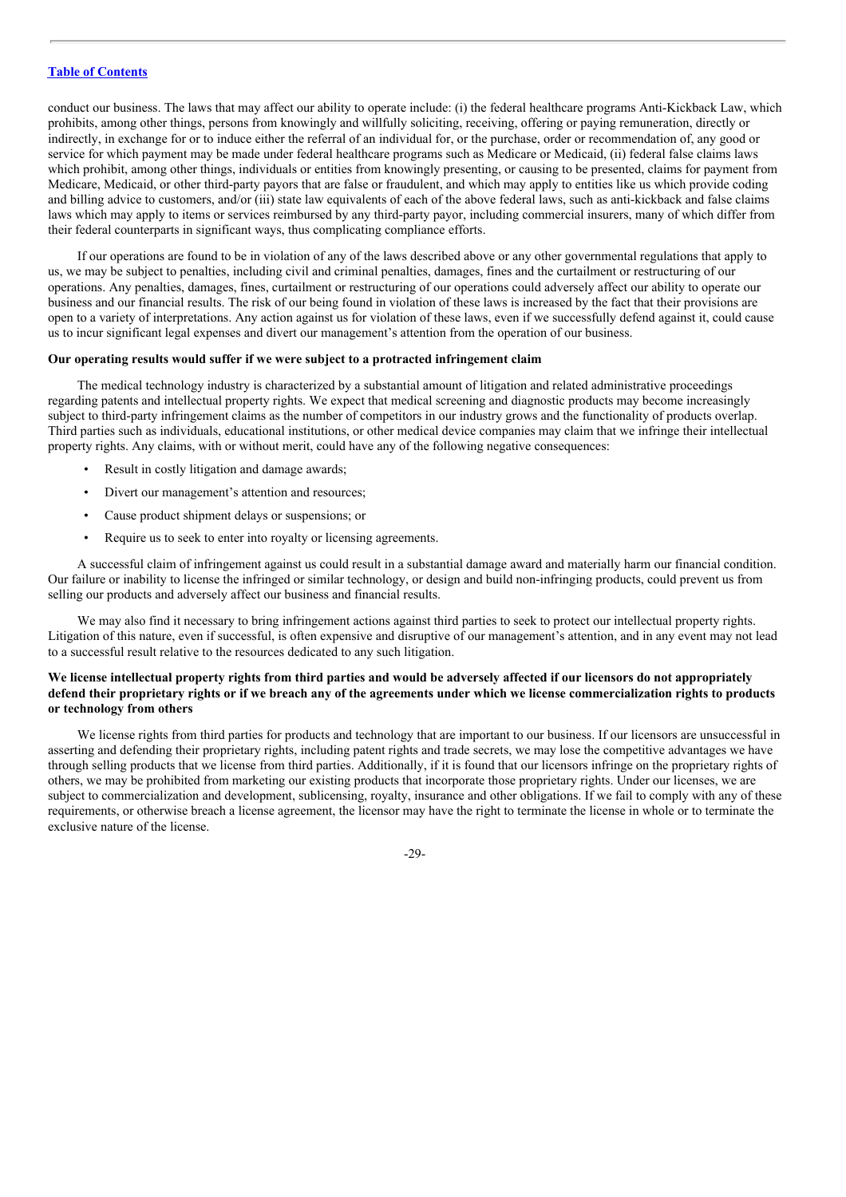conduct our business. The laws that may affect our ability to operate include: (i) the federal healthcare programs Anti-Kickback Law, which prohibits, among other things, persons from knowingly and willfully soliciting, receiving, offering or paying remuneration, directly or indirectly, in exchange for or to induce either the referral of an individual for, or the purchase, order or recommendation of, any good or service for which payment may be made under federal healthcare programs such as Medicare or Medicaid, (ii) federal false claims laws which prohibit, among other things, individuals or entities from knowingly presenting, or causing to be presented, claims for payment from Medicare, Medicaid, or other third-party payors that are false or fraudulent, and which may apply to entities like us which provide coding and billing advice to customers, and/or (iii) state law equivalents of each of the above federal laws, such as anti-kickback and false claims laws which may apply to items or services reimbursed by any third-party payor, including commercial insurers, many of which differ from their federal counterparts in significant ways, thus complicating compliance efforts.

If our operations are found to be in violation of any of the laws described above or any other governmental regulations that apply to us, we may be subject to penalties, including civil and criminal penalties, damages, fines and the curtailment or restructuring of our operations. Any penalties, damages, fines, curtailment or restructuring of our operations could adversely affect our ability to operate our business and our financial results. The risk of our being found in violation of these laws is increased by the fact that their provisions are open to a variety of interpretations. Any action against us for violation of these laws, even if we successfully defend against it, could cause us to incur significant legal expenses and divert our management's attention from the operation of our business.

**Our operating results would suffer if we were subject to a protracted infringement claim**

The medical technology industry is characterized by a substantial amount of litigation and related administrative proceedings regarding patents and intellectual property rights. We expect that medical screening and diagnostic products may become increasingly subject to third-party infringement claims as the number of competitors in our industry grows and the functionality of products overlap. Third parties such as individuals, educational institutions, or other medical device companies may claim that we infringe their intellectual property rights. Any claims, with or without merit, could have any of the following negative consequences:

- Result in costly litigation and damage awards;
- Divert our management's attention and resources;
- Cause product shipment delays or suspensions; or
- Require us to seek to enter into royalty or licensing agreements.

A successful claim of infringement against us could result in a substantial damage award and materially harm our financial condition. Our failure or inability to license the infringed or similar technology, or design and build non-infringing products, could prevent us from selling our products and adversely affect our business and financial results.

We may also find it necessary to bring infringement actions against third parties to seek to protect our intellectual property rights. Litigation of this nature, even if successful, is often expensive and disruptive of our management's attention, and in any event may not lead to a successful result relative to the resources dedicated to any such litigation.

**We license intellectual property rights from third parties and would be adversely affected if our licensors do not appropriately defend their proprietary rights or if we breach any of the agreements under which we license commercialization rights to products or technology from others**

We license rights from third parties for products and technology that are important to our business. If our licensors are unsuccessful in asserting and defending their proprietary rights, including patent rights and trade secrets, we may lose the competitive advantages we have through selling products that we license from third parties. Additionally, if it is found that our licensors infringe on the proprietary rights of others, we may be prohibited from marketing our existing products that incorporate those proprietary rights. Under our licenses, we are subject to commercialization and development, sublicensing, royalty, insurance and other obligations. If we fail to comply with any of these requirements, or otherwise breach a license agreement, the licensor may have the right to terminate the license in whole or to terminate the exclusive nature of the license.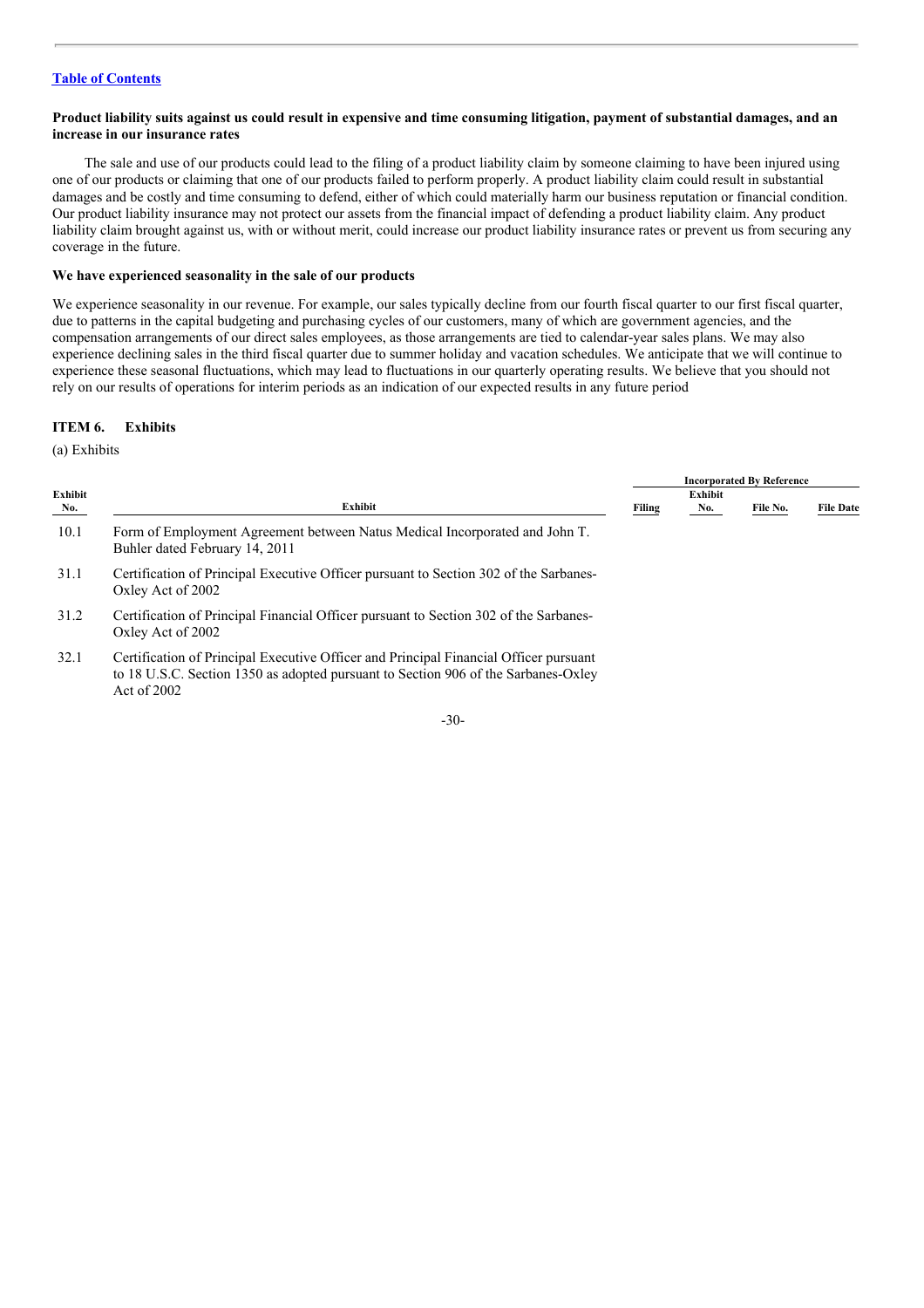[Table of Contents](#)

**Product liability suits against us could result in expensive and time consuming litigation, payment of substantial damages, and an increase in our insurance rates**

The sale and use of our products could lead to the filing of a product liability claim by someone claiming to have been injured using one of our products or claiming that one of our products failed to perform properly. A product liability claim could result in substantial damages and be costly and time consuming to defend, either of which could materially harm our business reputation or financial condition. Our product liability insurance may not protect our assets from the financial impact of defending a product liability claim. Any product liability claim brought against us, with or without merit, could increase our product liability insurance rates or prevent us from securing any coverage in the future.

**We have experienced seasonality in the sale of our products**

We experience seasonality in our revenue. For example, our sales typically decline from our fourth fiscal quarter to our first fiscal quarter, due to patterns in the capital budgeting and purchasing cycles of our customers, many of which are government agencies, and the compensation arrangements of our direct sales employees, as those arrangements are tied to calendar-year sales plans. We may also experience declining sales in the third fiscal quarter due to summer holiday and vacation schedules. We anticipate that we will continue to experience these seasonal fluctuations, which may lead to fluctuations in our quarterly operating results. We believe that you should not rely on our results of operations for interim periods as an indication of our expected results in any future period

## ITEM 6. Exhibits

(a) Exhibits

| | | Incorporated By Reference | | | |
|---|---|---|---|---|---|
| Exhibit No. | Exhibit | Filing | Exhibit No. | File No. | File Date |
| 10.1 | Form of Employment Agreement between Natus Medical Incorporated and John T. Buhler dated February 14, 2011 | | | | |
| 31.1 | Certification of Principal Executive Officer pursuant to Section 302 of the Sarbanes-Oxley Act of 2002 | | | | |
| 31.2 | Certification of Principal Financial Officer pursuant to Section 302 of the Sarbanes-Oxley Act of 2002 | | | | |
| 32.1 | Certification of Principal Executive Officer and Principal Financial Officer pursuant to 18 U.S.C. Section 1350 as adopted pursuant to Section 906 of the Sarbanes-Oxley Act of 2002 | | | | |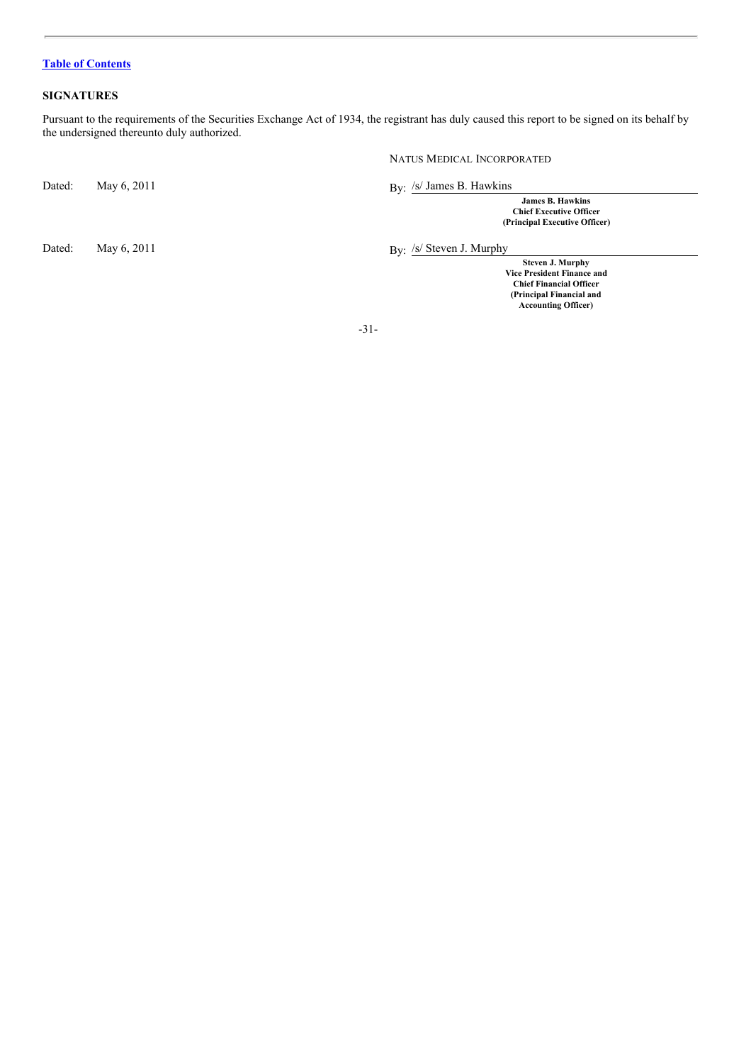[Table of Contents](#)

**SIGNATURES**

Pursuant to the requirements of the Securities Exchange Act of 1934, the registrant has duly caused this report to be signed on its behalf by the undersigned thereunto duly authorized.

NATUS MEDICAL INCORPORATED

| | | |
|---|---|---|
| Dated: | May 6, 2011 | By: /s/ James B. Hawkins<br>**James B. Hawkins**<br>**Chief Executive Officer**<br>**(Principal Executive Officer)** |
| Dated: | May 6, 2011 | By: /s/ Steven J. Murphy<br>**Steven J. Murphy**<br>**Vice President Finance and**<br>**Chief Financial Officer**<br>**(Principal Financial and**<br>**Accounting Officer)** |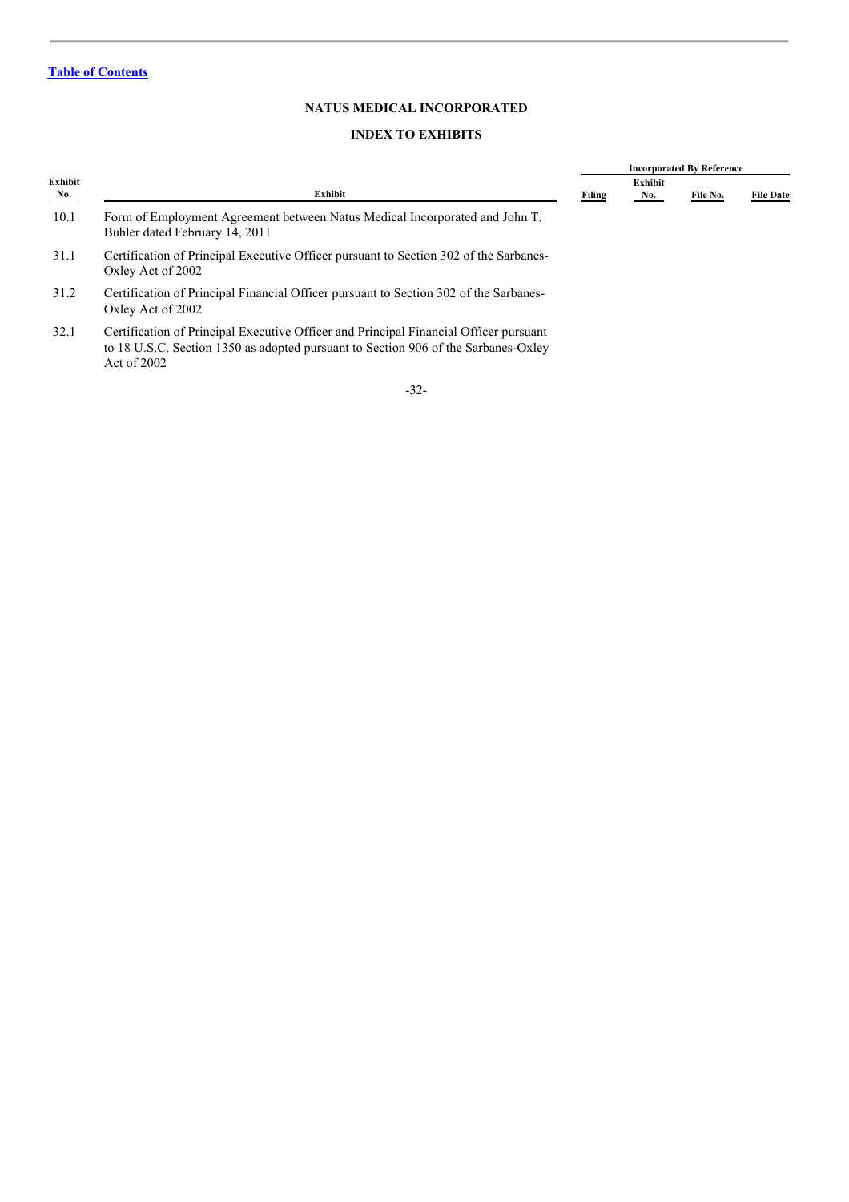[Table of Contents](#)

**NATUS MEDICAL INCORPORATED**

**INDEX TO EXHIBITS**

| Exhibit No. | Exhibit | Incorporated By Reference | | | |
|---|---|---|---|---|---|
| | | Filing | Exhibit No. | File No. | File Date |
| 10.1 | Form of Employment Agreement between Natus Medical Incorporated and John T. Buhler dated February 14, 2011 | | | | |
| 31.1 | Certification of Principal Executive Officer pursuant to Section 302 of the Sarbanes-Oxley Act of 2002 | | | | |
| 31.2 | Certification of Principal Financial Officer pursuant to Section 302 of the Sarbanes-Oxley Act of 2002 | | | | |
| 32.1 | Certification of Principal Executive Officer and Principal Financial Officer pursuant to 18 U.S.C. Section 1350 as adopted pursuant to Section 906 of the Sarbanes-Oxley Act of 2002 | | | | |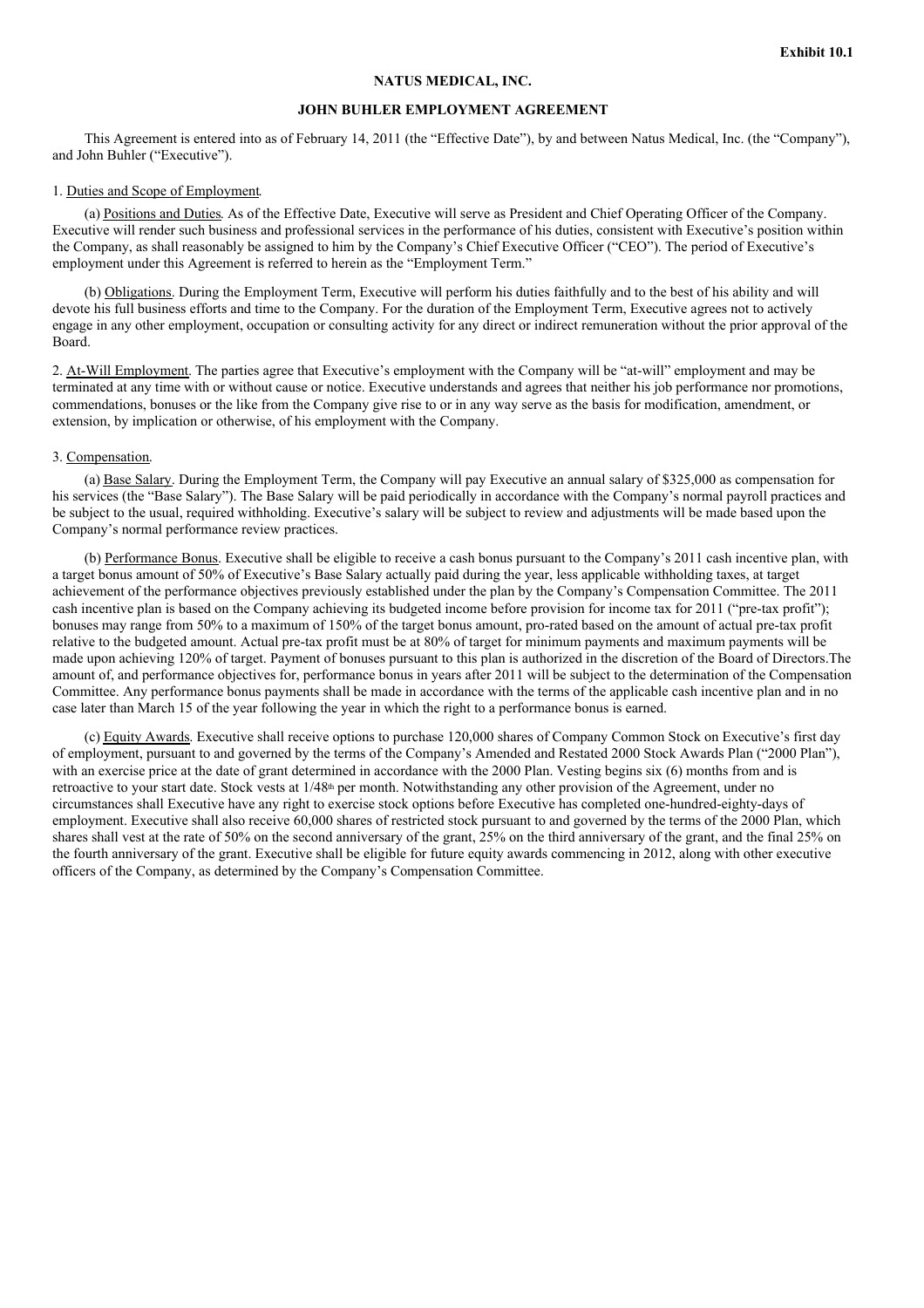**Exhibit 10.1**

**NATUS MEDICAL, INC.**

**JOHN BUHLER EMPLOYMENT AGREEMENT**

This Agreement is entered into as of February 14, 2011 (the "Effective Date"), by and between Natus Medical, Inc. (the "Company"), and John Buhler ("Executive").

1. Duties and Scope of Employment.

(a) Positions and Duties. As of the Effective Date, Executive will serve as President and Chief Operating Officer of the Company. Executive will render such business and professional services in the performance of his duties, consistent with Executive's position within the Company, as shall reasonably be assigned to him by the Company's Chief Executive Officer ("CEO"). The period of Executive's employment under this Agreement is referred to herein as the "Employment Term."

(b) Obligations. During the Employment Term, Executive will perform his duties faithfully and to the best of his ability and will devote his full business efforts and time to the Company. For the duration of the Employment Term, Executive agrees not to actively engage in any other employment, occupation or consulting activity for any direct or indirect remuneration without the prior approval of the Board.

2. At-Will Employment. The parties agree that Executive's employment with the Company will be "at-will" employment and may be terminated at any time with or without cause or notice. Executive understands and agrees that neither his job performance nor promotions, commendations, bonuses or the like from the Company give rise to or in any way serve as the basis for modification, amendment, or extension, by implication or otherwise, of his employment with the Company.

3. Compensation.

(a) Base Salary. During the Employment Term, the Company will pay Executive an annual salary of $325,000 as compensation for his services (the "Base Salary"). The Base Salary will be paid periodically in accordance with the Company's normal payroll practices and be subject to the usual, required withholding. Executive's salary will be subject to review and adjustments will be made based upon the Company's normal performance review practices.

(b) Performance Bonus. Executive shall be eligible to receive a cash bonus pursuant to the Company's 2011 cash incentive plan, with a target bonus amount of 50% of Executive's Base Salary actually paid during the year, less applicable withholding taxes, at target achievement of the performance objectives previously established under the plan by the Company's Compensation Committee. The 2011 cash incentive plan is based on the Company achieving its budgeted income before provision for income tax for 2011 ("pre-tax profit"); bonuses may range from 50% to a maximum of 150% of the target bonus amount, pro-rated based on the amount of actual pre-tax profit relative to the budgeted amount. Actual pre-tax profit must be at 80% of target for minimum payments and maximum payments will be made upon achieving 120% of target. Payment of bonuses pursuant to this plan is authorized in the discretion of the Board of Directors.The amount of, and performance objectives for, performance bonus in years after 2011 will be subject to the determination of the Compensation Committee. Any performance bonus payments shall be made in accordance with the terms of the applicable cash incentive plan and in no case later than March 15 of the year following the year in which the right to a performance bonus is earned.

(c) Equity Awards. Executive shall receive options to purchase 120,000 shares of Company Common Stock on Executive's first day of employment, pursuant to and governed by the terms of the Company's Amended and Restated 2000 Stock Awards Plan ("2000 Plan"), with an exercise price at the date of grant determined in accordance with the 2000 Plan. Vesting begins six (6) months from and is retroactive to your start date. Stock vests at 1/48th per month. Notwithstanding any other provision of the Agreement, under no circumstances shall Executive have any right to exercise stock options before Executive has completed one-hundred-eighty-days of employment. Executive shall also receive 60,000 shares of restricted stock pursuant to and governed by the terms of the 2000 Plan, which shares shall vest at the rate of 50% on the second anniversary of the grant, 25% on the third anniversary of the grant, and the final 25% on the fourth anniversary of the grant. Executive shall be eligible for future equity awards commencing in 2012, along with other executive officers of the Company, as determined by the Company's Compensation Committee.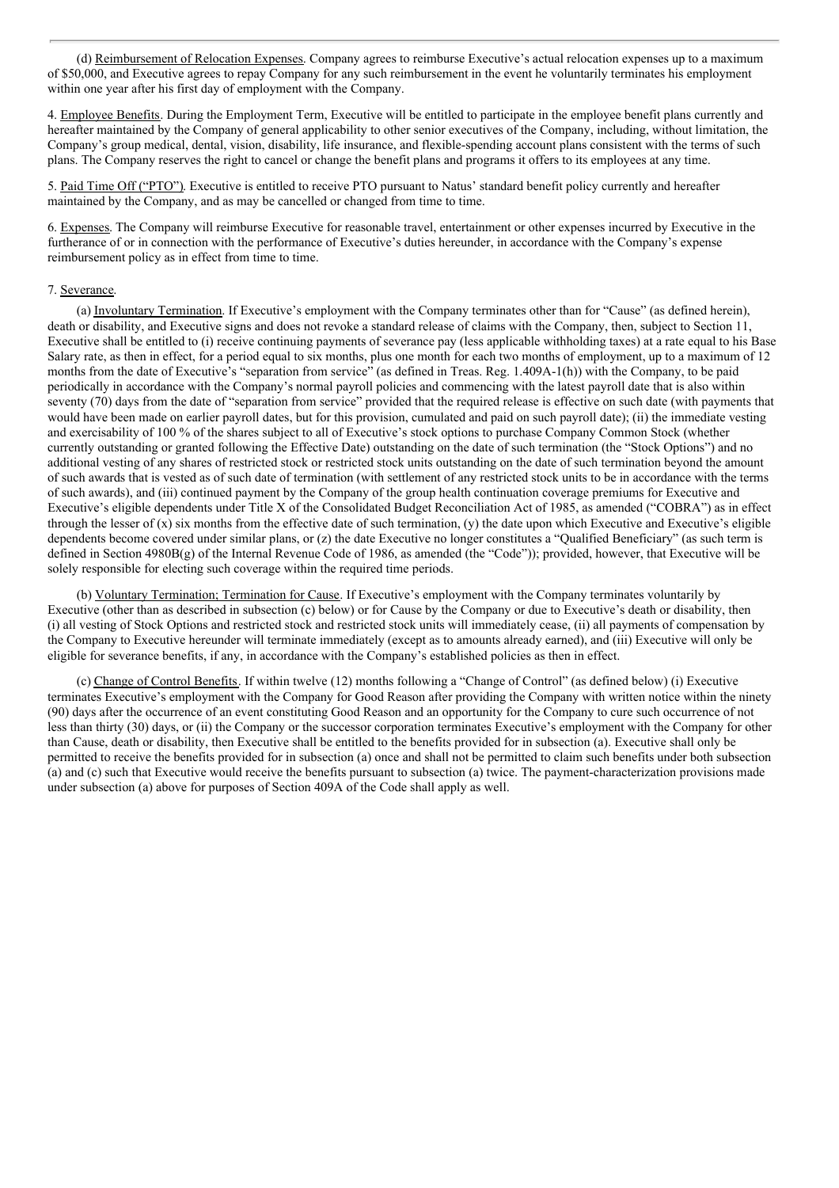(d) Reimbursement of Relocation Expenses. Company agrees to reimburse Executive's actual relocation expenses up to a maximum of $50,000, and Executive agrees to repay Company for any such reimbursement in the event he voluntarily terminates his employment within one year after his first day of employment with the Company.

4. Employee Benefits. During the Employment Term, Executive will be entitled to participate in the employee benefit plans currently and hereafter maintained by the Company of general applicability to other senior executives of the Company, including, without limitation, the Company's group medical, dental, vision, disability, life insurance, and flexible-spending account plans consistent with the terms of such plans. The Company reserves the right to cancel or change the benefit plans and programs it offers to its employees at any time.

5. Paid Time Off ("PTO"). Executive is entitled to receive PTO pursuant to Natus' standard benefit policy currently and hereafter maintained by the Company, and as may be cancelled or changed from time to time.

6. Expenses. The Company will reimburse Executive for reasonable travel, entertainment or other expenses incurred by Executive in the furtherance of or in connection with the performance of Executive's duties hereunder, in accordance with the Company's expense reimbursement policy as in effect from time to time.

7. Severance.

(a) Involuntary Termination. If Executive's employment with the Company terminates other than for "Cause" (as defined herein), death or disability, and Executive signs and does not revoke a standard release of claims with the Company, then, subject to Section 11, Executive shall be entitled to (i) receive continuing payments of severance pay (less applicable withholding taxes) at a rate equal to his Base Salary rate, as then in effect, for a period equal to six months, plus one month for each two months of employment, up to a maximum of 12 months from the date of Executive's "separation from service" (as defined in Treas. Reg. 1.409A-1(h)) with the Company, to be paid periodically in accordance with the Company's normal payroll policies and commencing with the latest payroll date that is also within seventy (70) days from the date of "separation from service" provided that the required release is effective on such date (with payments that would have been made on earlier payroll dates, but for this provision, cumulated and paid on such payroll date); (ii) the immediate vesting and exercisability of 100 % of the shares subject to all of Executive's stock options to purchase Company Common Stock (whether currently outstanding or granted following the Effective Date) outstanding on the date of such termination (the "Stock Options") and no additional vesting of any shares of restricted stock or restricted stock units outstanding on the date of such termination beyond the amount of such awards that is vested as of such date of termination (with settlement of any restricted stock units to be in accordance with the terms of such awards), and (iii) continued payment by the Company of the group health continuation coverage premiums for Executive and Executive's eligible dependents under Title X of the Consolidated Budget Reconciliation Act of 1985, as amended ("COBRA") as in effect through the lesser of (x) six months from the effective date of such termination, (y) the date upon which Executive and Executive's eligible dependents become covered under similar plans, or (z) the date Executive no longer constitutes a "Qualified Beneficiary" (as such term is defined in Section 4980B(g) of the Internal Revenue Code of 1986, as amended (the "Code")); provided, however, that Executive will be solely responsible for electing such coverage within the required time periods.

(b) Voluntary Termination; Termination for Cause. If Executive's employment with the Company terminates voluntarily by Executive (other than as described in subsection (c) below) or for Cause by the Company or due to Executive's death or disability, then (i) all vesting of Stock Options and restricted stock and restricted stock units will immediately cease, (ii) all payments of compensation by the Company to Executive hereunder will terminate immediately (except as to amounts already earned), and (iii) Executive will only be eligible for severance benefits, if any, in accordance with the Company's established policies as then in effect.

(c) Change of Control Benefits. If within twelve (12) months following a "Change of Control" (as defined below) (i) Executive terminates Executive's employment with the Company for Good Reason after providing the Company with written notice within the ninety (90) days after the occurrence of an event constituting Good Reason and an opportunity for the Company to cure such occurrence of not less than thirty (30) days, or (ii) the Company or the successor corporation terminates Executive's employment with the Company for other than Cause, death or disability, then Executive shall be entitled to the benefits provided for in subsection (a). Executive shall only be permitted to receive the benefits provided for in subsection (a) once and shall not be permitted to claim such benefits under both subsection (a) and (c) such that Executive would receive the benefits pursuant to subsection (a) twice. The payment-characterization provisions made under subsection (a) above for purposes of Section 409A of the Code shall apply as well.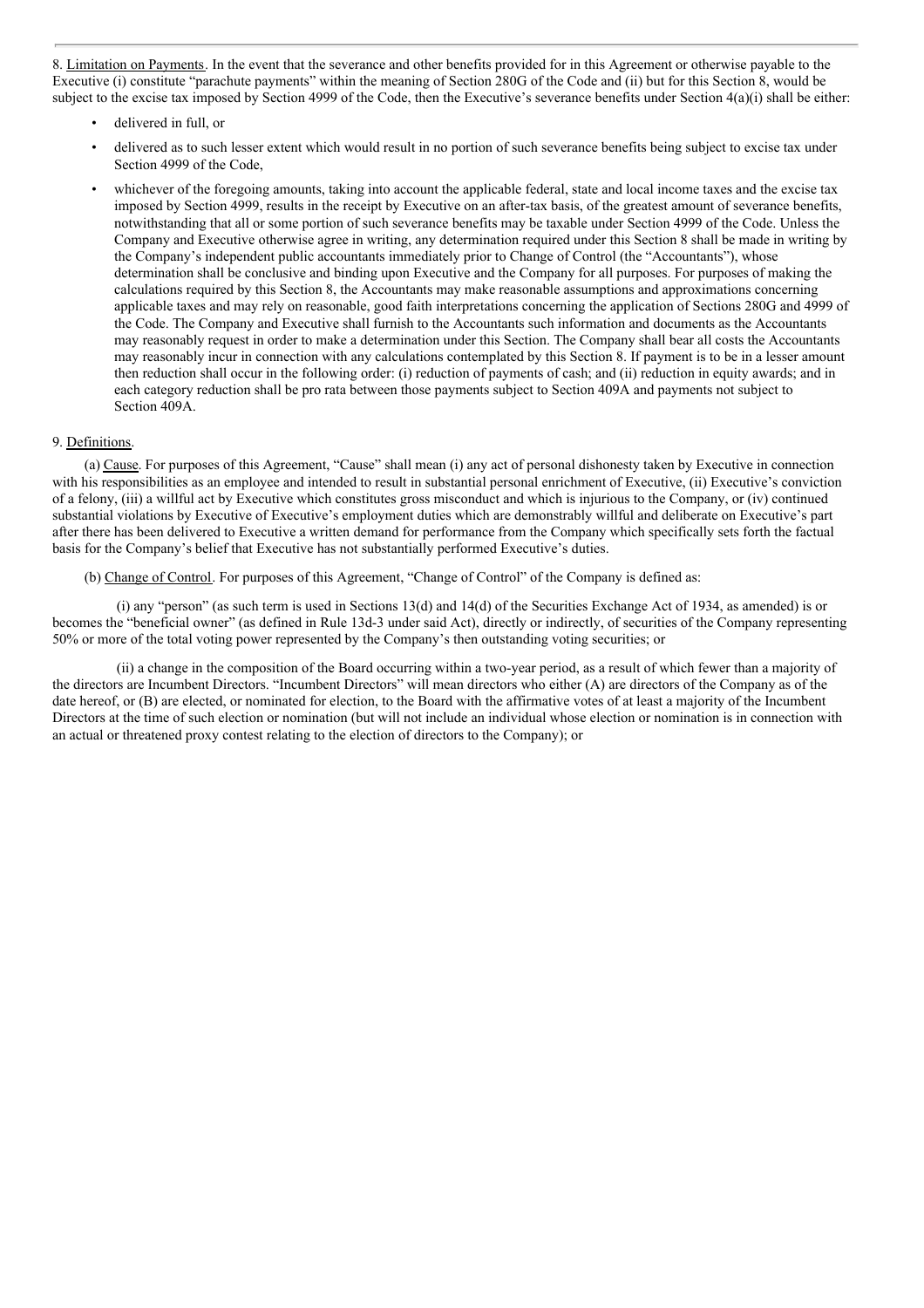8. Limitation on Payments. In the event that the severance and other benefits provided for in this Agreement or otherwise payable to the Executive (i) constitute "parachute payments" within the meaning of Section 280G of the Code and (ii) but for this Section 8, would be subject to the excise tax imposed by Section 4999 of the Code, then the Executive's severance benefits under Section 4(a)(i) shall be either:

- delivered in full, or
- delivered as to such lesser extent which would result in no portion of such severance benefits being subject to excise tax under Section 4999 of the Code,
- whichever of the foregoing amounts, taking into account the applicable federal, state and local income taxes and the excise tax imposed by Section 4999, results in the receipt by Executive on an after-tax basis, of the greatest amount of severance benefits, notwithstanding that all or some portion of such severance benefits may be taxable under Section 4999 of the Code. Unless the Company and Executive otherwise agree in writing, any determination required under this Section 8 shall be made in writing by the Company's independent public accountants immediately prior to Change of Control (the "Accountants"), whose determination shall be conclusive and binding upon Executive and the Company for all purposes. For purposes of making the calculations required by this Section 8, the Accountants may make reasonable assumptions and approximations concerning applicable taxes and may rely on reasonable, good faith interpretations concerning the application of Sections 280G and 4999 of the Code. The Company and Executive shall furnish to the Accountants such information and documents as the Accountants may reasonably request in order to make a determination under this Section. The Company shall bear all costs the Accountants may reasonably incur in connection with any calculations contemplated by this Section 8. If payment is to be in a lesser amount then reduction shall occur in the following order: (i) reduction of payments of cash; and (ii) reduction in equity awards; and in each category reduction shall be pro rata between those payments subject to Section 409A and payments not subject to Section 409A.

9. Definitions.

(a) Cause. For purposes of this Agreement, "Cause" shall mean (i) any act of personal dishonesty taken by Executive in connection with his responsibilities as an employee and intended to result in substantial personal enrichment of Executive, (ii) Executive's conviction of a felony, (iii) a willful act by Executive which constitutes gross misconduct and which is injurious to the Company, or (iv) continued substantial violations by Executive of Executive's employment duties which are demonstrably willful and deliberate on Executive's part after there has been delivered to Executive a written demand for performance from the Company which specifically sets forth the factual basis for the Company's belief that Executive has not substantially performed Executive's duties.

(b) Change of Control. For purposes of this Agreement, "Change of Control" of the Company is defined as:

(i) any "person" (as such term is used in Sections 13(d) and 14(d) of the Securities Exchange Act of 1934, as amended) is or becomes the "beneficial owner" (as defined in Rule 13d-3 under said Act), directly or indirectly, of securities of the Company representing 50% or more of the total voting power represented by the Company's then outstanding voting securities; or

(ii) a change in the composition of the Board occurring within a two-year period, as a result of which fewer than a majority of the directors are Incumbent Directors. "Incumbent Directors" will mean directors who either (A) are directors of the Company as of the date hereof, or (B) are elected, or nominated for election, to the Board with the affirmative votes of at least a majority of the Incumbent Directors at the time of such election or nomination (but will not include an individual whose election or nomination is in connection with an actual or threatened proxy contest relating to the election of directors to the Company); or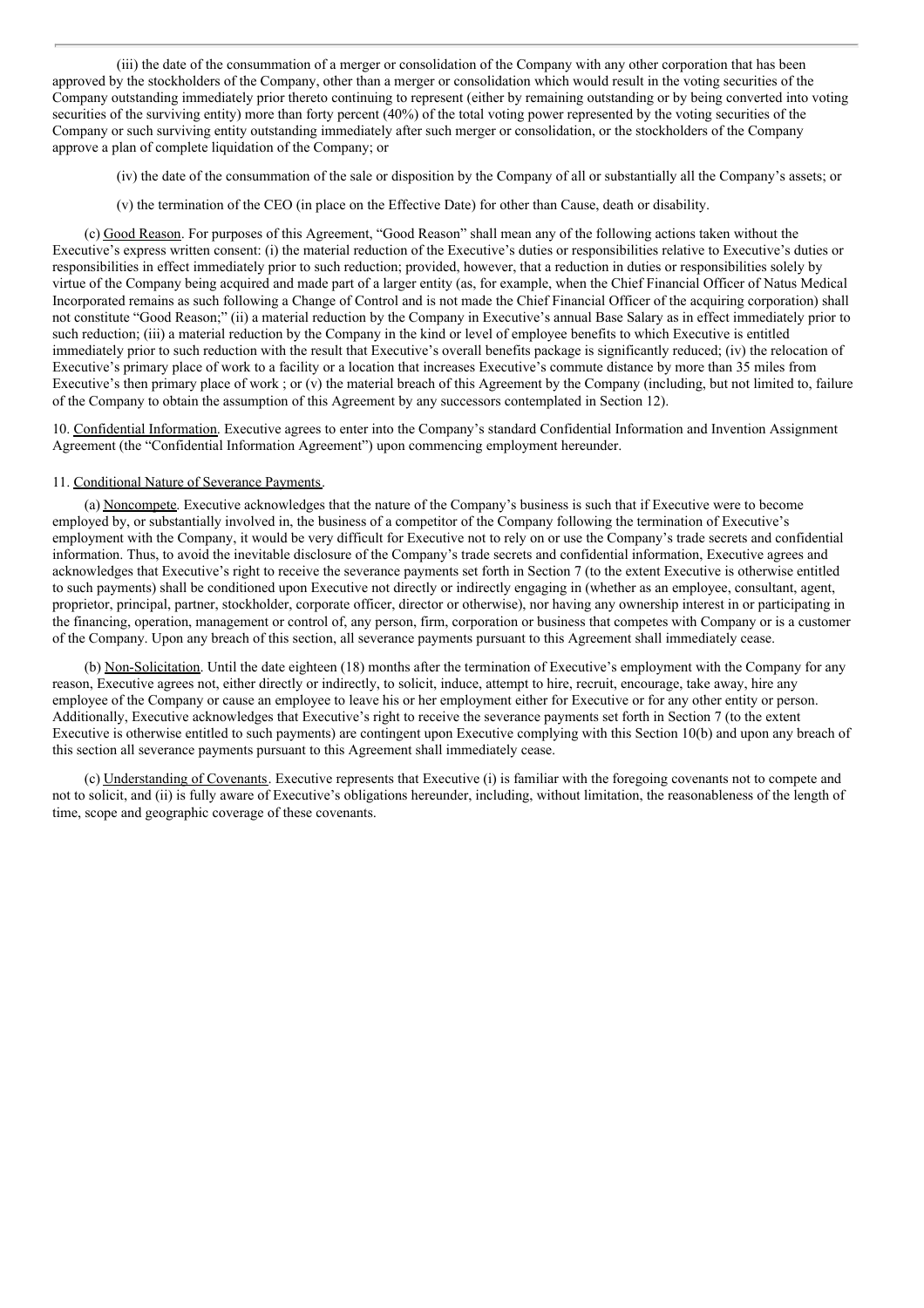(iii) the date of the consummation of a merger or consolidation of the Company with any other corporation that has been approved by the stockholders of the Company, other than a merger or consolidation which would result in the voting securities of the Company outstanding immediately prior thereto continuing to represent (either by remaining outstanding or by being converted into voting securities of the surviving entity) more than forty percent (40%) of the total voting power represented by the voting securities of the Company or such surviving entity outstanding immediately after such merger or consolidation, or the stockholders of the Company approve a plan of complete liquidation of the Company; or

(iv) the date of the consummation of the sale or disposition by the Company of all or substantially all the Company's assets; or

(v) the termination of the CEO (in place on the Effective Date) for other than Cause, death or disability.

(c) Good Reason. For purposes of this Agreement, "Good Reason" shall mean any of the following actions taken without the Executive's express written consent: (i) the material reduction of the Executive's duties or responsibilities relative to Executive's duties or responsibilities in effect immediately prior to such reduction; provided, however, that a reduction in duties or responsibilities solely by virtue of the Company being acquired and made part of a larger entity (as, for example, when the Chief Financial Officer of Natus Medical Incorporated remains as such following a Change of Control and is not made the Chief Financial Officer of the acquiring corporation) shall not constitute "Good Reason;" (ii) a material reduction by the Company in Executive's annual Base Salary as in effect immediately prior to such reduction; (iii) a material reduction by the Company in the kind or level of employee benefits to which Executive is entitled immediately prior to such reduction with the result that Executive's overall benefits package is significantly reduced; (iv) the relocation of Executive's primary place of work to a facility or a location that increases Executive's commute distance by more than 35 miles from Executive's then primary place of work ; or (v) the material breach of this Agreement by the Company (including, but not limited to, failure of the Company to obtain the assumption of this Agreement by any successors contemplated in Section 12).

10. Confidential Information. Executive agrees to enter into the Company's standard Confidential Information and Invention Assignment Agreement (the "Confidential Information Agreement") upon commencing employment hereunder.

11. Conditional Nature of Severance Payments.

(a) Noncompete. Executive acknowledges that the nature of the Company's business is such that if Executive were to become employed by, or substantially involved in, the business of a competitor of the Company following the termination of Executive's employment with the Company, it would be very difficult for Executive not to rely on or use the Company's trade secrets and confidential information. Thus, to avoid the inevitable disclosure of the Company's trade secrets and confidential information, Executive agrees and acknowledges that Executive's right to receive the severance payments set forth in Section 7 (to the extent Executive is otherwise entitled to such payments) shall be conditioned upon Executive not directly or indirectly engaging in (whether as an employee, consultant, agent, proprietor, principal, partner, stockholder, corporate officer, director or otherwise), nor having any ownership interest in or participating in the financing, operation, management or control of, any person, firm, corporation or business that competes with Company or is a customer of the Company. Upon any breach of this section, all severance payments pursuant to this Agreement shall immediately cease.

(b) Non-Solicitation. Until the date eighteen (18) months after the termination of Executive's employment with the Company for any reason, Executive agrees not, either directly or indirectly, to solicit, induce, attempt to hire, recruit, encourage, take away, hire any employee of the Company or cause an employee to leave his or her employment either for Executive or for any other entity or person. Additionally, Executive acknowledges that Executive's right to receive the severance payments set forth in Section 7 (to the extent Executive is otherwise entitled to such payments) are contingent upon Executive complying with this Section 10(b) and upon any breach of this section all severance payments pursuant to this Agreement shall immediately cease.

(c) Understanding of Covenants. Executive represents that Executive (i) is familiar with the foregoing covenants not to compete and not to solicit, and (ii) is fully aware of Executive's obligations hereunder, including, without limitation, the reasonableness of the length of time, scope and geographic coverage of these covenants.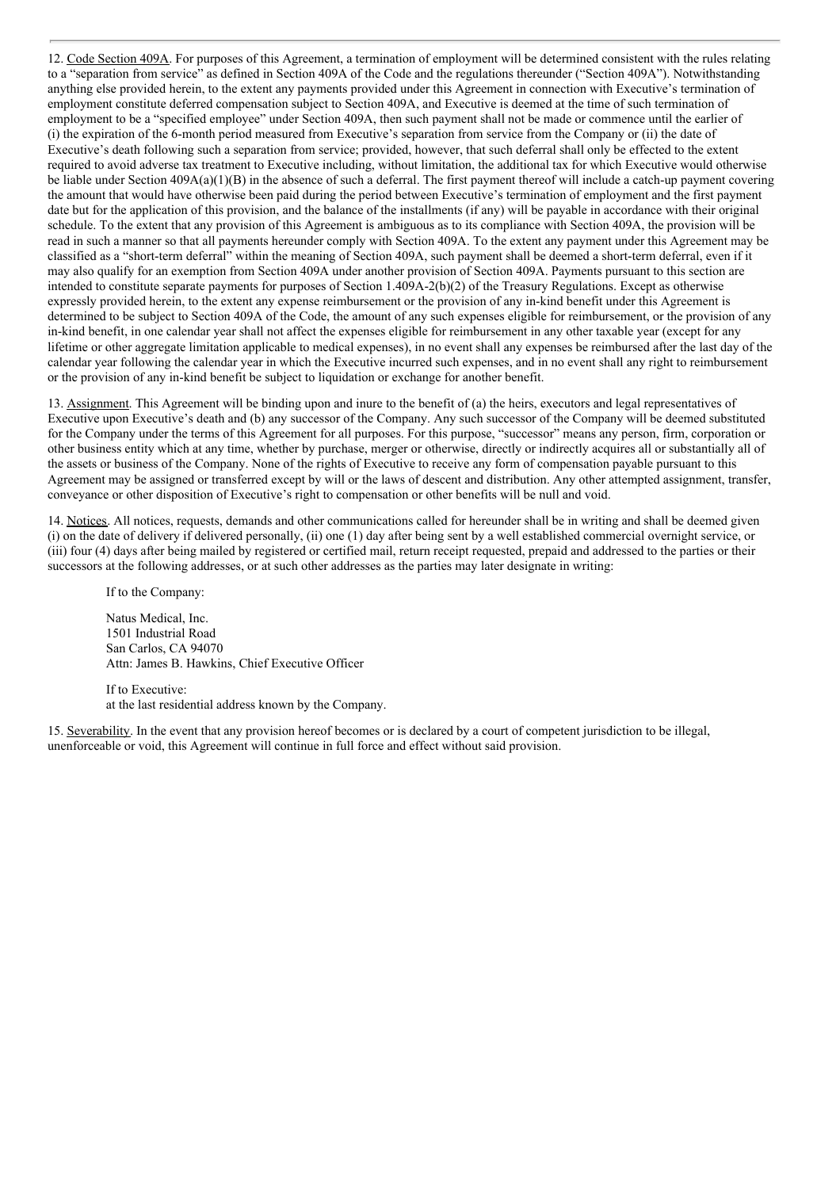12. Code Section 409A. For purposes of this Agreement, a termination of employment will be determined consistent with the rules relating to a "separation from service" as defined in Section 409A of the Code and the regulations thereunder ("Section 409A"). Notwithstanding anything else provided herein, to the extent any payments provided under this Agreement in connection with Executive's termination of employment constitute deferred compensation subject to Section 409A, and Executive is deemed at the time of such termination of employment to be a "specified employee" under Section 409A, then such payment shall not be made or commence until the earlier of (i) the expiration of the 6-month period measured from Executive's separation from service from the Company or (ii) the date of Executive's death following such a separation from service; provided, however, that such deferral shall only be effected to the extent required to avoid adverse tax treatment to Executive including, without limitation, the additional tax for which Executive would otherwise be liable under Section 409A(a)(1)(B) in the absence of such a deferral. The first payment thereof will include a catch-up payment covering the amount that would have otherwise been paid during the period between Executive's termination of employment and the first payment date but for the application of this provision, and the balance of the installments (if any) will be payable in accordance with their original schedule. To the extent that any provision of this Agreement is ambiguous as to its compliance with Section 409A, the provision will be read in such a manner so that all payments hereunder comply with Section 409A. To the extent any payment under this Agreement may be classified as a "short-term deferral" within the meaning of Section 409A, such payment shall be deemed a short-term deferral, even if it may also qualify for an exemption from Section 409A under another provision of Section 409A. Payments pursuant to this section are intended to constitute separate payments for purposes of Section 1.409A-2(b)(2) of the Treasury Regulations. Except as otherwise expressly provided herein, to the extent any expense reimbursement or the provision of any in-kind benefit under this Agreement is determined to be subject to Section 409A of the Code, the amount of any such expenses eligible for reimbursement, or the provision of any in-kind benefit, in one calendar year shall not affect the expenses eligible for reimbursement in any other taxable year (except for any lifetime or other aggregate limitation applicable to medical expenses), in no event shall any expenses be reimbursed after the last day of the calendar year following the calendar year in which the Executive incurred such expenses, and in no event shall any right to reimbursement or the provision of any in-kind benefit be subject to liquidation or exchange for another benefit.

13. Assignment. This Agreement will be binding upon and inure to the benefit of (a) the heirs, executors and legal representatives of Executive upon Executive's death and (b) any successor of the Company. Any such successor of the Company will be deemed substituted for the Company under the terms of this Agreement for all purposes. For this purpose, "successor" means any person, firm, corporation or other business entity which at any time, whether by purchase, merger or otherwise, directly or indirectly acquires all or substantially all of the assets or business of the Company. None of the rights of Executive to receive any form of compensation payable pursuant to this Agreement may be assigned or transferred except by will or the laws of descent and distribution. Any other attempted assignment, transfer, conveyance or other disposition of Executive's right to compensation or other benefits will be null and void.

14. Notices. All notices, requests, demands and other communications called for hereunder shall be in writing and shall be deemed given (i) on the date of delivery if delivered personally, (ii) one (1) day after being sent by a well established commercial overnight service, or (iii) four (4) days after being mailed by registered or certified mail, return receipt requested, prepaid and addressed to the parties or their successors at the following addresses, or at such other addresses as the parties may later designate in writing:

If to the Company:

Natus Medical, Inc.
1501 Industrial Road
San Carlos, CA 94070
Attn: James B. Hawkins, Chief Executive Officer

If to Executive:
at the last residential address known by the Company.

15. Severability. In the event that any provision hereof becomes or is declared by a court of competent jurisdiction to be illegal, unenforceable or void, this Agreement will continue in full force and effect without said provision.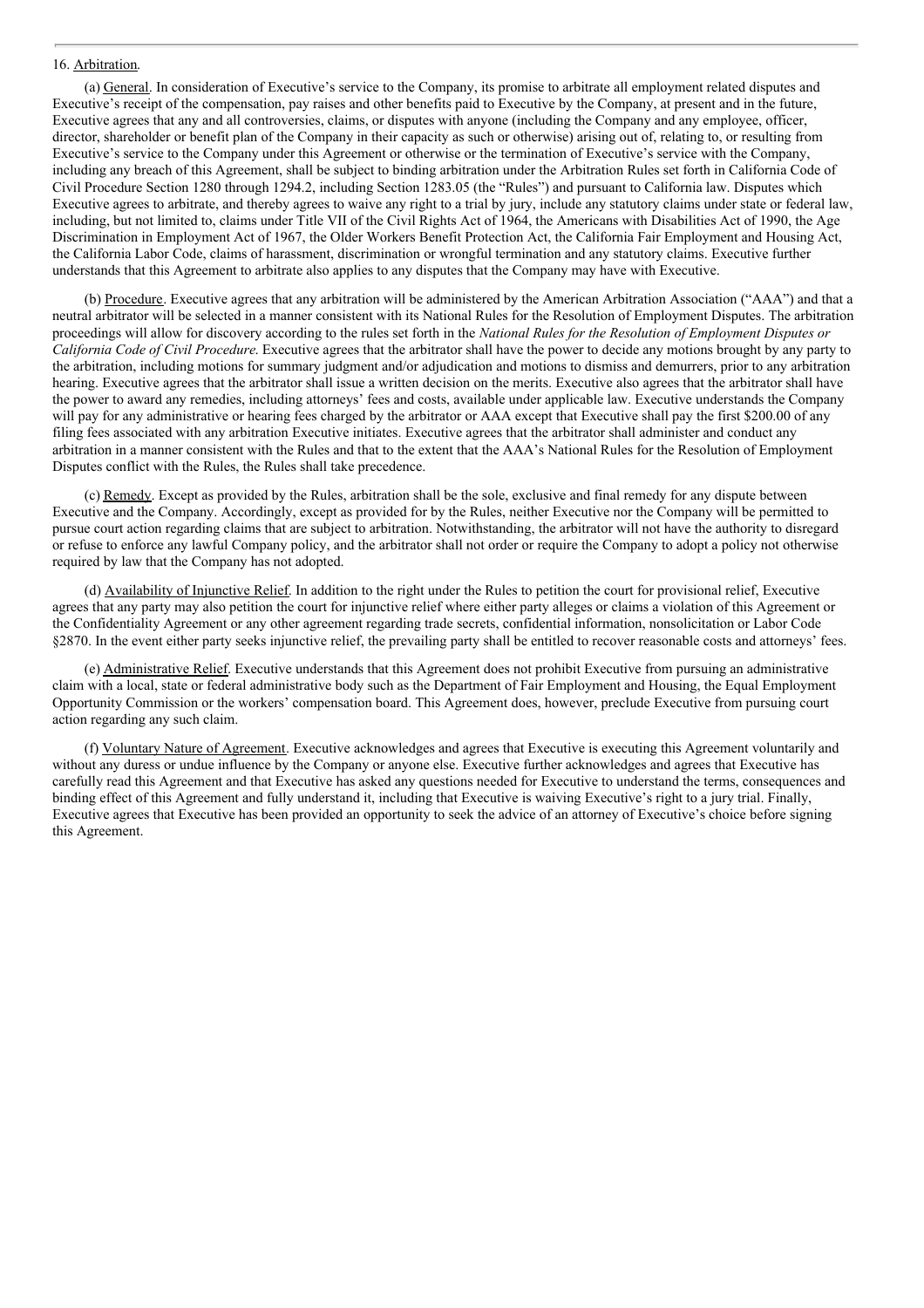16. Arbitration.

(a) General. In consideration of Executive's service to the Company, its promise to arbitrate all employment related disputes and Executive's receipt of the compensation, pay raises and other benefits paid to Executive by the Company, at present and in the future, Executive agrees that any and all controversies, claims, or disputes with anyone (including the Company and any employee, officer, director, shareholder or benefit plan of the Company in their capacity as such or otherwise) arising out of, relating to, or resulting from Executive's service to the Company under this Agreement or otherwise or the termination of Executive's service with the Company, including any breach of this Agreement, shall be subject to binding arbitration under the Arbitration Rules set forth in California Code of Civil Procedure Section 1280 through 1294.2, including Section 1283.05 (the "Rules") and pursuant to California law. Disputes which Executive agrees to arbitrate, and thereby agrees to waive any right to a trial by jury, include any statutory claims under state or federal law, including, but not limited to, claims under Title VII of the Civil Rights Act of 1964, the Americans with Disabilities Act of 1990, the Age Discrimination in Employment Act of 1967, the Older Workers Benefit Protection Act, the California Fair Employment and Housing Act, the California Labor Code, claims of harassment, discrimination or wrongful termination and any statutory claims. Executive further understands that this Agreement to arbitrate also applies to any disputes that the Company may have with Executive.

(b) Procedure. Executive agrees that any arbitration will be administered by the American Arbitration Association ("AAA") and that a neutral arbitrator will be selected in a manner consistent with its National Rules for the Resolution of Employment Disputes. The arbitration proceedings will allow for discovery according to the rules set forth in the *National Rules for the Resolution of Employment Disputes or California Code of Civil Procedure*. Executive agrees that the arbitrator shall have the power to decide any motions brought by any party to the arbitration, including motions for summary judgment and/or adjudication and motions to dismiss and demurrers, prior to any arbitration hearing. Executive agrees that the arbitrator shall issue a written decision on the merits. Executive also agrees that the arbitrator shall have the power to award any remedies, including attorneys' fees and costs, available under applicable law. Executive understands the Company will pay for any administrative or hearing fees charged by the arbitrator or AAA except that Executive shall pay the first $200.00 of any filing fees associated with any arbitration Executive initiates. Executive agrees that the arbitrator shall administer and conduct any arbitration in a manner consistent with the Rules and that to the extent that the AAA's National Rules for the Resolution of Employment Disputes conflict with the Rules, the Rules shall take precedence.

(c) Remedy. Except as provided by the Rules, arbitration shall be the sole, exclusive and final remedy for any dispute between Executive and the Company. Accordingly, except as provided for by the Rules, neither Executive nor the Company will be permitted to pursue court action regarding claims that are subject to arbitration. Notwithstanding, the arbitrator will not have the authority to disregard or refuse to enforce any lawful Company policy, and the arbitrator shall not order or require the Company to adopt a policy not otherwise required by law that the Company has not adopted.

(d) Availability of Injunctive Relief. In addition to the right under the Rules to petition the court for provisional relief, Executive agrees that any party may also petition the court for injunctive relief where either party alleges or claims a violation of this Agreement or the Confidentiality Agreement or any other agreement regarding trade secrets, confidential information, nonsolicitation or Labor Code §2870. In the event either party seeks injunctive relief, the prevailing party shall be entitled to recover reasonable costs and attorneys' fees.

(e) Administrative Relief. Executive understands that this Agreement does not prohibit Executive from pursuing an administrative claim with a local, state or federal administrative body such as the Department of Fair Employment and Housing, the Equal Employment Opportunity Commission or the workers' compensation board. This Agreement does, however, preclude Executive from pursuing court action regarding any such claim.

(f) Voluntary Nature of Agreement. Executive acknowledges and agrees that Executive is executing this Agreement voluntarily and without any duress or undue influence by the Company or anyone else. Executive further acknowledges and agrees that Executive has carefully read this Agreement and that Executive has asked any questions needed for Executive to understand the terms, consequences and binding effect of this Agreement and fully understand it, including that Executive is waiving Executive's right to a jury trial. Finally, Executive agrees that Executive has been provided an opportunity to seek the advice of an attorney of Executive's choice before signing this Agreement.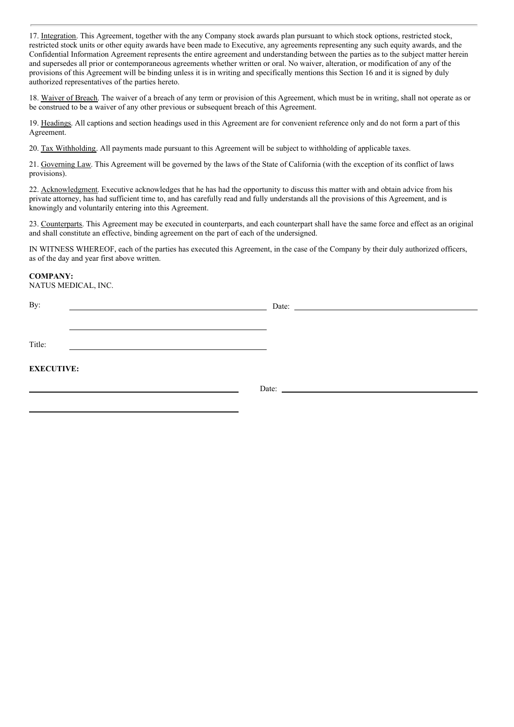17. Integration. This Agreement, together with the any Company stock awards plan pursuant to which stock options, restricted stock, restricted stock units or other equity awards have been made to Executive, any agreements representing any such equity awards, and the Confidential Information Agreement represents the entire agreement and understanding between the parties as to the subject matter herein and supersedes all prior or contemporaneous agreements whether written or oral. No waiver, alteration, or modification of any of the provisions of this Agreement will be binding unless it is in writing and specifically mentions this Section 16 and it is signed by duly authorized representatives of the parties hereto.

18. Waiver of Breach. The waiver of a breach of any term or provision of this Agreement, which must be in writing, shall not operate as or be construed to be a waiver of any other previous or subsequent breach of this Agreement.

19. Headings. All captions and section headings used in this Agreement are for convenient reference only and do not form a part of this Agreement.

20. Tax Withholding. All payments made pursuant to this Agreement will be subject to withholding of applicable taxes.

21. Governing Law. This Agreement will be governed by the laws of the State of California (with the exception of its conflict of laws provisions).

22. Acknowledgment. Executive acknowledges that he has had the opportunity to discuss this matter with and obtain advice from his private attorney, has had sufficient time to, and has carefully read and fully understands all the provisions of this Agreement, and is knowingly and voluntarily entering into this Agreement.

23. Counterparts. This Agreement may be executed in counterparts, and each counterpart shall have the same force and effect as an original and shall constitute an effective, binding agreement on the part of each of the undersigned.

IN WITNESS WHEREOF, each of the parties has executed this Agreement, in the case of the Company by their duly authorized officers, as of the day and year first above written.

**COMPANY:**
NATUS MEDICAL, INC.

By: ______________________________ Date: ______________________________

______________________________

Title: ______________________________

**EXECUTIVE:**

______________________________ Date: ______________________________

______________________________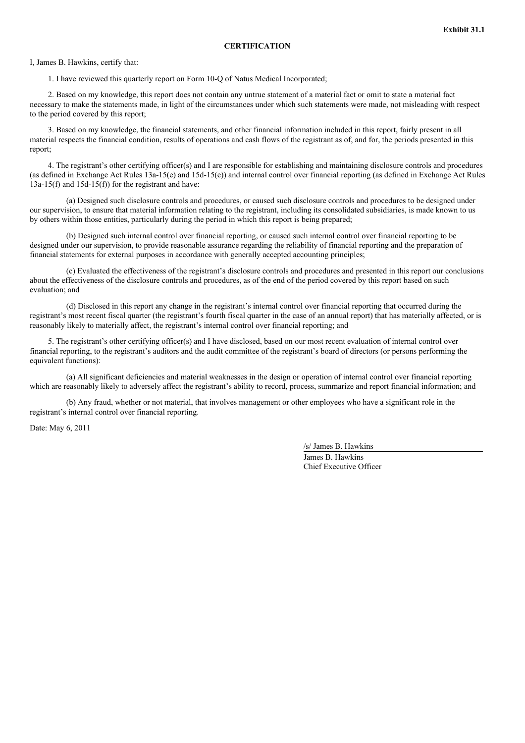**Exhibit 31.1**

**CERTIFICATION**

I, James B. Hawkins, certify that:

1. I have reviewed this quarterly report on Form 10-Q of Natus Medical Incorporated;

2. Based on my knowledge, this report does not contain any untrue statement of a material fact or omit to state a material fact necessary to make the statements made, in light of the circumstances under which such statements were made, not misleading with respect to the period covered by this report;

3. Based on my knowledge, the financial statements, and other financial information included in this report, fairly present in all material respects the financial condition, results of operations and cash flows of the registrant as of, and for, the periods presented in this report;

4. The registrant's other certifying officer(s) and I are responsible for establishing and maintaining disclosure controls and procedures (as defined in Exchange Act Rules 13a-15(e) and 15d-15(e)) and internal control over financial reporting (as defined in Exchange Act Rules 13a-15(f) and 15d-15(f)) for the registrant and have:

(a) Designed such disclosure controls and procedures, or caused such disclosure controls and procedures to be designed under our supervision, to ensure that material information relating to the registrant, including its consolidated subsidiaries, is made known to us by others within those entities, particularly during the period in which this report is being prepared;

(b) Designed such internal control over financial reporting, or caused such internal control over financial reporting to be designed under our supervision, to provide reasonable assurance regarding the reliability of financial reporting and the preparation of financial statements for external purposes in accordance with generally accepted accounting principles;

(c) Evaluated the effectiveness of the registrant's disclosure controls and procedures and presented in this report our conclusions about the effectiveness of the disclosure controls and procedures, as of the end of the period covered by this report based on such evaluation; and

(d) Disclosed in this report any change in the registrant's internal control over financial reporting that occurred during the registrant's most recent fiscal quarter (the registrant's fourth fiscal quarter in the case of an annual report) that has materially affected, or is reasonably likely to materially affect, the registrant's internal control over financial reporting; and

5. The registrant's other certifying officer(s) and I have disclosed, based on our most recent evaluation of internal control over financial reporting, to the registrant's auditors and the audit committee of the registrant's board of directors (or persons performing the equivalent functions):

(a) All significant deficiencies and material weaknesses in the design or operation of internal control over financial reporting which are reasonably likely to adversely affect the registrant's ability to record, process, summarize and report financial information; and

(b) Any fraud, whether or not material, that involves management or other employees who have a significant role in the registrant's internal control over financial reporting.

Date: May 6, 2011

/s/ James B. Hawkins

James B. Hawkins
Chief Executive Officer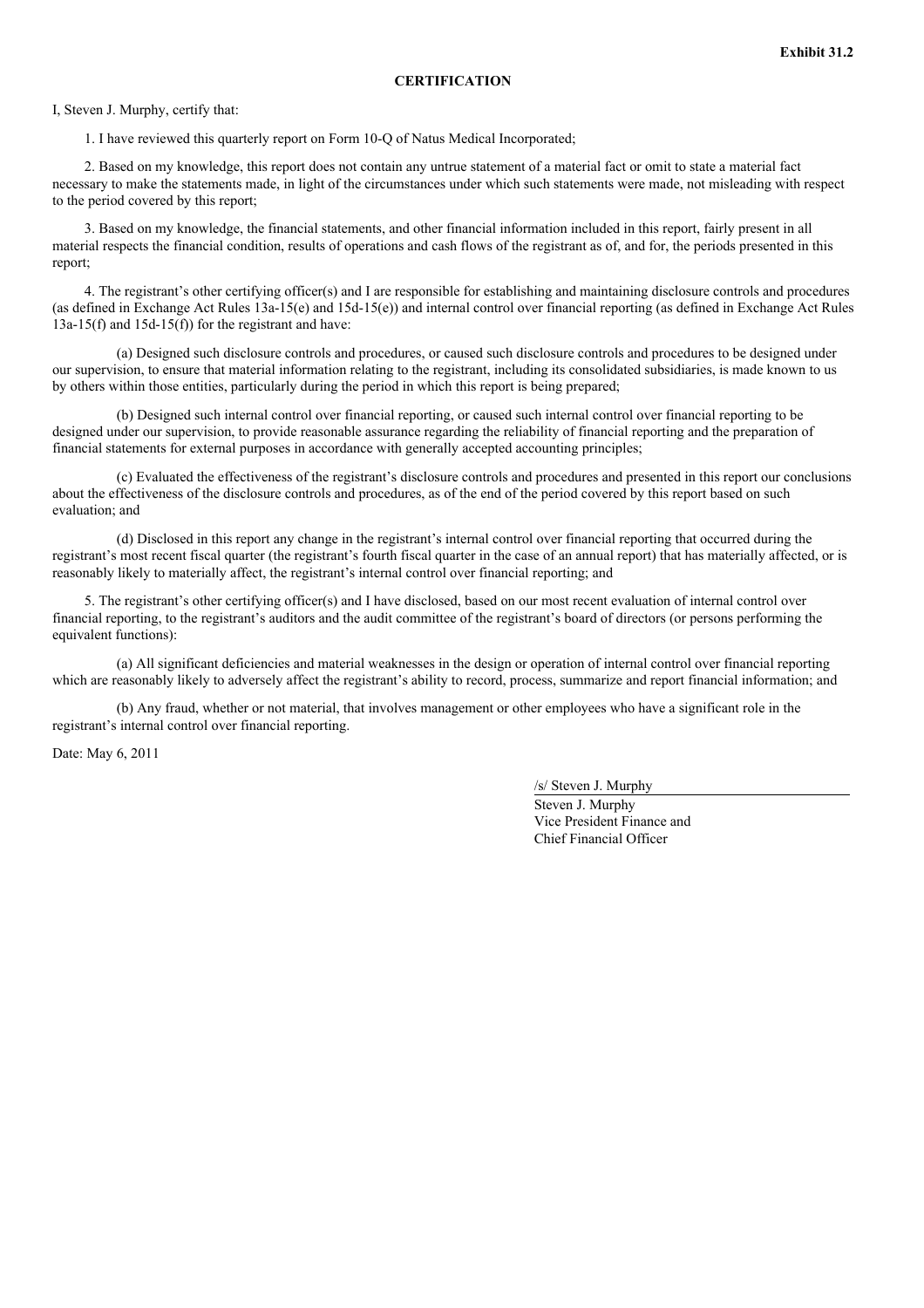**Exhibit 31.2**

**CERTIFICATION**

I, Steven J. Murphy, certify that:

1. I have reviewed this quarterly report on Form 10-Q of Natus Medical Incorporated;

2. Based on my knowledge, this report does not contain any untrue statement of a material fact or omit to state a material fact necessary to make the statements made, in light of the circumstances under which such statements were made, not misleading with respect to the period covered by this report;

3. Based on my knowledge, the financial statements, and other financial information included in this report, fairly present in all material respects the financial condition, results of operations and cash flows of the registrant as of, and for, the periods presented in this report;

4. The registrant's other certifying officer(s) and I are responsible for establishing and maintaining disclosure controls and procedures (as defined in Exchange Act Rules 13a-15(e) and 15d-15(e)) and internal control over financial reporting (as defined in Exchange Act Rules 13a-15(f) and 15d-15(f)) for the registrant and have:

(a) Designed such disclosure controls and procedures, or caused such disclosure controls and procedures to be designed under our supervision, to ensure that material information relating to the registrant, including its consolidated subsidiaries, is made known to us by others within those entities, particularly during the period in which this report is being prepared;

(b) Designed such internal control over financial reporting, or caused such internal control over financial reporting to be designed under our supervision, to provide reasonable assurance regarding the reliability of financial reporting and the preparation of financial statements for external purposes in accordance with generally accepted accounting principles;

(c) Evaluated the effectiveness of the registrant's disclosure controls and procedures and presented in this report our conclusions about the effectiveness of the disclosure controls and procedures, as of the end of the period covered by this report based on such evaluation; and

(d) Disclosed in this report any change in the registrant's internal control over financial reporting that occurred during the registrant's most recent fiscal quarter (the registrant's fourth fiscal quarter in the case of an annual report) that has materially affected, or is reasonably likely to materially affect, the registrant's internal control over financial reporting; and

5. The registrant's other certifying officer(s) and I have disclosed, based on our most recent evaluation of internal control over financial reporting, to the registrant's auditors and the audit committee of the registrant's board of directors (or persons performing the equivalent functions):

(a) All significant deficiencies and material weaknesses in the design or operation of internal control over financial reporting which are reasonably likely to adversely affect the registrant's ability to record, process, summarize and report financial information; and

(b) Any fraud, whether or not material, that involves management or other employees who have a significant role in the registrant's internal control over financial reporting.

Date: May 6, 2011

/s/ Steven J. Murphy

Steven J. Murphy
Vice President Finance and
Chief Financial Officer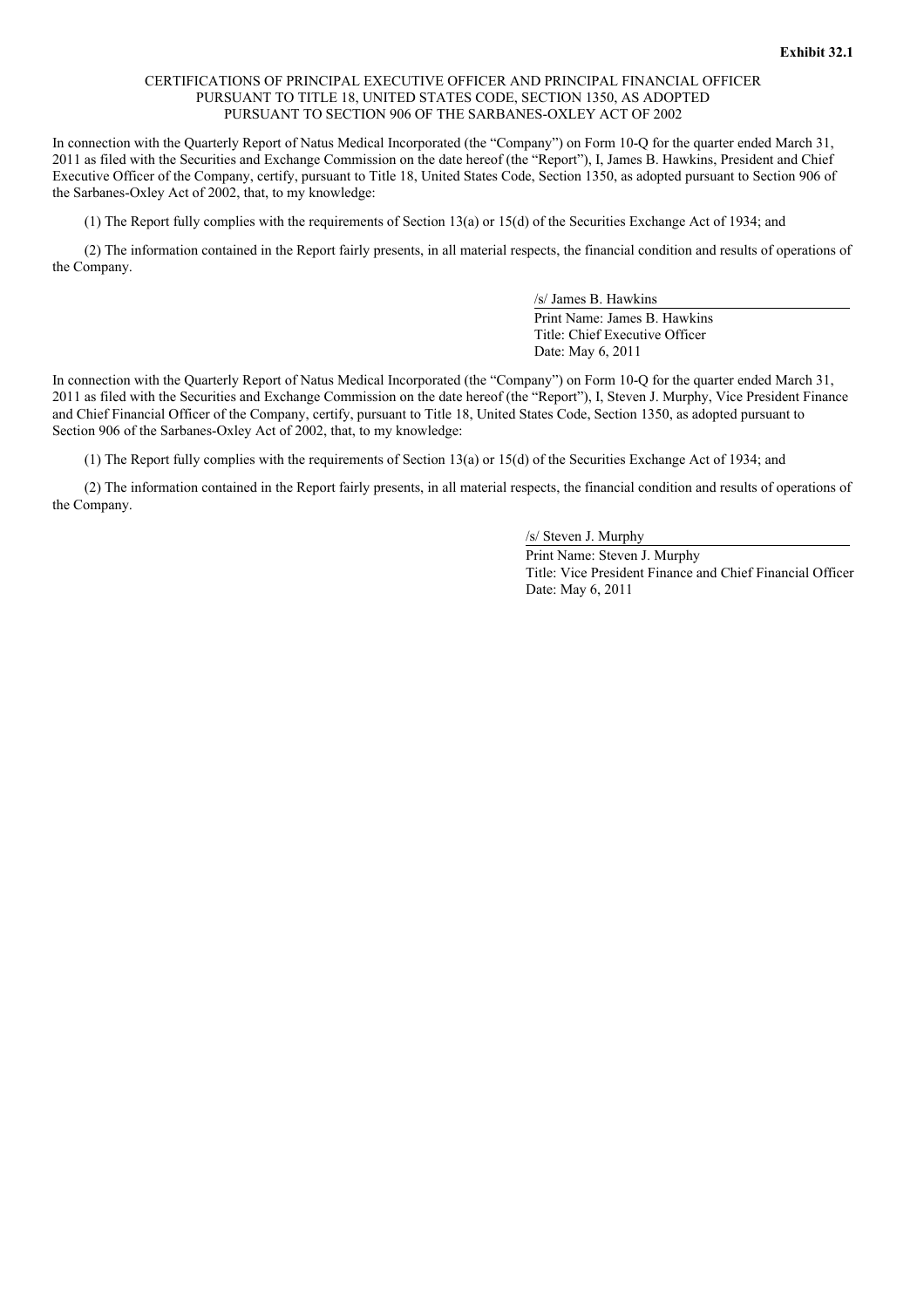**Exhibit 32.1**

CERTIFICATIONS OF PRINCIPAL EXECUTIVE OFFICER AND PRINCIPAL FINANCIAL OFFICER PURSUANT TO TITLE 18, UNITED STATES CODE, SECTION 1350, AS ADOPTED PURSUANT TO SECTION 906 OF THE SARBANES-OXLEY ACT OF 2002

In connection with the Quarterly Report of Natus Medical Incorporated (the "Company") on Form 10-Q for the quarter ended March 31, 2011 as filed with the Securities and Exchange Commission on the date hereof (the "Report"), I, James B. Hawkins, President and Chief Executive Officer of the Company, certify, pursuant to Title 18, United States Code, Section 1350, as adopted pursuant to Section 906 of the Sarbanes-Oxley Act of 2002, that, to my knowledge:

(1) The Report fully complies with the requirements of Section 13(a) or 15(d) of the Securities Exchange Act of 1934; and

(2) The information contained in the Report fairly presents, in all material respects, the financial condition and results of operations of the Company.

/s/ James B. Hawkins

Print Name: James B. Hawkins
Title: Chief Executive Officer
Date: May 6, 2011

In connection with the Quarterly Report of Natus Medical Incorporated (the "Company") on Form 10-Q for the quarter ended March 31, 2011 as filed with the Securities and Exchange Commission on the date hereof (the "Report"), I, Steven J. Murphy, Vice President Finance and Chief Financial Officer of the Company, certify, pursuant to Title 18, United States Code, Section 1350, as adopted pursuant to Section 906 of the Sarbanes-Oxley Act of 2002, that, to my knowledge:

(1) The Report fully complies with the requirements of Section 13(a) or 15(d) of the Securities Exchange Act of 1934; and

(2) The information contained in the Report fairly presents, in all material respects, the financial condition and results of operations of the Company.

/s/ Steven J. Murphy

Print Name: Steven J. Murphy
Title: Vice President Finance and Chief Financial Officer
Date: May 6, 2011